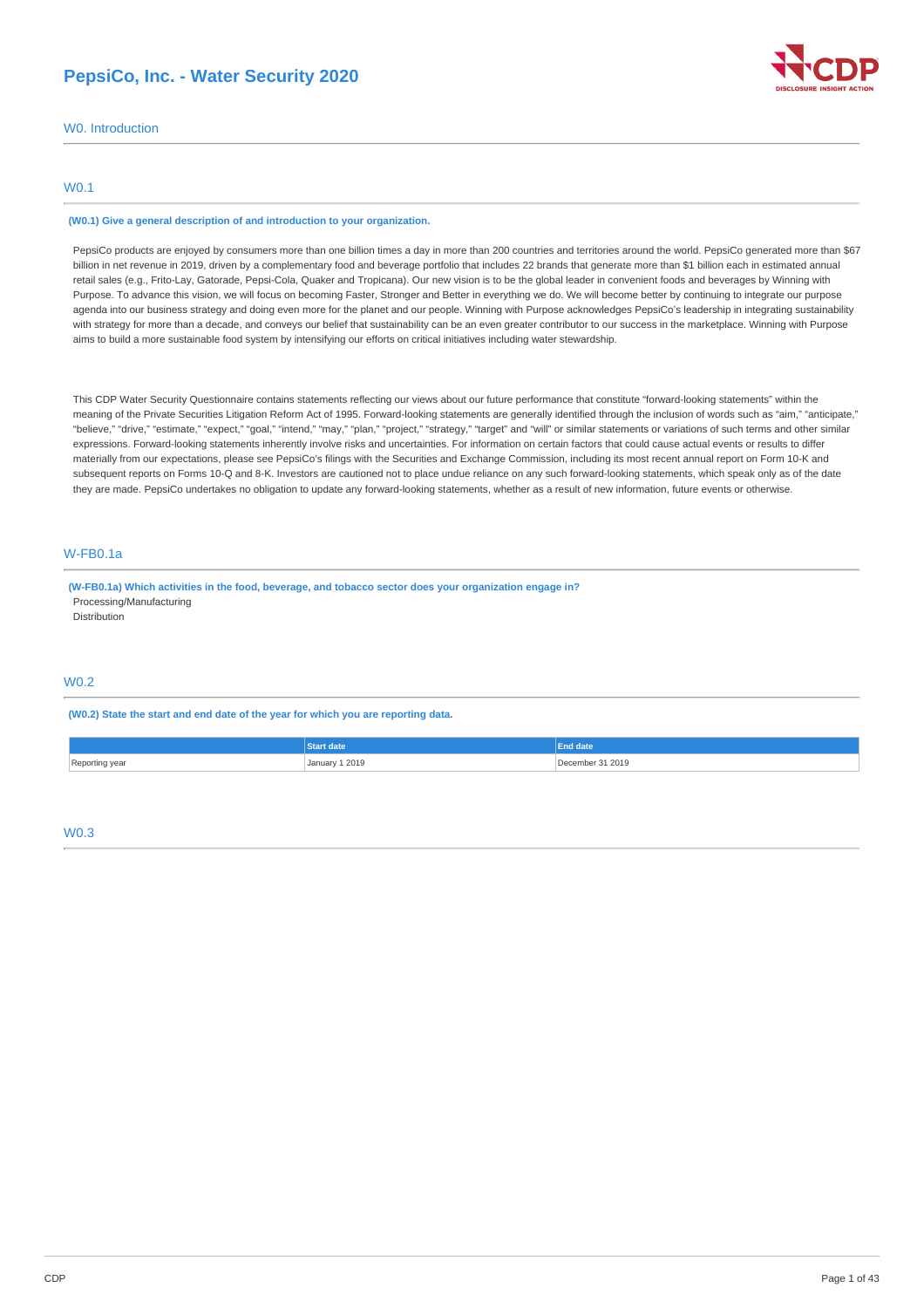# PepsiCo, Inc. - Water Security 2020

## W0. Introduction

### W0.1

**(W0.1) Give a general description of and introduction to your organization.**

PepsiCo products are enjoyed by consumers more than one billion times a day in more than 200 countries and territories around the world. PepsiCo generated more than $67 billion in net revenue in 2019, driven by a complementary food and beverage portfolio that includes 22 brands that generate more than $1 billion each in estimated annual retail sales (e.g., Frito-Lay, Gatorade, Pepsi-Cola, Quaker and Tropicana). Our new vision is to be the global leader in convenient foods and beverages by Winning with Purpose. To advance this vision, we will focus on becoming Faster, Stronger and Better in everything we do. We will become better by continuing to integrate our purpose agenda into our business strategy and doing even more for the planet and our people. Winning with Purpose acknowledges PepsiCo's leadership in integrating sustainability with strategy for more than a decade, and conveys our belief that sustainability can be an even greater contributor to our success in the marketplace. Winning with Purpose aims to build a more sustainable food system by intensifying our efforts on critical initiatives including water stewardship.

This CDP Water Security Questionnaire contains statements reflecting our views about our future performance that constitute "forward-looking statements" within the meaning of the Private Securities Litigation Reform Act of 1995. Forward-looking statements are generally identified through the inclusion of words such as "aim," "anticipate," "believe," "drive," "estimate," "expect," "goal," "intend," "may," "plan," "project," "strategy," "target" and "will" or similar statements or variations of such terms and other similar expressions. Forward-looking statements inherently involve risks and uncertainties. For information on certain factors that could cause actual events or results to differ materially from our expectations, please see PepsiCo's filings with the Securities and Exchange Commission, including its most recent annual report on Form 10-K and subsequent reports on Forms 10-Q and 8-K. Investors are cautioned not to place undue reliance on any such forward-looking statements, which speak only as of the date they are made. PepsiCo undertakes no obligation to update any forward-looking statements, whether as a result of new information, future events or otherwise.

### W-FB0.1a

**(W-FB0.1a) Which activities in the food, beverage, and tobacco sector does your organization engage in?**

Processing/Manufacturing
Distribution

### W0.2

**(W0.2) State the start and end date of the year for which you are reporting data.**

| | Start date | End date |
|---|---|---|
| Reporting year | January 1 2019 | December 31 2019 |

### W0.3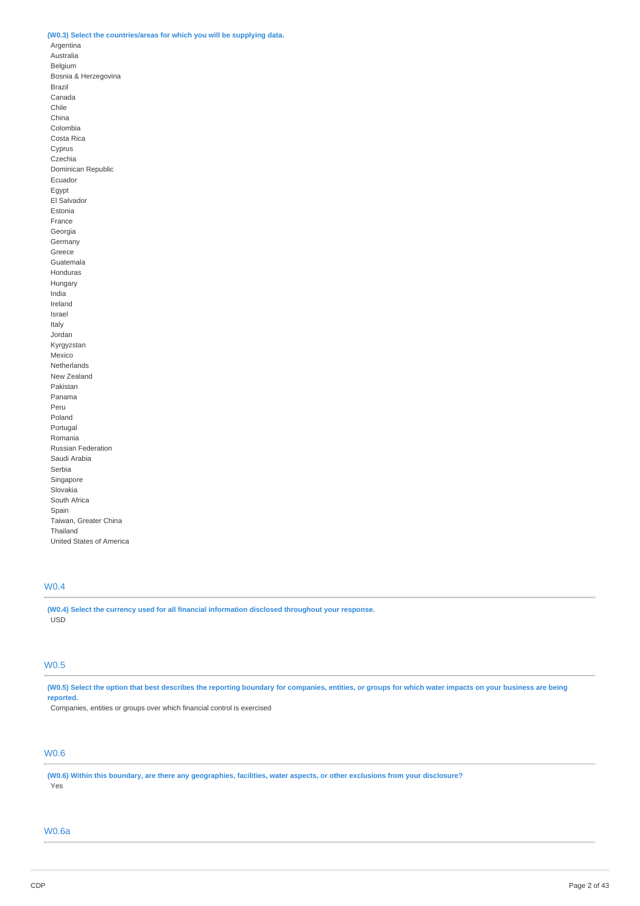**(W0.3) Select the countries/areas for which you will be supplying data.**

Argentina
Australia
Belgium
Bosnia & Herzegovina
Brazil
Canada
Chile
China
Colombia
Costa Rica
Cyprus
Czechia
Dominican Republic
Ecuador
Egypt
El Salvador
Estonia
France
Georgia
Germany
Greece
Guatemala
Honduras
Hungary
India
Ireland
Israel
Italy
Jordan
Kyrgyzstan
Mexico
Netherlands
New Zealand
Pakistan
Panama
Peru
Poland
Portugal
Romania
Russian Federation
Saudi Arabia
Serbia
Singapore
Slovakia
South Africa
Spain
Taiwan, Greater China
Thailand
United States of America

## W0.4

**(W0.4) Select the currency used for all financial information disclosed throughout your response.**

USD

## W0.5

**(W0.5) Select the option that best describes the reporting boundary for companies, entities, or groups for which water impacts on your business are being reported.**

Companies, entities or groups over which financial control is exercised

## W0.6

**(W0.6) Within this boundary, are there any geographies, facilities, water aspects, or other exclusions from your disclosure?**

Yes

## W0.6a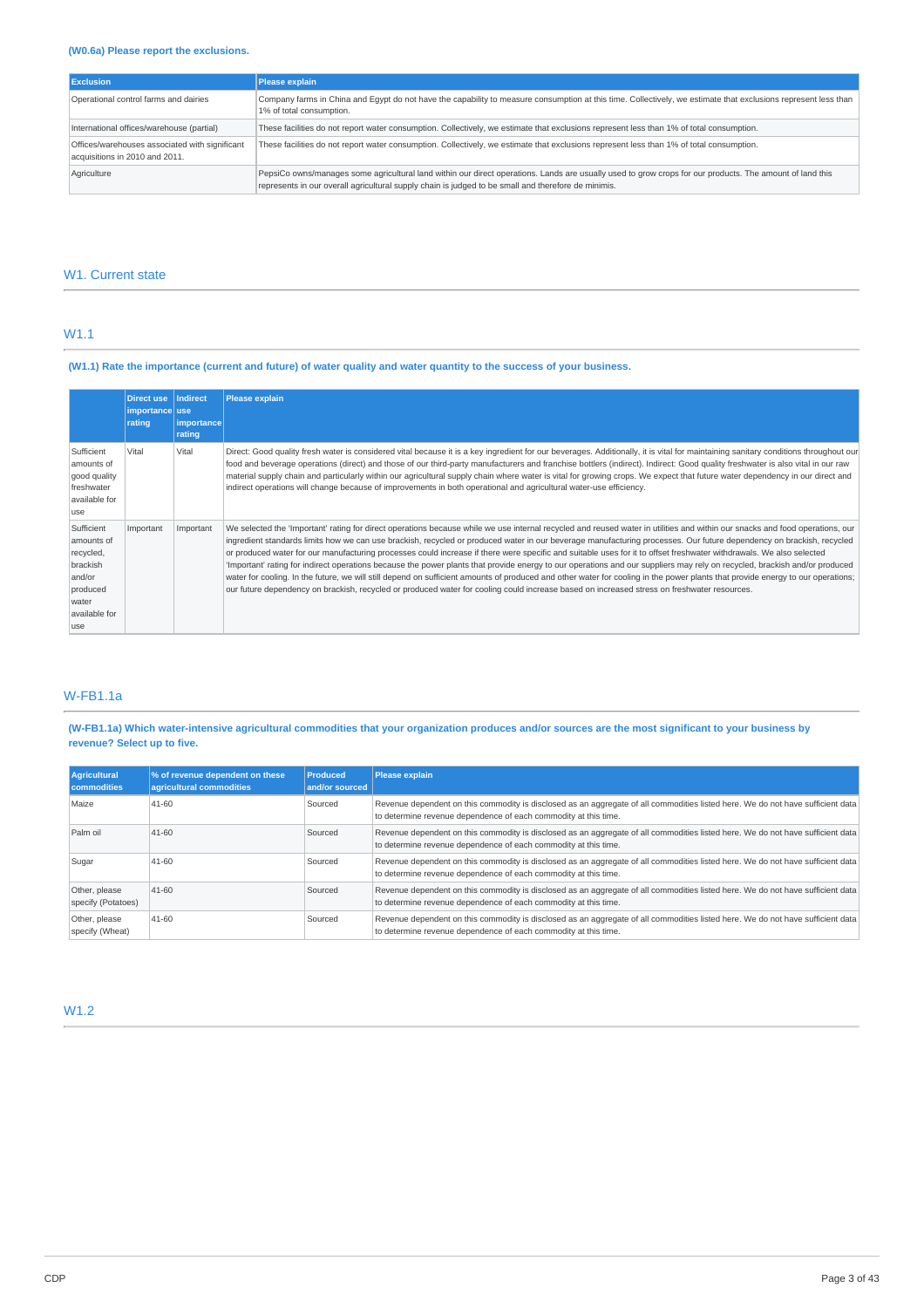### (W0.6a) Please report the exclusions.

| Exclusion | Please explain |
|---|---|
| Operational control farms and dairies | Company farms in China and Egypt do not have the capability to measure consumption at this time. Collectively, we estimate that exclusions represent less than 1% of total consumption. |
| International offices/warehouse (partial) | These facilities do not report water consumption. Collectively, we estimate that exclusions represent less than 1% of total consumption. |
| Offices/warehouses associated with significant acquisitions in 2010 and 2011. | These facilities do not report water consumption. Collectively, we estimate that exclusions represent less than 1% of total consumption. |
| Agriculture | PepsiCo owns/manages some agricultural land within our direct operations. Lands are usually used to grow crops for our products. The amount of land this represents in our overall agricultural supply chain is judged to be small and therefore de minimis. |

## W1. Current state

## W1.1

### (W1.1) Rate the importance (current and future) of water quality and water quantity to the success of your business.

| | Direct use importance rating | Indirect use importance rating | Please explain |
|---|---|---|---|
| Sufficient amounts of good quality freshwater available for use | Vital | Vital | Direct: Good quality fresh water is considered vital because it is a key ingredient for our beverages. Additionally, it is vital for maintaining sanitary conditions throughout our food and beverage operations (direct) and those of our third-party manufacturers and franchise bottlers (indirect). Indirect: Good quality freshwater is also vital in our raw material supply chain and particularly within our agricultural supply chain where water is vital for growing crops. We expect that future water dependency in our direct and indirect operations will change because of improvements in both operational and agricultural water-use efficiency. |
| Sufficient amounts of recycled, brackish and/or produced water available for use | Important | Important | We selected the 'Important' rating for direct operations because while we use internal recycled and reused water in utilities and within our snacks and food operations, our ingredient standards limits how we can use brackish, recycled or produced water in our beverage manufacturing processes. Our future dependency on brackish, recycled or produced water for our manufacturing processes could increase if there were specific and suitable uses for it to offset freshwater withdrawals. We also selected 'Important' rating for indirect operations because the power plants that provide energy to our operations and our suppliers may rely on recycled, brackish and/or produced water for cooling. In the future, we will still depend on sufficient amounts of produced and other water for cooling in the power plants that provide energy to our operations; our future dependency on brackish, recycled or produced water for cooling could increase based on increased stress on freshwater resources. |

## W-FB1.1a

### (W-FB1.1a) Which water-intensive agricultural commodities that your organization produces and/or sources are the most significant to your business by revenue? Select up to five.

| Agricultural commodities | % of revenue dependent on these agricultural commodities | Produced and/or sourced | Please explain |
|---|---|---|---|
| Maize | 41-60 | Sourced | Revenue dependent on this commodity is disclosed as an aggregate of all commodities listed here. We do not have sufficient data to determine revenue dependence of each commodity at this time. |
| Palm oil | 41-60 | Sourced | Revenue dependent on this commodity is disclosed as an aggregate of all commodities listed here. We do not have sufficient data to determine revenue dependence of each commodity at this time. |
| Sugar | 41-60 | Sourced | Revenue dependent on this commodity is disclosed as an aggregate of all commodities listed here. We do not have sufficient data to determine revenue dependence of each commodity at this time. |
| Other, please specify (Potatoes) | 41-60 | Sourced | Revenue dependent on this commodity is disclosed as an aggregate of all commodities listed here. We do not have sufficient data to determine revenue dependence of each commodity at this time. |
| Other, please specify (Wheat) | 41-60 | Sourced | Revenue dependent on this commodity is disclosed as an aggregate of all commodities listed here. We do not have sufficient data to determine revenue dependence of each commodity at this time. |

## W1.2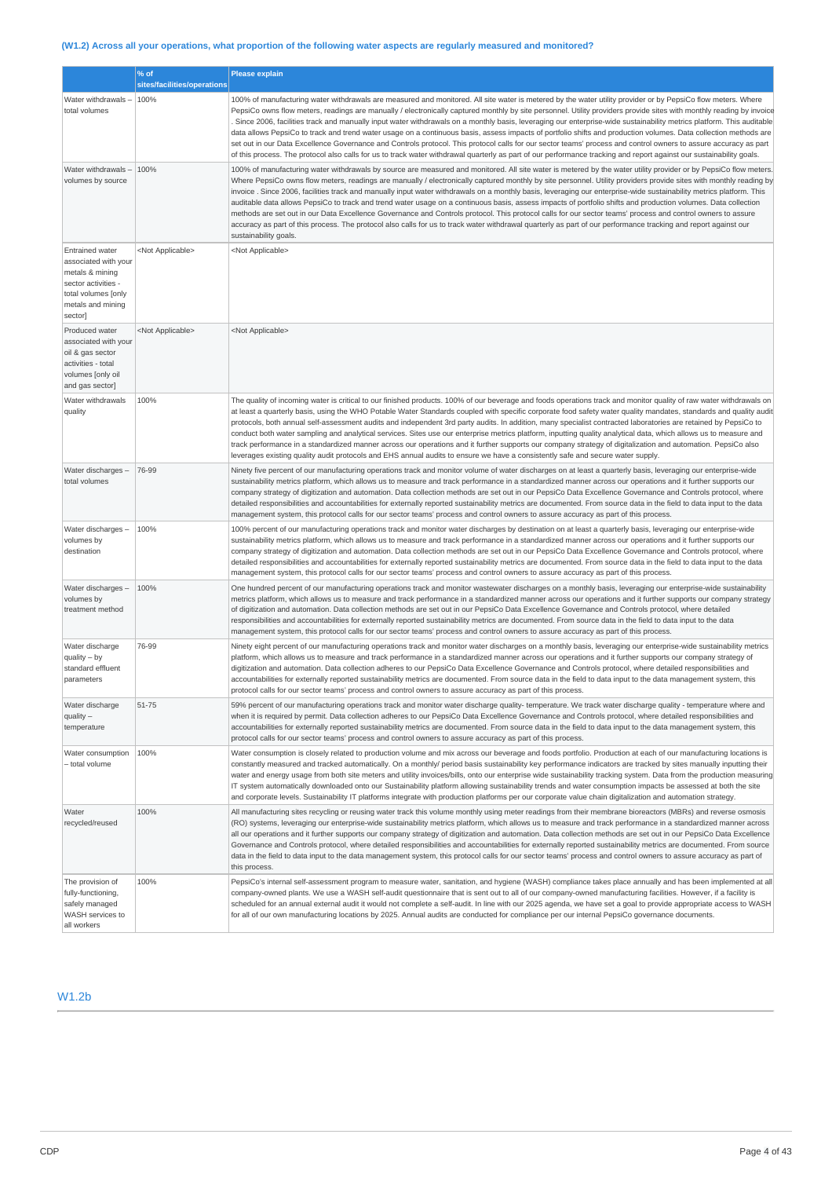### (W1.2) Across all your operations, what proportion of the following water aspects are regularly measured and monitored?

| | % of sites/facilities/operations | Please explain |
|---|---|---|
| Water withdrawals – total volumes | 100% | 100% of manufacturing water withdrawals are measured and monitored. All site water is metered by the water utility provider or by PepsiCo flow meters. Where PepsiCo owns flow meters, readings are manually / electronically captured monthly by site personnel. Utility providers provide sites with monthly reading by invoice . Since 2006, facilities track and manually input water withdrawals on a monthly basis, leveraging our enterprise-wide sustainability metrics platform. This auditable data allows PepsiCo to track and trend water usage on a continuous basis, assess impacts of portfolio shifts and production volumes. Data collection methods are set out in our Data Excellence Governance and Controls protocol. This protocol calls for our sector teams' process and control owners to assure accuracy as part of this process. The protocol also calls for us to track water withdrawal quarterly as part of our performance tracking and report against our sustainability goals. |
| Water withdrawals – volumes by source | 100% | 100% of manufacturing water withdrawals by source are measured and monitored. All site water is metered by the water utility provider or by PepsiCo flow meters. Where PepsiCo owns flow meters, readings are manually / electronically captured monthly by site personnel. Utility providers provide sites with monthly reading by invoice . Since 2006, facilities track and manually input water withdrawals on a monthly basis, leveraging our enterprise-wide sustainability metrics platform. This auditable data allows PepsiCo to track and trend water usage on a continuous basis, assess impacts of portfolio shifts and production volumes. Data collection methods are set out in our Data Excellence Governance and Controls protocol. This protocol calls for our sector teams' process and control owners to assure accuracy as part of this process. The protocol also calls for us to track water withdrawal quarterly as part of our performance tracking and report against our sustainability goals. |
| Entrained water associated with your metals & mining sector activities - total volumes [only metals and mining sector] | <Not Applicable> | <Not Applicable> |
| Produced water associated with your oil & gas sector activities - total volumes [only oil and gas sector] | <Not Applicable> | <Not Applicable> |
| Water withdrawals quality | 100% | The quality of incoming water is critical to our finished products. 100% of our beverage and foods operations track and monitor quality of raw water withdrawals on at least a quarterly basis, using the WHO Potable Water Standards coupled with specific corporate food safety water quality mandates, standards and quality audit protocols, both annual self-assessment audits and independent 3rd party audits. In addition, many specialist contracted laboratories are retained by PepsiCo to conduct both water sampling and analytical services. Sites use our enterprise metrics platform, inputting quality analytical data, which allows us to measure and track performance in a standardized manner across our operations and it further supports our company strategy of digitization and automation. PepsiCo also leverages existing quality audit protocols and EHS annual audits to ensure we have a consistently safe and secure water supply. |
| Water discharges – total volumes | 76-99 | Ninety five percent of our manufacturing operations track and monitor volume of water discharges on at least a quarterly basis, leveraging our enterprise-wide sustainability metrics platform, which allows us to measure and track performance in a standardized manner across our operations and it further supports our company strategy of digitization and automation. Data collection methods are set out in our PepsiCo Data Excellence Governance and Controls protocol, where detailed responsibilities and accountabilities for externally reported sustainability metrics are documented. From source data in the field to data input to the data management system, this protocol calls for our sector teams' process and control owners to assure accuracy as part of this process. |
| Water discharges – volumes by destination | 100% | 100% percent of our manufacturing operations track and monitor water discharges by destination on at least a quarterly basis, leveraging our enterprise-wide sustainability metrics platform, which allows us to measure and track performance in a standardized manner across our operations and it further supports our company strategy of digitization and automation. Data collection methods are set out in our PepsiCo Data Excellence Governance and Controls protocol, where detailed responsibilities and accountabilities for externally reported sustainability metrics are documented. From source data in the field to data input to the data management system, this protocol calls for our sector teams' process and control owners to assure accuracy as part of this process. |
| Water discharges – volumes by treatment method | 100% | One hundred percent of our manufacturing operations track and monitor wastewater discharges on a monthly basis, leveraging our enterprise-wide sustainability metrics platform, which allows us to measure and track performance in a standardized manner across our operations and it further supports our company strategy of digitization and automation. Data collection methods are set out in our PepsiCo Data Excellence Governance and Controls protocol, where detailed responsibilities and accountabilities for externally reported sustainability metrics are documented. From source data in the field to data input to the data management system, this protocol calls for our sector teams' process and control owners to assure accuracy as part of this process. |
| Water discharge quality – by standard effluent parameters | 76-99 | Ninety eight percent of our manufacturing operations track and monitor water discharges on a monthly basis, leveraging our enterprise-wide sustainability metrics platform, which allows us to measure and track performance in a standardized manner across our operations and it further supports our company strategy of digitization and automation. Data collection adheres to our PepsiCo Data Excellence Governance and Controls protocol, where detailed responsibilities and accountabilities for externally reported sustainability metrics are documented. From source data in the field to data input to the data management system, this protocol calls for our sector teams' process and control owners to assure accuracy as part of this process. |
| Water discharge quality – temperature | 51-75 | 59% percent of our manufacturing operations track and monitor water discharge quality- temperature. We track water discharge quality - temperature where and when it is required by permit. Data collection adheres to our PepsiCo Data Excellence Governance and Controls protocol, where detailed responsibilities and accountabilities for externally reported sustainability metrics are documented. From source data in the field to data input to the data management system, this protocol calls for our sector teams' process and control owners to assure accuracy as part of this process. |
| Water consumption – total volume | 100% | Water consumption is closely related to production volume and mix across our beverage and foods portfolio. Production at each of our manufacturing locations is constantly measured and tracked automatically. On a monthly/ period basis sustainability key performance indicators are tracked by sites manually inputting their water and energy usage from both site meters and utility invoices/bills, onto our enterprise wide sustainability tracking system. Data from the production measuring IT system automatically downloaded onto our Sustainability platform allowing sustainability trends and water consumption impacts be assessed at both the site and corporate levels. Sustainability IT platforms integrate with production platforms per our corporate value chain digitalization and automation strategy. |
| Water recycled/reused | 100% | All manufacturing sites recycling or reusing water track this volume monthly using meter readings from their membrane bioreactors (MBRs) and reverse osmosis (RO) systems, leveraging our enterprise-wide sustainability metrics platform, which allows us to measure and track performance in a standardized manner across all our operations and it further supports our company strategy of digitization and automation. Data collection methods are set out in our PepsiCo Data Excellence Governance and Controls protocol, where detailed responsibilities and accountabilities for externally reported sustainability metrics are documented. From source data in the field to data input to the data management system, this protocol calls for our sector teams' process and control owners to assure accuracy as part of this process. |
| The provision of fully-functioning, safely managed WASH services to all workers | 100% | PepsiCo's internal self-assessment program to measure water, sanitation, and hygiene (WASH) compliance takes place annually and has been implemented at all company-owned plants. We use a WASH self-audit questionnaire that is sent out to all of our company-owned manufacturing facilities. However, if a facility is scheduled for an annual external audit it would not complete a self-audit. In line with our 2025 agenda, we have set a goal to provide appropriate access to WASH for all of our own manufacturing locations by 2025. Annual audits are conducted for compliance per our internal PepsiCo governance documents. |

## W1.2b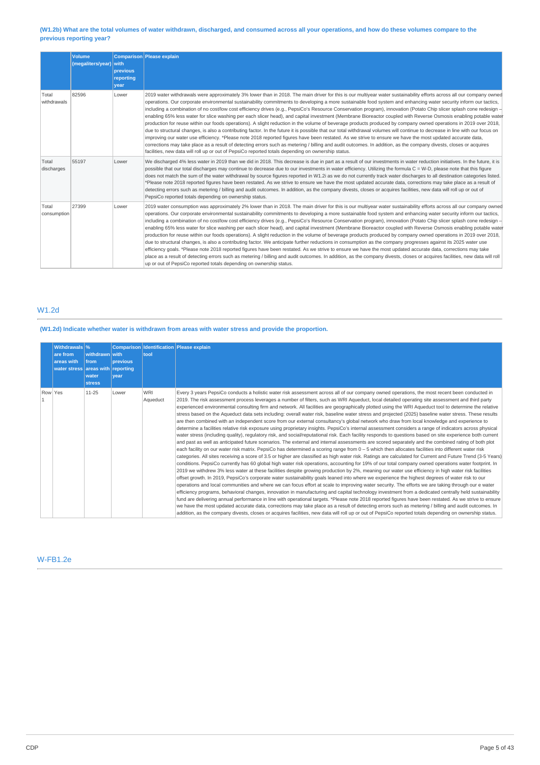**(W1.2b) What are the total volumes of water withdrawn, discharged, and consumed across all your operations, and how do these volumes compare to the previous reporting year?**

| | Volume (megaliters/year) | Comparison with previous reporting year | Please explain |
|---|---|---|---|
| Total withdrawals | 82596 | Lower | 2019 water withdrawals were approximately 3% lower than in 2018. The main driver for this is our multiyear water sustainability efforts across all our company owned operations. Our corporate environmental sustainability commitments to developing a more sustainable food system and enhancing water security inform our tactics, including a combination of no cost/low cost efficiency drives (e.g., PepsiCo's Resource Conservation program), innovation (Potato Chip slicer splash cone redesign – enabling 65% less water for slice washing per each slicer head), and capital investment (Membrane Bioreactor coupled with Reverse Osmosis enabling potable water production for reuse within our foods operations). A slight reduction in the volume of beverage products produced by company owned operations in 2019 over 2018, due to structural changes, is also a contributing factor. In the future it is possible that our total withdrawal volumes will continue to decrease in line with our focus on improving our water use efficiency. *Please note 2018 reported figures have been restated. As we strive to ensure we have the most updated accurate data, corrections may take place as a result of detecting errors such as metering / billing and audit outcomes. In addition, as the company divests, closes or acquires facilities, new data will roll up or out of PepsiCo reported totals depending on ownership status. |
| Total discharges | 55197 | Lower | We discharged 4% less water in 2019 than we did in 2018. This decrease is due in part as a result of our investments in water reduction initiatives. In the future, it is possible that our total discharges may continue to decrease due to our investments in water efficiency. Utilizing the formula C = W-D, please note that this figure does not match the sum of the water withdrawal by source figures reported in W1.2i as we do not currently track water discharges to all destination categories listed. *Please note 2018 reported figures have been restated. As we strive to ensure we have the most updated accurate data, corrections may take place as a result of detecting errors such as metering / billing and audit outcomes. In addition, as the company divests, closes or acquires facilities, new data will roll up or out of PepsiCo reported totals depending on ownership status. |
| Total consumption | 27399 | Lower | 2019 water consumption was approximately 2% lower than in 2018. The main driver for this is our multiyear water sustainability efforts across all our company owned operations. Our corporate environmental sustainability commitments to developing a more sustainable food system and enhancing water security inform our tactics, including a combination of no cost/low cost efficiency drives (e.g., PepsiCo's Resource Conservation program), innovation (Potato Chip slicer splash cone redesign – enabling 65% less water for slice washing per each slicer head), and capital investment (Membrane Bioreactor coupled with Reverse Osmosis enabling potable water production for reuse within our foods operations). A slight reduction in the volume of beverage products produced by company owned operations in 2019 over 2018, due to structural changes, is also a contributing factor. We anticipate further reductions in consumption as the company progresses against its 2025 water use efficiency goals. *Please note 2018 reported figures have been restated. As we strive to ensure we have the most updated accurate data, corrections may take place as a result of detecting errors such as metering / billing and audit outcomes. In addition, as the company divests, closes or acquires facilities, new data will roll up or out of PepsiCo reported totals depending on ownership status. |

## W1.2d

**(W1.2d) Indicate whether water is withdrawn from areas with water stress and provide the proportion.**

| | Withdrawals are from areas with water stress | % withdrawn from areas with water stress | Comparison with previous reporting year | Identification tool | Please explain |
|---|---|---|---|---|---|
| Row 1 | Yes | 11-25 | Lower | WRI Aqueduct | Every 3 years PepsiCo conducts a holistic water risk assessment across all of our company owned operations, the most recent been conducted in 2019. The risk assessment process leverages a number of filters, such as WRI Aqueduct, local detailed operating site assessment and third party experienced environmental consulting firm and network. All facilities are geographically plotted using the WRI Aqueduct tool to determine the relative stress based on the Aqueduct data sets including: overall water risk, baseline water stress and projected (2025) baseline water stress. These results are then combined with an independent score from our external consultancy's global network who draw from local knowledge and experience to determine a facilities relative risk exposure using proprietary insights. PepsiCo's internal assessment considers a range of indicators across physical water stress (including quality), regulatory risk, and social/reputational risk. Each facility responds to questions based on site experience both current and past as well as anticipated future scenarios. The external and internal assessments are scored separately and the combined rating of both plot each facility on our water risk matrix. PepsiCo has determined a scoring range from 0 – 5 which then allocates facilities into different water risk categories. All sites receiving a score of 3.5 or higher are classified as high water risk. Ratings are calculated for Current and Future Trend (3-5 Years) conditions. PepsiCo currently has 60 global high water risk operations, accounting for 19% of our total company owned operations water footprint. In 2019 we withdrew 3% less water at these facilities despite growing production by 2%, meaning our water use efficiency in high water risk facilities offset growth. In 2019, PepsiCo's corporate water sustainability goals leaned into where we experience the highest degrees of water risk to our operations and local communities and where we can focus effort at scale to improving water security. The efforts we are taking through our e water efficiency programs, behavioral changes, innovation in manufacturing and capital technology investment from a dedicated centrally held sustainability fund are delivering annual performance in line with operational targets. *Please note 2018 reported figures have been restated. As we strive to ensure we have the most updated accurate data, corrections may take place as a result of detecting errors such as metering / billing and audit outcomes. In addition, as the company divests, closes or acquires facilities, new data will roll up or out of PepsiCo reported totals depending on ownership status. |

## W-FB1.2e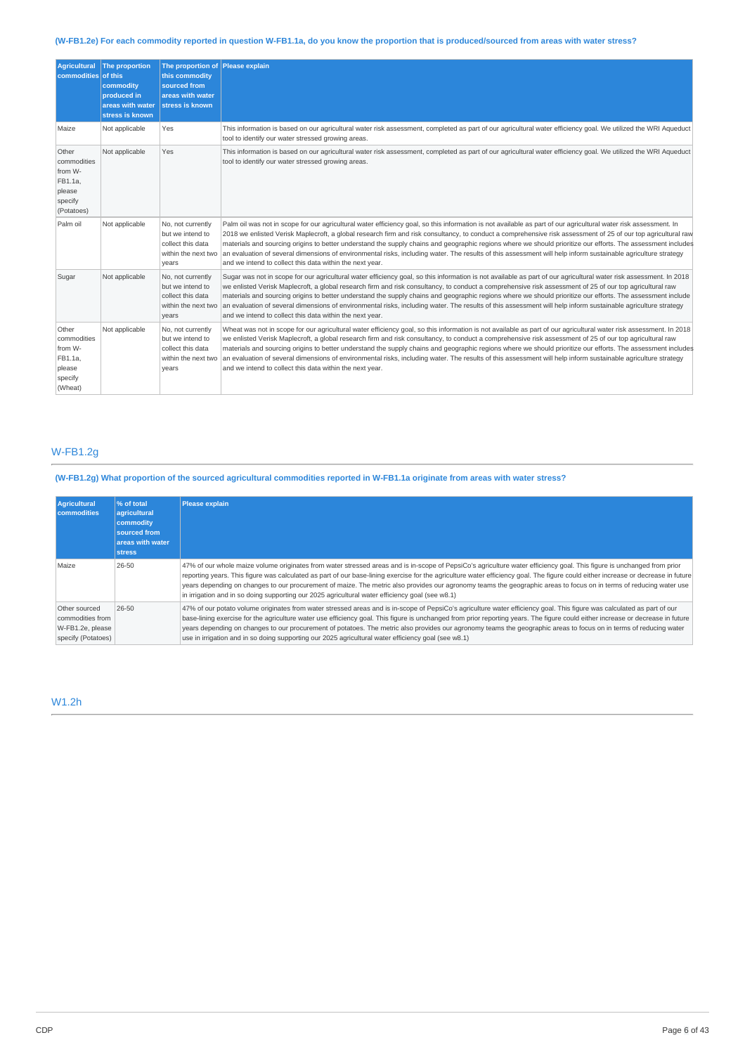**(W-FB1.2e) For each commodity reported in question W-FB1.1a, do you know the proportion that is produced/sourced from areas with water stress?**

| Agricultural commodities | The proportion of this commodity produced in areas with water stress is known | The proportion of this commodity sourced from areas with water stress is known | Please explain |
|---|---|---|---|
| Maize | Not applicable | Yes | This information is based on our agricultural water risk assessment, completed as part of our agricultural water efficiency goal. We utilized the WRI Aqueduct tool to identify our water stressed growing areas. |
| Other commodities from W-FB1.1a, please specify (Potatoes) | Not applicable | Yes | This information is based on our agricultural water risk assessment, completed as part of our agricultural water efficiency goal. We utilized the WRI Aqueduct tool to identify our water stressed growing areas. |
| Palm oil | Not applicable | No, not currently but we intend to collect this data within the next two years | Palm oil was not in scope for our agricultural water efficiency goal, so this information is not available as part of our agricultural water risk assessment. In 2018 we enlisted Verisk Maplecroft, a global research firm and risk consultancy, to conduct a comprehensive risk assessment of 25 of our top agricultural raw materials and sourcing origins to better understand the supply chains and geographic regions where we should prioritize our efforts. The assessment includes an evaluation of several dimensions of environmental risks, including water. The results of this assessment will help inform sustainable agriculture strategy and we intend to collect this data within the next year. |
| Sugar | Not applicable | No, not currently but we intend to collect this data within the next two years | Sugar was not in scope for our agricultural water efficiency goal, so this information is not available as part of our agricultural water risk assessment. In 2018 we enlisted Verisk Maplecroft, a global research firm and risk consultancy, to conduct a comprehensive risk assessment of 25 of our top agricultural raw materials and sourcing origins to better understand the supply chains and geographic regions where we should prioritize our efforts. The assessment include an evaluation of several dimensions of environmental risks, including water. The results of this assessment will help inform sustainable agriculture strategy and we intend to collect this data within the next year. |
| Other commodities from W-FB1.1a, please specify (Wheat) | Not applicable | No, not currently but we intend to collect this data within the next two years | Wheat was not in scope for our agricultural water efficiency goal, so this information is not available as part of our agricultural water risk assessment. In 2018 we enlisted Verisk Maplecroft, a global research firm and risk consultancy, to conduct a comprehensive risk assessment of 25 of our top agricultural raw materials and sourcing origins to better understand the supply chains and geographic regions where we should prioritize our efforts. The assessment includes an evaluation of several dimensions of environmental risks, including water. The results of this assessment will help inform sustainable agriculture strategy and we intend to collect this data within the next year. |

## W-FB1.2g

**(W-FB1.2g) What proportion of the sourced agricultural commodities reported in W-FB1.1a originate from areas with water stress?**

| Agricultural commodities | % of total agricultural commodity sourced from areas with water stress | Please explain |
|---|---|---|
| Maize | 26-50 | 47% of our whole maize volume originates from water stressed areas and is in-scope of PepsiCo's agriculture water efficiency goal. This figure is unchanged from prior reporting years. This figure was calculated as part of our base-lining exercise for the agriculture water efficiency goal. The figure could either increase or decrease in future years depending on changes to our procurement of maize. The metric also provides our agronomy teams the geographic areas to focus on in terms of reducing water use in irrigation and in so doing supporting our 2025 agricultural water efficiency goal (see w8.1) |
| Other sourced commodities from W-FB1.2e, please specify (Potatoes) | 26-50 | 47% of our potato volume originates from water stressed areas and is in-scope of PepsiCo's agriculture water efficiency goal. This figure was calculated as part of our base-lining exercise for the agriculture water use efficiency goal. This figure is unchanged from prior reporting years. The figure could either increase or decrease in future years depending on changes to our procurement of potatoes. The metric also provides our agronomy teams the geographic areas to focus on in terms of reducing water use in irrigation and in so doing supporting our 2025 agricultural water efficiency goal (see w8.1) |

## W1.2h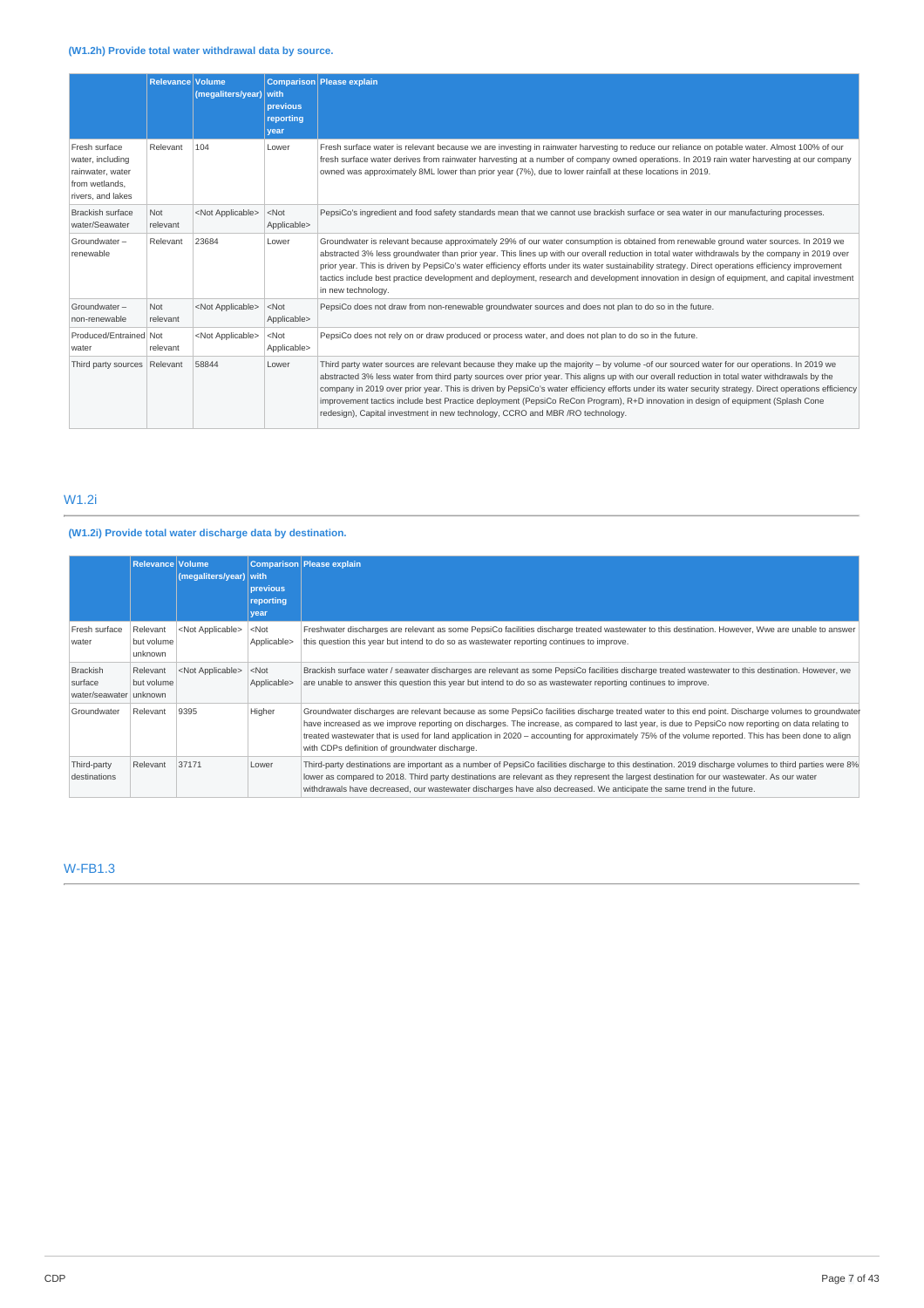**(W1.2h) Provide total water withdrawal data by source.**

| | Relevance | Volume (megaliters/year) | Comparison with previous reporting year | Please explain |
|---|---|---|---|---|
| Fresh surface water, including rainwater, water from wetlands, rivers, and lakes | Relevant | 104 | Lower | Fresh surface water is relevant because we are investing in rainwater harvesting to reduce our reliance on potable water. Almost 100% of our fresh surface water derives from rainwater harvesting at a number of company owned operations. In 2019 rain water harvesting at our company owned was approximately 8ML lower than prior year (7%), due to lower rainfall at these locations in 2019. |
| Brackish surface water/Seawater | Not relevant | <Not Applicable> | <Not Applicable> | PepsiCo's ingredient and food safety standards mean that we cannot use brackish surface or sea water in our manufacturing processes. |
| Groundwater – renewable | Relevant | 23684 | Lower | Groundwater is relevant because approximately 29% of our water consumption is obtained from renewable ground water sources. In 2019 we abstracted 3% less groundwater than prior year. This lines up with our overall reduction in total water withdrawals by the company in 2019 over prior year. This is driven by PepsiCo's water efficiency efforts under its water sustainability strategy. Direct operations efficiency improvement tactics include best practice development and deployment, research and development innovation in design of equipment, and capital investment in new technology. |
| Groundwater – non-renewable | Not relevant | <Not Applicable> | <Not Applicable> | PepsiCo does not draw from non-renewable groundwater sources and does not plan to do so in the future. |
| Produced/Entrained water | Not relevant | <Not Applicable> | <Not Applicable> | PepsiCo does not rely on or draw produced or process water, and does not plan to do so in the future. |
| Third party sources | Relevant | 58844 | Lower | Third party water sources are relevant because they make up the majority – by volume -of our sourced water for our operations. In 2019 we abstracted 3% less water from third party sources over prior year. This aligns up with our overall reduction in total water withdrawals by the company in 2019 over prior year. This is driven by PepsiCo's water efficiency efforts under its water security strategy. Direct operations efficiency improvement tactics include best Practice deployment (PepsiCo ReCon Program), R+D innovation in design of equipment (Splash Cone redesign), Capital investment in new technology, CCRO and MBR /RO technology. |

## W1.2i

**(W1.2i) Provide total water discharge data by destination.**

| | Relevance | Volume (megaliters/year) | Comparison with previous reporting year | Please explain |
|---|---|---|---|---|
| Fresh surface water | Relevant but volume unknown | <Not Applicable> | <Not Applicable> | Freshwater discharges are relevant as some PepsiCo facilities discharge treated wastewater to this destination. However, Wwe are unable to answer this question this year but intend to do so as wastewater reporting continues to improve. |
| Brackish surface water/seawater | Relevant but volume unknown | <Not Applicable> | <Not Applicable> | Brackish surface water / seawater discharges are relevant as some PepsiCo facilities discharge treated wastewater to this destination. However, we are unable to answer this question this year but intend to do so as wastewater reporting continues to improve. |
| Groundwater | Relevant | 9395 | Higher | Groundwater discharges are relevant because as some PepsiCo facilities discharge treated water to this end point. Discharge volumes to groundwater have increased as we improve reporting on discharges. The increase, as compared to last year, is due to PepsiCo now reporting on data relating to treated wastewater that is used for land application in 2020 – accounting for approximately 75% of the volume reported. This has been done to align with CDPs definition of groundwater discharge. |
| Third-party destinations | Relevant | 37171 | Lower | Third-party destinations are important as a number of PepsiCo facilities discharge to this destination. 2019 discharge volumes to third parties were 8% lower as compared to 2018. Third party destinations are relevant as they represent the largest destination for our wastewater. As our water withdrawals have decreased, our wastewater discharges have also decreased. We anticipate the same trend in the future. |

## W-FB1.3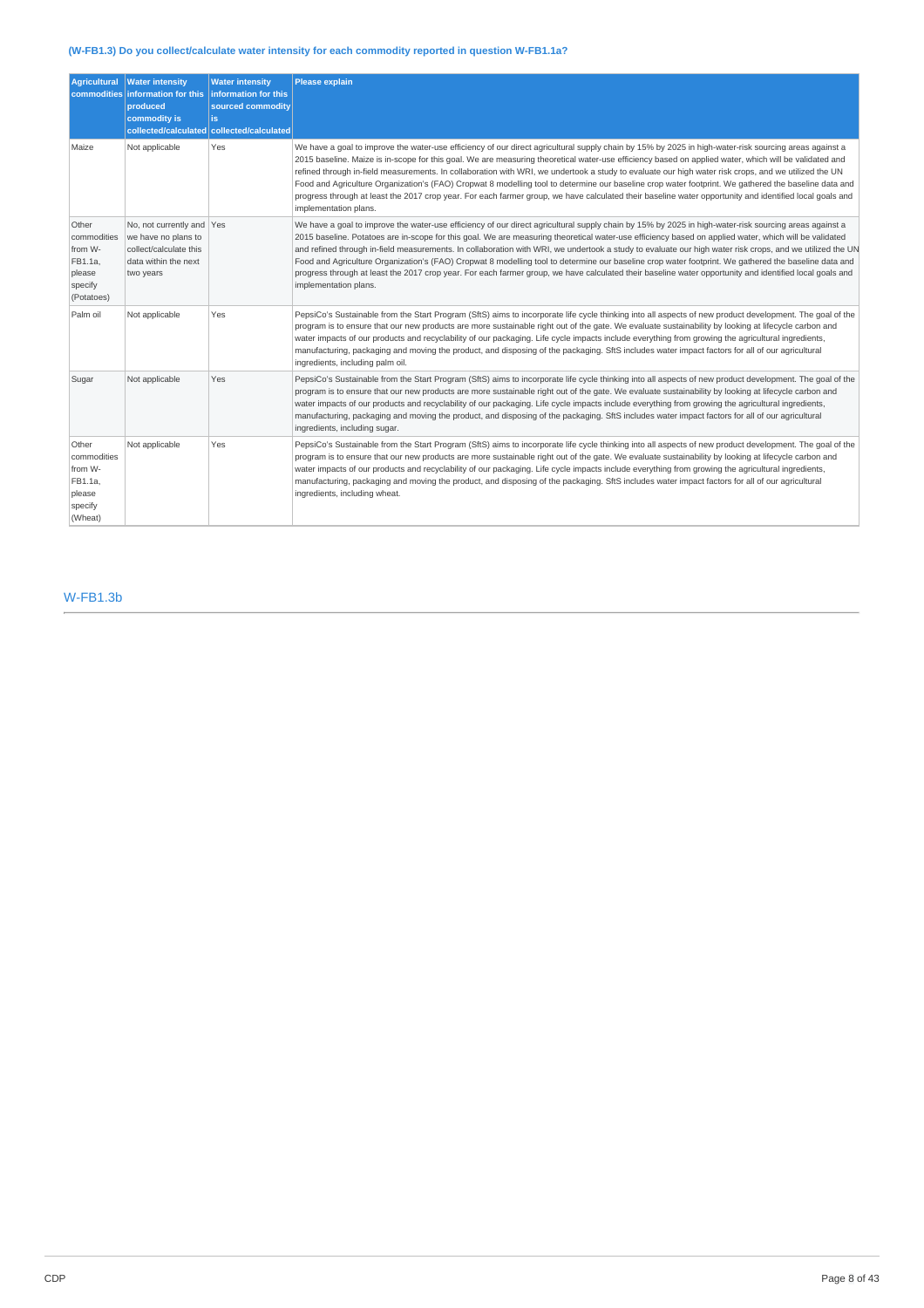### (W-FB1.3) Do you collect/calculate water intensity for each commodity reported in question W-FB1.1a?

| Agricultural commodities | Water intensity information for this produced commodity is collected/calculated | Water intensity information for this sourced commodity is collected/calculated | Please explain |
|---|---|---|---|
| Maize | Not applicable | Yes | We have a goal to improve the water-use efficiency of our direct agricultural supply chain by 15% by 2025 in high-water-risk sourcing areas against a 2015 baseline. Maize is in-scope for this goal. We are measuring theoretical water-use efficiency based on applied water, which will be validated and refined through in-field measurements. In collaboration with WRI, we undertook a study to evaluate our high water risk crops, and we utilized the UN Food and Agriculture Organization's (FAO) Cropwat 8 modelling tool to determine our baseline crop water footprint. We gathered the baseline data and progress through at least the 2017 crop year. For each farmer group, we have calculated their baseline water opportunity and identified local goals and implementation plans. |
| Other commodities from W-FB1.1a, please specify (Potatoes) | No, not currently and we have no plans to collect/calculate this data within the next two years | Yes | We have a goal to improve the water-use efficiency of our direct agricultural supply chain by 15% by 2025 in high-water-risk sourcing areas against a 2015 baseline. Potatoes are in-scope for this goal. We are measuring theoretical water-use efficiency based on applied water, which will be validated and refined through in-field measurements. In collaboration with WRI, we undertook a study to evaluate our high water risk crops, and we utilized the UN Food and Agriculture Organization's (FAO) Cropwat 8 modelling tool to determine our baseline crop water footprint. We gathered the baseline data and progress through at least the 2017 crop year. For each farmer group, we have calculated their baseline water opportunity and identified local goals and implementation plans. |
| Palm oil | Not applicable | Yes | PepsiCo's Sustainable from the Start Program (SftS) aims to incorporate life cycle thinking into all aspects of new product development. The goal of the program is to ensure that our new products are more sustainable right out of the gate. We evaluate sustainability by looking at lifecycle carbon and water impacts of our products and recyclability of our packaging. Life cycle impacts include everything from growing the agricultural ingredients, manufacturing, packaging and moving the product, and disposing of the packaging. SftS includes water impact factors for all of our agricultural ingredients, including palm oil. |
| Sugar | Not applicable | Yes | PepsiCo's Sustainable from the Start Program (SftS) aims to incorporate life cycle thinking into all aspects of new product development. The goal of the program is to ensure that our new products are more sustainable right out of the gate. We evaluate sustainability by looking at lifecycle carbon and water impacts of our products and recyclability of our packaging. Life cycle impacts include everything from growing the agricultural ingredients, manufacturing, packaging and moving the product, and disposing of the packaging. SftS includes water impact factors for all of our agricultural ingredients, including sugar. |
| Other commodities from W-FB1.1a, please specify (Wheat) | Not applicable | Yes | PepsiCo's Sustainable from the Start Program (SftS) aims to incorporate life cycle thinking into all aspects of new product development. The goal of the program is to ensure that our new products are more sustainable right out of the gate. We evaluate sustainability by looking at lifecycle carbon and water impacts of our products and recyclability of our packaging. Life cycle impacts include everything from growing the agricultural ingredients, manufacturing, packaging and moving the product, and disposing of the packaging. SftS includes water impact factors for all of our agricultural ingredients, including wheat. |

## W-FB1.3b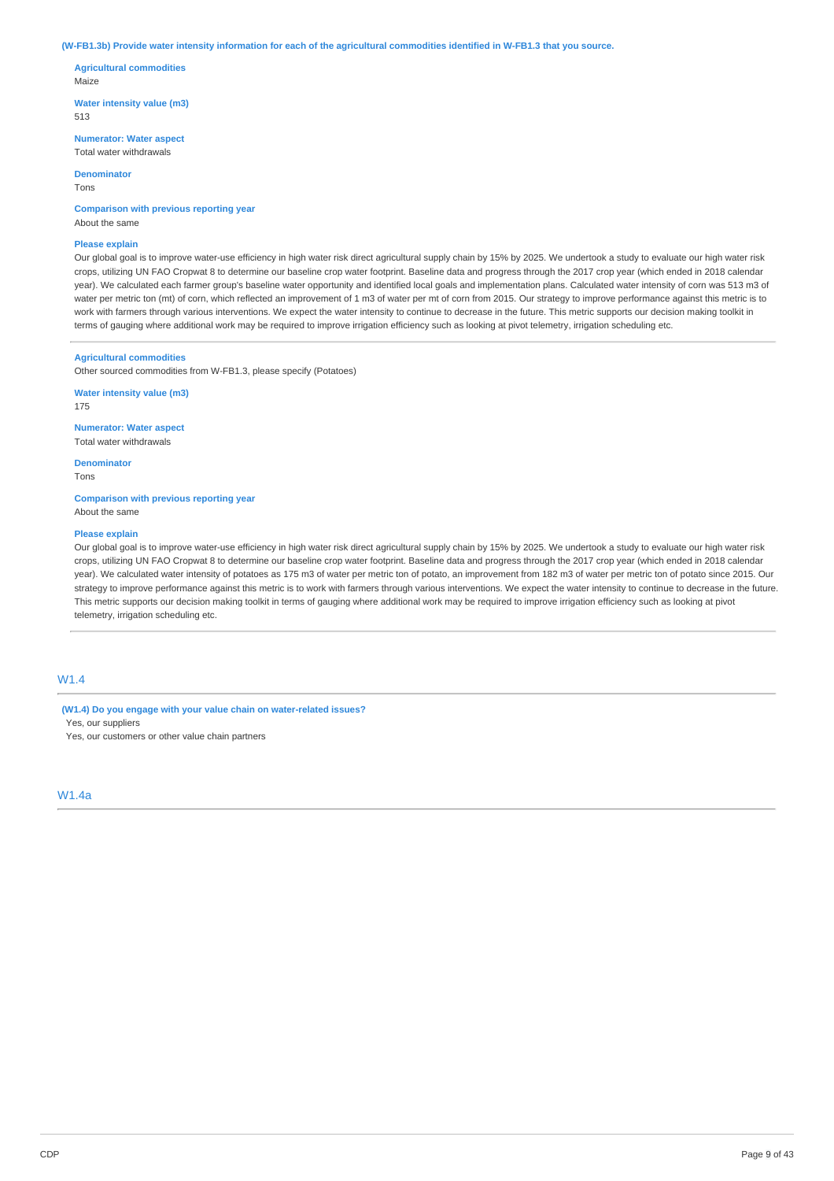**(W-FB1.3b) Provide water intensity information for each of the agricultural commodities identified in W-FB1.3 that you source.**

**Agricultural commodities**
Maize

**Water intensity value (m3)**
513

**Numerator: Water aspect**
Total water withdrawals

**Denominator**
Tons

**Comparison with previous reporting year**
About the same

**Please explain**
Our global goal is to improve water-use efficiency in high water risk direct agricultural supply chain by 15% by 2025. We undertook a study to evaluate our high water risk crops, utilizing UN FAO Cropwat 8 to determine our baseline crop water footprint. Baseline data and progress through the 2017 crop year (which ended in 2018 calendar year). We calculated each farmer group's baseline water opportunity and identified local goals and implementation plans. Calculated water intensity of corn was 513 m3 of water per metric ton (mt) of corn, which reflected an improvement of 1 m3 of water per mt of corn from 2015. Our strategy to improve performance against this metric is to work with farmers through various interventions. We expect the water intensity to continue to decrease in the future. This metric supports our decision making toolkit in terms of gauging where additional work may be required to improve irrigation efficiency such as looking at pivot telemetry, irrigation scheduling etc.

---

**Agricultural commodities**
Other sourced commodities from W-FB1.3, please specify (Potatoes)

**Water intensity value (m3)**
175

**Numerator: Water aspect**
Total water withdrawals

**Denominator**
Tons

**Comparison with previous reporting year**
About the same

**Please explain**
Our global goal is to improve water-use efficiency in high water risk direct agricultural supply chain by 15% by 2025. We undertook a study to evaluate our high water risk crops, utilizing UN FAO Cropwat 8 to determine our baseline crop water footprint. Baseline data and progress through the 2017 crop year (which ended in 2018 calendar year). We calculated water intensity of potatoes as 175 m3 of water per metric ton of potato, an improvement from 182 m3 of water per metric ton of potato since 2015. Our strategy to improve performance against this metric is to work with farmers through various interventions. We expect the water intensity to continue to decrease in the future. This metric supports our decision making toolkit in terms of gauging where additional work may be required to improve irrigation efficiency such as looking at pivot telemetry, irrigation scheduling etc.

## W1.4

**(W1.4) Do you engage with your value chain on water-related issues?**
Yes, our suppliers
Yes, our customers or other value chain partners

## W1.4a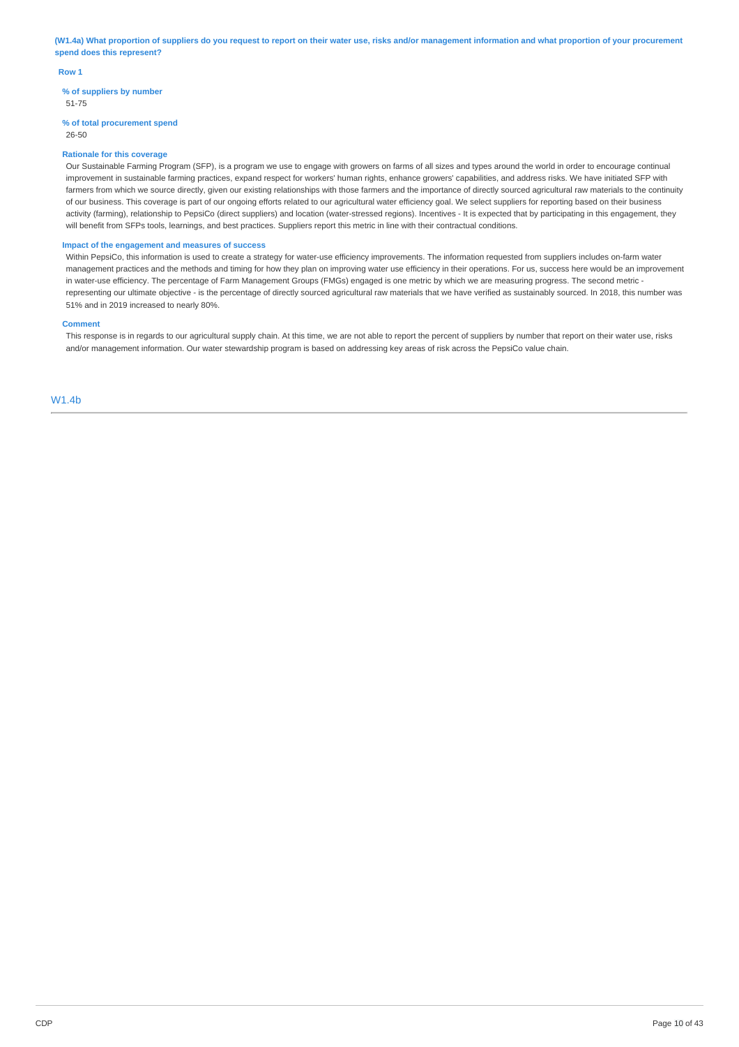**(W1.4a) What proportion of suppliers do you request to report on their water use, risks and/or management information and what proportion of your procurement spend does this represent?**

**Row 1**

**% of suppliers by number**

51-75

**% of total procurement spend**

26-50

**Rationale for this coverage**

Our Sustainable Farming Program (SFP), is a program we use to engage with growers on farms of all sizes and types around the world in order to encourage continual improvement in sustainable farming practices, expand respect for workers' human rights, enhance growers' capabilities, and address risks. We have initiated SFP with farmers from which we source directly, given our existing relationships with those farmers and the importance of directly sourced agricultural raw materials to the continuity of our business. This coverage is part of our ongoing efforts related to our agricultural water efficiency goal. We select suppliers for reporting based on their business activity (farming), relationship to PepsiCo (direct suppliers) and location (water-stressed regions). Incentives - It is expected that by participating in this engagement, they will benefit from SFPs tools, learnings, and best practices. Suppliers report this metric in line with their contractual conditions.

**Impact of the engagement and measures of success**

Within PepsiCo, this information is used to create a strategy for water-use efficiency improvements. The information requested from suppliers includes on-farm water management practices and the methods and timing for how they plan on improving water use efficiency in their operations. For us, success here would be an improvement in water-use efficiency. The percentage of Farm Management Groups (FMGs) engaged is one metric by which we are measuring progress. The second metric - representing our ultimate objective - is the percentage of directly sourced agricultural raw materials that we have verified as sustainably sourced. In 2018, this number was 51% and in 2019 increased to nearly 80%.

**Comment**

This response is in regards to our agricultural supply chain. At this time, we are not able to report the percent of suppliers by number that report on their water use, risks and/or management information. Our water stewardship program is based on addressing key areas of risk across the PepsiCo value chain.

## W1.4b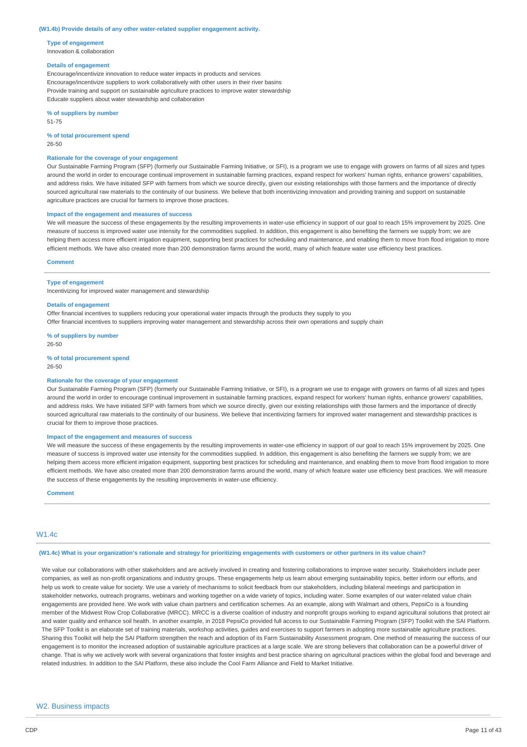**(W1.4b) Provide details of any other water-related supplier engagement activity.**

**Type of engagement**
Innovation & collaboration

**Details of engagement**
Encourage/incentivize innovation to reduce water impacts in products and services
Encourage/incentivize suppliers to work collaboratively with other users in their river basins
Provide training and support on sustainable agriculture practices to improve water stewardship
Educate suppliers about water stewardship and collaboration

**% of suppliers by number**
51-75

**% of total procurement spend**
26-50

**Rationale for the coverage of your engagement**
Our Sustainable Farming Program (SFP) (formerly our Sustainable Farming Initiative, or SFI), is a program we use to engage with growers on farms of all sizes and types around the world in order to encourage continual improvement in sustainable farming practices, expand respect for workers' human rights, enhance growers' capabilities, and address risks. We have initiated SFP with farmers from which we source directly, given our existing relationships with those farmers and the importance of directly sourced agricultural raw materials to the continuity of our business. We believe that both incentivizing innovation and providing training and support on sustainable agriculture practices are crucial for farmers to improve those practices.

**Impact of the engagement and measures of success**
We will measure the success of these engagements by the resulting improvements in water-use efficiency in support of our goal to reach 15% improvement by 2025. One measure of success is improved water use intensity for the commodities supplied. In addition, this engagement is also benefiting the farmers we supply from; we are helping them access more efficient irrigation equipment, supporting best practices for scheduling and maintenance, and enabling them to move from flood irrigation to more efficient methods. We have also created more than 200 demonstration farms around the world, many of which feature water use efficiency best practices.

**Comment**

---

**Type of engagement**
Incentivizing for improved water management and stewardship

**Details of engagement**
Offer financial incentives to suppliers reducing your operational water impacts through the products they supply to you
Offer financial incentives to suppliers improving water management and stewardship across their own operations and supply chain

**% of suppliers by number**
26-50

**% of total procurement spend**
26-50

**Rationale for the coverage of your engagement**
Our Sustainable Farming Program (SFP) (formerly our Sustainable Farming Initiative, or SFI), is a program we use to engage with growers on farms of all sizes and types around the world in order to encourage continual improvement in sustainable farming practices, expand respect for workers' human rights, enhance growers' capabilities, and address risks. We have initiated SFP with farmers from which we source directly, given our existing relationships with those farmers and the importance of directly sourced agricultural raw materials to the continuity of our business. We believe that incentivizing farmers for improved water management and stewardship practices is crucial for them to improve those practices.

**Impact of the engagement and measures of success**
We will measure the success of these engagements by the resulting improvements in water-use efficiency in support of our goal to reach 15% improvement by 2025. One measure of success is improved water use intensity for the commodities supplied. In addition, this engagement is also benefiting the farmers we supply from; we are helping them access more efficient irrigation equipment, supporting best practices for scheduling and maintenance, and enabling them to move from flood irrigation to more efficient methods. We have also created more than 200 demonstration farms around the world, many of which feature water use efficiency best practices. We will measure the success of these engagements by the resulting improvements in water-use efficiency.

**Comment**

---

## W1.4c

**(W1.4c) What is your organization's rationale and strategy for prioritizing engagements with customers or other partners in its value chain?**

We value our collaborations with other stakeholders and are actively involved in creating and fostering collaborations to improve water security. Stakeholders include peer companies, as well as non-profit organizations and industry groups. These engagements help us learn about emerging sustainability topics, better inform our efforts, and help us work to create value for society. We use a variety of mechanisms to solicit feedback from our stakeholders, including bilateral meetings and participation in stakeholder networks, outreach programs, webinars and working together on a wide variety of topics, including water. Some examples of our water-related value chain engagements are provided here. We work with value chain partners and certification schemes. As an example, along with Walmart and others, PepsiCo is a founding member of the Midwest Row Crop Collaborative (MRCC). MRCC is a diverse coalition of industry and nonprofit groups working to expand agricultural solutions that protect air and water quality and enhance soil health. In another example, in 2018 PepsiCo provided full access to our Sustainable Farming Program (SFP) Toolkit with the SAI Platform. The SFP Toolkit is an elaborate set of training materials, workshop activities, guides and exercises to support farmers in adopting more sustainable agriculture practices. Sharing this Toolkit will help the SAI Platform strengthen the reach and adoption of its Farm Sustainability Assessment program. One method of measuring the success of our engagement is to monitor the increased adoption of sustainable agriculture practices at a large scale. We are strong believers that collaboration can be a powerful driver of change. That is why we actively work with several organizations that foster insights and best practice sharing on agricultural practices within the global food and beverage and related industries. In addition to the SAI Platform, these also include the Cool Farm Alliance and Field to Market Initiative.

# W2. Business impacts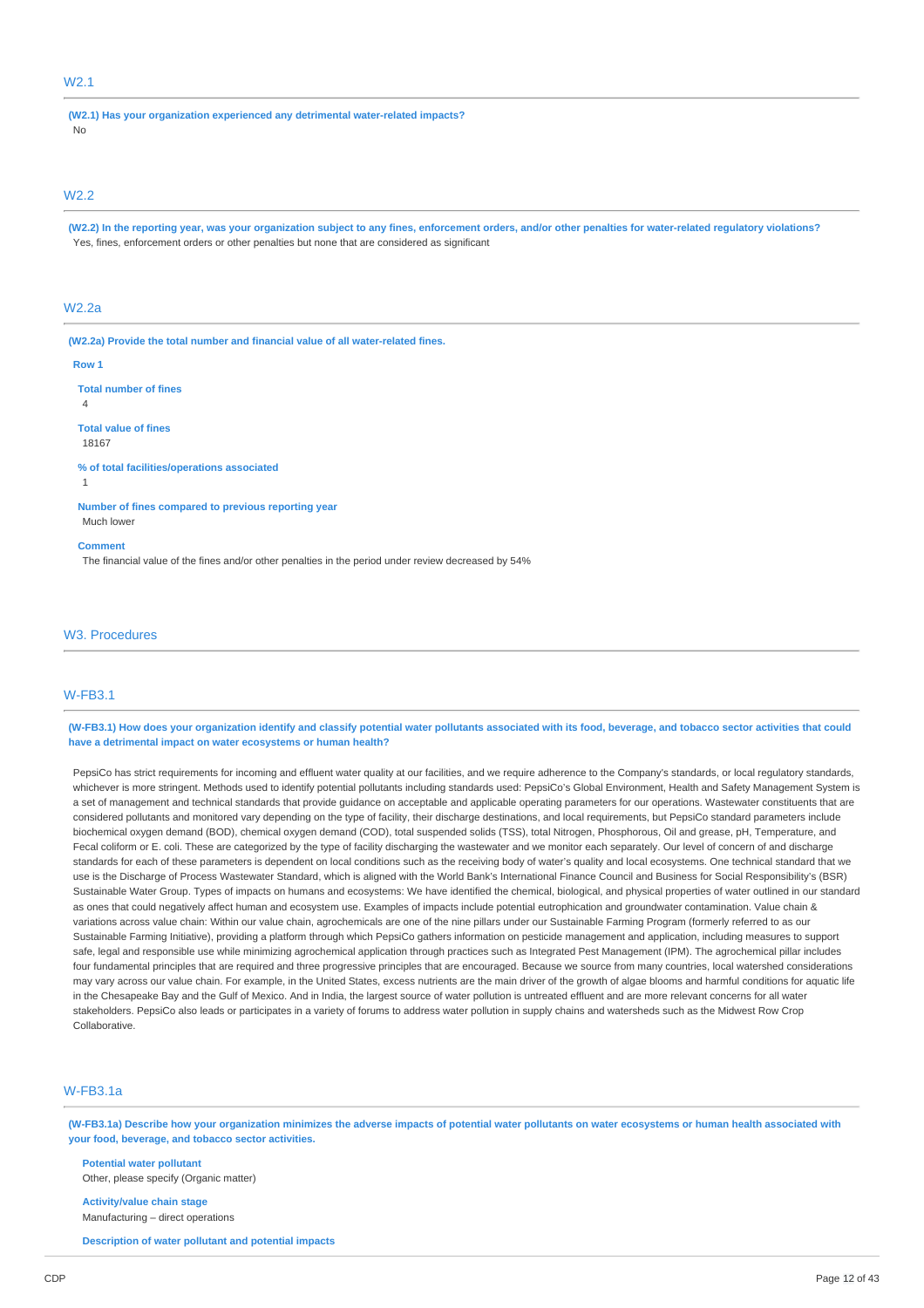## W2.1

**(W2.1) Has your organization experienced any detrimental water-related impacts?**

No

## W2.2

**(W2.2) In the reporting year, was your organization subject to any fines, enforcement orders, and/or other penalties for water-related regulatory violations?**

Yes, fines, enforcement orders or other penalties but none that are considered as significant

## W2.2a

**(W2.2a) Provide the total number and financial value of all water-related fines.**

**Row 1**

**Total number of fines**

4

**Total value of fines**

18167

**% of total facilities/operations associated**

1

**Number of fines compared to previous reporting year**

Much lower

**Comment**

The financial value of the fines and/or other penalties in the period under review decreased by 54%

## W3. Procedures

## W-FB3.1

**(W-FB3.1) How does your organization identify and classify potential water pollutants associated with its food, beverage, and tobacco sector activities that could have a detrimental impact on water ecosystems or human health?**

PepsiCo has strict requirements for incoming and effluent water quality at our facilities, and we require adherence to the Company's standards, or local regulatory standards, whichever is more stringent. Methods used to identify potential pollutants including standards used: PepsiCo's Global Environment, Health and Safety Management System is a set of management and technical standards that provide guidance on acceptable and applicable operating parameters for our operations. Wastewater constituents that are considered pollutants and monitored vary depending on the type of facility, their discharge destinations, and local requirements, but PepsiCo standard parameters include biochemical oxygen demand (BOD), chemical oxygen demand (COD), total suspended solids (TSS), total Nitrogen, Phosphorous, Oil and grease, pH, Temperature, and Fecal coliform or E. coli. These are categorized by the type of facility discharging the wastewater and we monitor each separately. Our level of concern of and discharge standards for each of these parameters is dependent on local conditions such as the receiving body of water's quality and local ecosystems. One technical standard that we use is the Discharge of Process Wastewater Standard, which is aligned with the World Bank's International Finance Council and Business for Social Responsibility's (BSR) Sustainable Water Group. Types of impacts on humans and ecosystems: We have identified the chemical, biological, and physical properties of water outlined in our standard as ones that could negatively affect human and ecosystem use. Examples of impacts include potential eutrophication and groundwater contamination. Value chain & variations across value chain: Within our value chain, agrochemicals are one of the nine pillars under our Sustainable Farming Program (formerly referred to as our Sustainable Farming Initiative), providing a platform through which PepsiCo gathers information on pesticide management and application, including measures to support safe, legal and responsible use while minimizing agrochemical application through practices such as Integrated Pest Management (IPM). The agrochemical pillar includes four fundamental principles that are required and three progressive principles that are encouraged. Because we source from many countries, local watershed considerations may vary across our value chain. For example, in the United States, excess nutrients are the main driver of the growth of algae blooms and harmful conditions for aquatic life in the Chesapeake Bay and the Gulf of Mexico. And in India, the largest source of water pollution is untreated effluent and are more relevant concerns for all water stakeholders. PepsiCo also leads or participates in a variety of forums to address water pollution in supply chains and watersheds such as the Midwest Row Crop Collaborative.

## W-FB3.1a

**(W-FB3.1a) Describe how your organization minimizes the adverse impacts of potential water pollutants on water ecosystems or human health associated with your food, beverage, and tobacco sector activities.**

**Potential water pollutant**

Other, please specify (Organic matter)

**Activity/value chain stage**

Manufacturing – direct operations

**Description of water pollutant and potential impacts**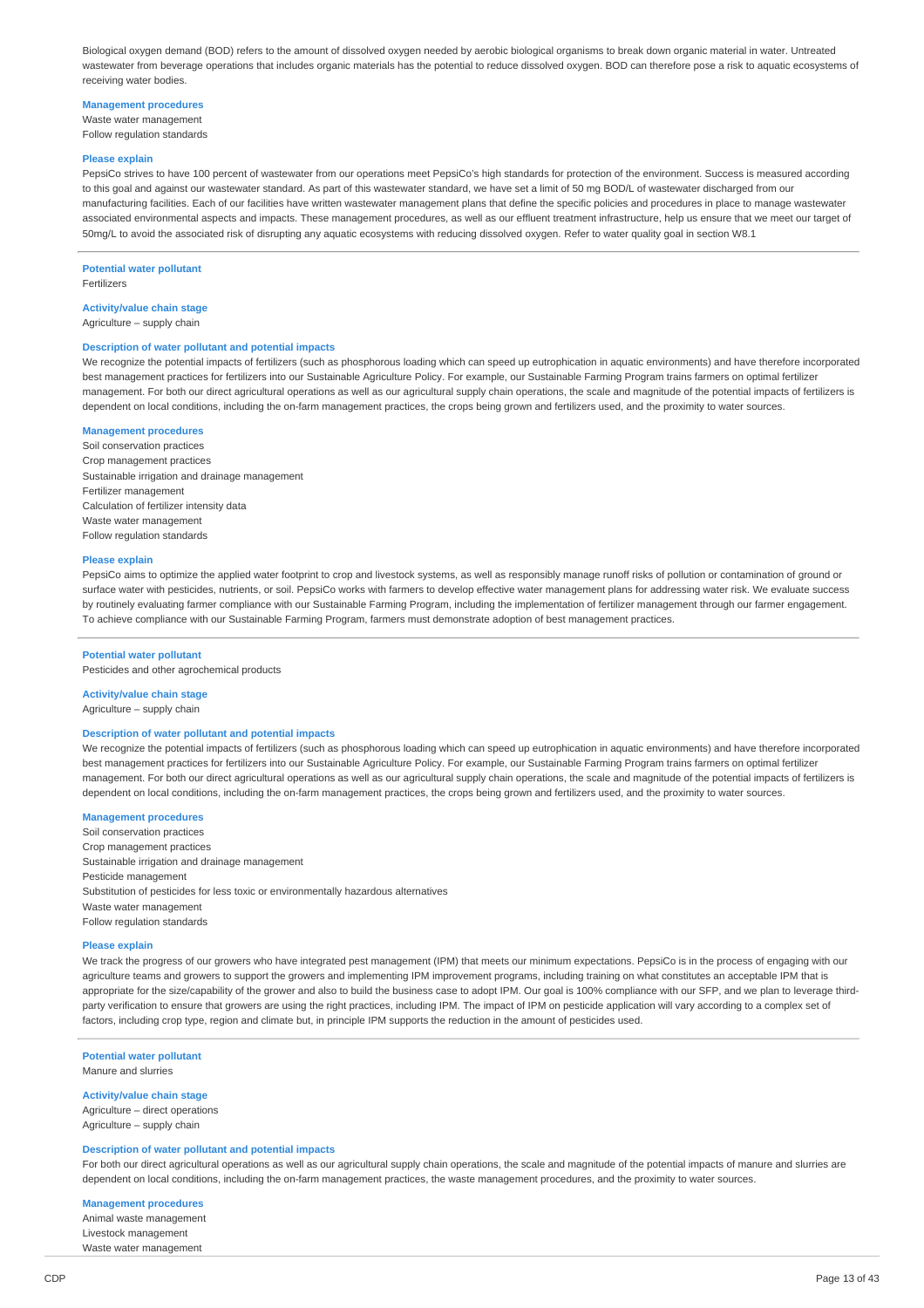Biological oxygen demand (BOD) refers to the amount of dissolved oxygen needed by aerobic biological organisms to break down organic material in water. Untreated wastewater from beverage operations that includes organic materials has the potential to reduce dissolved oxygen. BOD can therefore pose a risk to aquatic ecosystems of receiving water bodies.

**Management procedures**

Waste water management
Follow regulation standards

**Please explain**

PepsiCo strives to have 100 percent of wastewater from our operations meet PepsiCo's high standards for protection of the environment. Success is measured according to this goal and against our wastewater standard. As part of this wastewater standard, we have set a limit of 50 mg BOD/L of wastewater discharged from our manufacturing facilities. Each of our facilities have written wastewater management plans that define the specific policies and procedures in place to manage wastewater associated environmental aspects and impacts. These management procedures, as well as our effluent treatment infrastructure, help us ensure that we meet our target of 50mg/L to avoid the associated risk of disrupting any aquatic ecosystems with reducing dissolved oxygen. Refer to water quality goal in section W8.1

---

**Potential water pollutant**

Fertilizers

**Activity/value chain stage**

Agriculture – supply chain

**Description of water pollutant and potential impacts**

We recognize the potential impacts of fertilizers (such as phosphorous loading which can speed up eutrophication in aquatic environments) and have therefore incorporated best management practices for fertilizers into our Sustainable Agriculture Policy. For example, our Sustainable Farming Program trains farmers on optimal fertilizer management. For both our direct agricultural operations as well as our agricultural supply chain operations, the scale and magnitude of the potential impacts of fertilizers is dependent on local conditions, including the on-farm management practices, the crops being grown and fertilizers used, and the proximity to water sources.

**Management procedures**

Soil conservation practices
Crop management practices
Sustainable irrigation and drainage management
Fertilizer management
Calculation of fertilizer intensity data
Waste water management
Follow regulation standards

**Please explain**

PepsiCo aims to optimize the applied water footprint to crop and livestock systems, as well as responsibly manage runoff risks of pollution or contamination of ground or surface water with pesticides, nutrients, or soil. PepsiCo works with farmers to develop effective water management plans for addressing water risk. We evaluate success by routinely evaluating farmer compliance with our Sustainable Farming Program, including the implementation of fertilizer management through our farmer engagement. To achieve compliance with our Sustainable Farming Program, farmers must demonstrate adoption of best management practices.

---

**Potential water pollutant**

Pesticides and other agrochemical products

**Activity/value chain stage**

Agriculture – supply chain

**Description of water pollutant and potential impacts**

We recognize the potential impacts of fertilizers (such as phosphorous loading which can speed up eutrophication in aquatic environments) and have therefore incorporated best management practices for fertilizers into our Sustainable Agriculture Policy. For example, our Sustainable Farming Program trains farmers on optimal fertilizer management. For both our direct agricultural operations as well as our agricultural supply chain operations, the scale and magnitude of the potential impacts of fertilizers is dependent on local conditions, including the on-farm management practices, the crops being grown and fertilizers used, and the proximity to water sources.

**Management procedures**

Soil conservation practices
Crop management practices
Sustainable irrigation and drainage management
Pesticide management
Substitution of pesticides for less toxic or environmentally hazardous alternatives
Waste water management
Follow regulation standards

**Please explain**

We track the progress of our growers who have integrated pest management (IPM) that meets our minimum expectations. PepsiCo is in the process of engaging with our agriculture teams and growers to support the growers and implementing IPM improvement programs, including training on what constitutes an acceptable IPM that is appropriate for the size/capability of the grower and also to build the business case to adopt IPM. Our goal is 100% compliance with our SFP, and we plan to leverage third-party verification to ensure that growers are using the right practices, including IPM. The impact of IPM on pesticide application will vary according to a complex set of factors, including crop type, region and climate but, in principle IPM supports the reduction in the amount of pesticides used.

---

**Potential water pollutant**

Manure and slurries

**Activity/value chain stage**

Agriculture – direct operations
Agriculture – supply chain

**Description of water pollutant and potential impacts**

For both our direct agricultural operations as well as our agricultural supply chain operations, the scale and magnitude of the potential impacts of manure and slurries are dependent on local conditions, including the on-farm management practices, the waste management procedures, and the proximity to water sources.

**Management procedures**

Animal waste management
Livestock management
Waste water management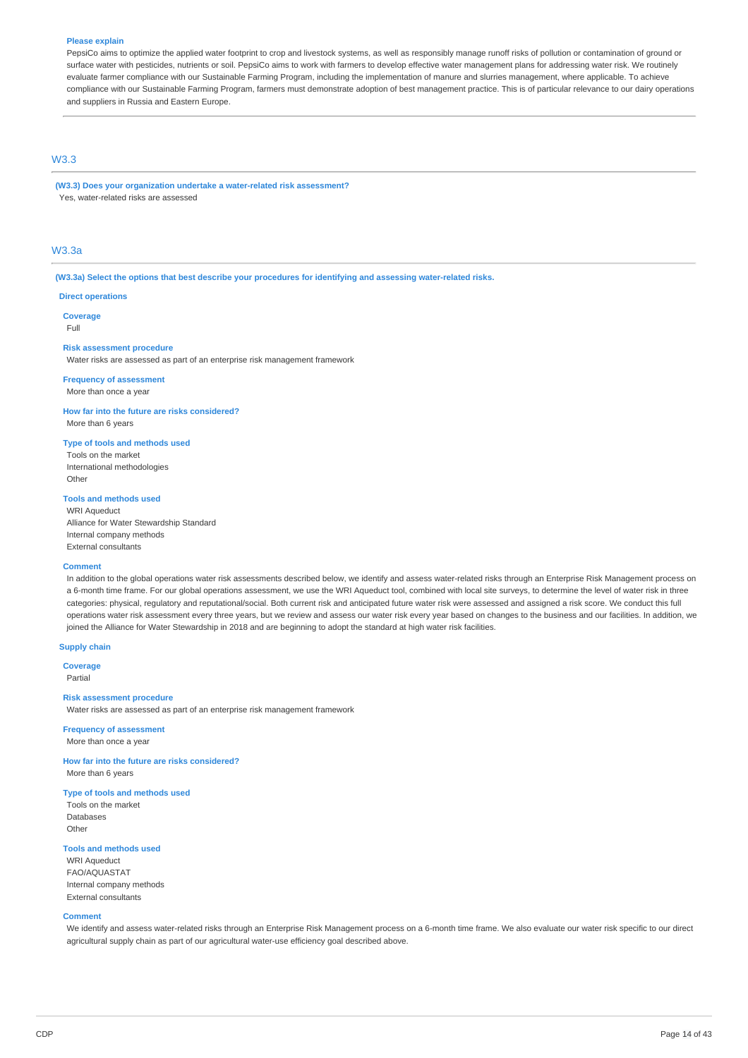#### Please explain

PepsiCo aims to optimize the applied water footprint to crop and livestock systems, as well as responsibly manage runoff risks of pollution or contamination of ground or surface water with pesticides, nutrients or soil. PepsiCo aims to work with farmers to develop effective water management plans for addressing water risk. We routinely evaluate farmer compliance with our Sustainable Farming Program, including the implementation of manure and slurries management, where applicable. To achieve compliance with our Sustainable Farming Program, farmers must demonstrate adoption of best management practice. This is of particular relevance to our dairy operations and suppliers in Russia and Eastern Europe.

## W3.3

**(W3.3) Does your organization undertake a water-related risk assessment?**

Yes, water-related risks are assessed

## W3.3a

**(W3.3a) Select the options that best describe your procedures for identifying and assessing water-related risks.**

### Direct operations

#### Coverage

Full

#### Risk assessment procedure

Water risks are assessed as part of an enterprise risk management framework

#### Frequency of assessment

More than once a year

#### How far into the future are risks considered?

More than 6 years

#### Type of tools and methods used

Tools on the market
International methodologies
Other

#### Tools and methods used

WRI Aqueduct
Alliance for Water Stewardship Standard
Internal company methods
External consultants

#### Comment

In addition to the global operations water risk assessments described below, we identify and assess water-related risks through an Enterprise Risk Management process on a 6-month time frame. For our global operations assessment, we use the WRI Aqueduct tool, combined with local site surveys, to determine the level of water risk in three categories: physical, regulatory and reputational/social. Both current risk and anticipated future water risk were assessed and assigned a risk score. We conduct this full operations water risk assessment every three years, but we review and assess our water risk every year based on changes to the business and our facilities. In addition, we joined the Alliance for Water Stewardship in 2018 and are beginning to adopt the standard at high water risk facilities.

### Supply chain

#### Coverage

Partial

#### Risk assessment procedure

Water risks are assessed as part of an enterprise risk management framework

#### Frequency of assessment

More than once a year

#### How far into the future are risks considered?

More than 6 years

#### Type of tools and methods used

Tools on the market
Databases
Other

#### Tools and methods used

WRI Aqueduct
FAO/AQUASTAT
Internal company methods
External consultants

#### Comment

We identify and assess water-related risks through an Enterprise Risk Management process on a 6-month time frame. We also evaluate our water risk specific to our direct agricultural supply chain as part of our agricultural water-use efficiency goal described above.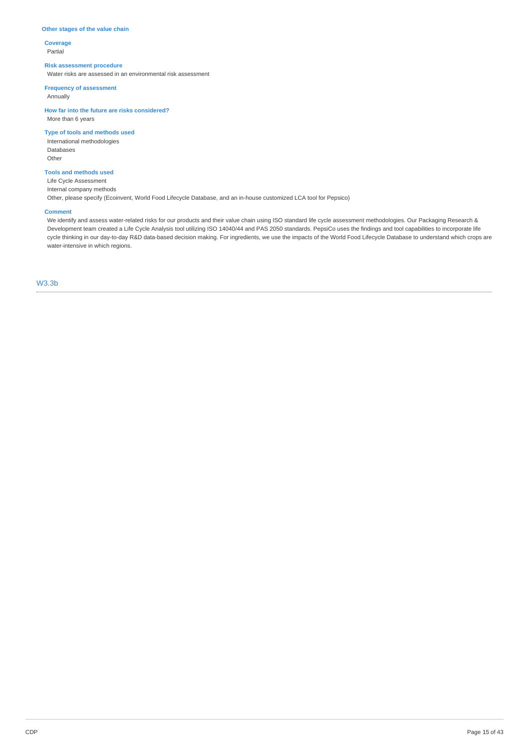### Other stages of the value chain

**Coverage**

Partial

**Risk assessment procedure**

Water risks are assessed in an environmental risk assessment

**Frequency of assessment**

Annually

**How far into the future are risks considered?**

More than 6 years

**Type of tools and methods used**

International methodologies
Databases
Other

**Tools and methods used**

Life Cycle Assessment
Internal company methods
Other, please specify (Ecoinvent, World Food Lifecycle Database, and an in-house customized LCA tool for Pepsico)

**Comment**

We identify and assess water-related risks for our products and their value chain using ISO standard life cycle assessment methodologies. Our Packaging Research & Development team created a Life Cycle Analysis tool utilizing ISO 14040/44 and PAS 2050 standards. PepsiCo uses the findings and tool capabilities to incorporate life cycle thinking in our day-to-day R&D data-based decision making. For ingredients, we use the impacts of the World Food Lifecycle Database to understand which crops are water-intensive in which regions.

## W3.3b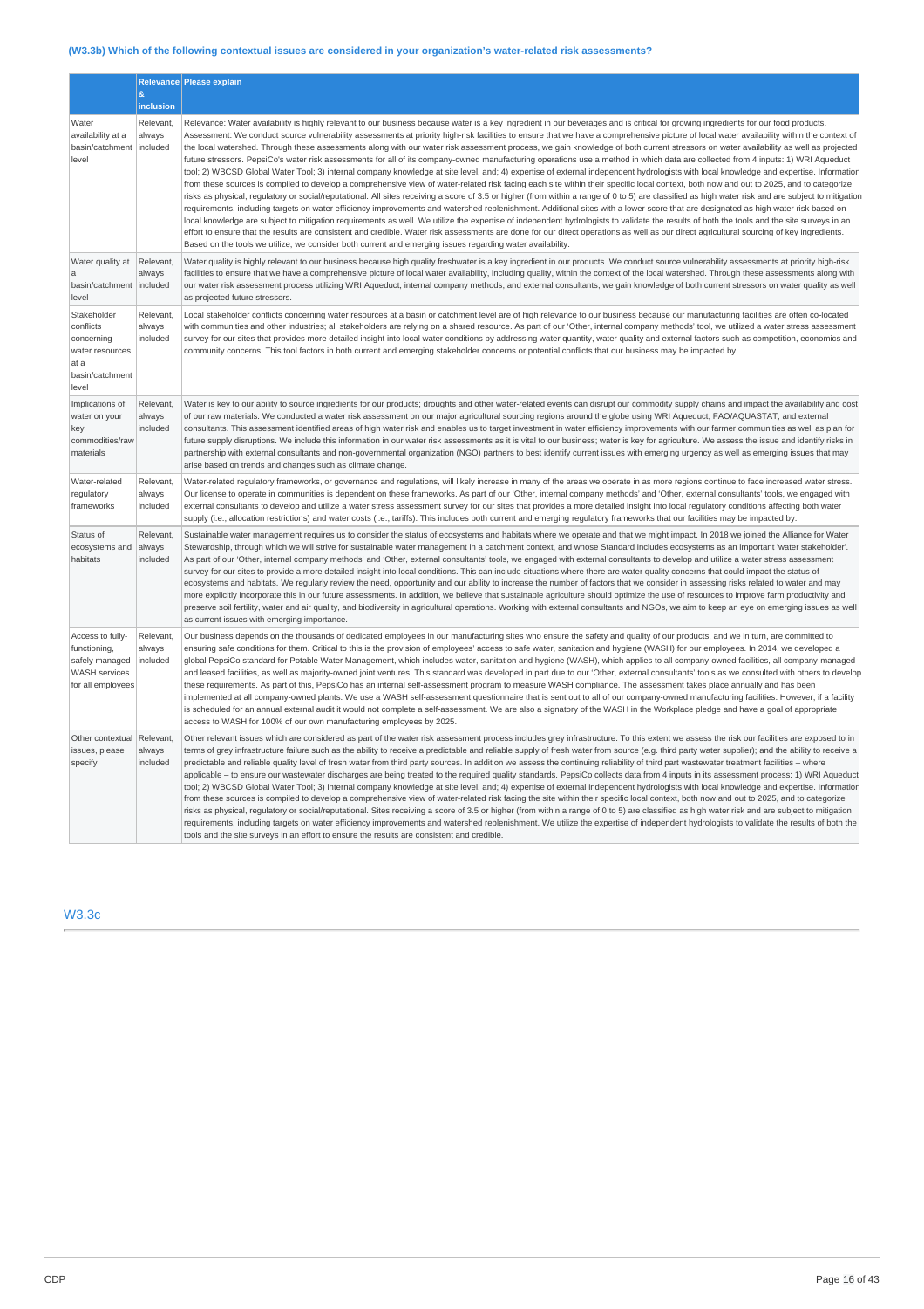### (W3.3b) Which of the following contextual issues are considered in your organization's water-related risk assessments?

| | Relevance & inclusion | Please explain |
|---|---|---|
| Water availability at a basin/catchment level | Relevant, always included | Relevance: Water availability is highly relevant to our business because water is a key ingredient in our beverages and is critical for growing ingredients for our food products. Assessment: We conduct source vulnerability assessments at priority high-risk facilities to ensure that we have a comprehensive picture of local water availability within the context of the local watershed. Through these assessments along with our water risk assessment process, we gain knowledge of both current stressors on water availability as well as projected future stressors. PepsiCo's water risk assessments for all of its company-owned manufacturing operations use a method in which data are collected from 4 inputs: 1) WRI Aqueduct tool; 2) WBCSD Global Water Tool; 3) internal company knowledge at site level, and; 4) expertise of external independent hydrologists with local knowledge and expertise. Information from these sources is compiled to develop a comprehensive view of water-related risk facing each site within their specific local context, both now and out to 2025, and to categorize risks as physical, regulatory or social/reputational. All sites receiving a score of 3.5 or higher (from within a range of 0 to 5) are classified as high water risk and are subject to mitigation requirements, including targets on water efficiency improvements and watershed replenishment. Additional sites with a lower score that are designated as high water risk based on local knowledge are subject to mitigation requirements as well. We utilize the expertise of independent hydrologists to validate the results of both the tools and the site surveys in an effort to ensure that the results are consistent and credible. Water risk assessments are done for our direct operations as well as our direct agricultural sourcing of key ingredients. Based on the tools we utilize, we consider both current and emerging issues regarding water availability. |
| Water quality at a basin/catchment level | Relevant, always included | Water quality is highly relevant to our business because high quality freshwater is a key ingredient in our products. We conduct source vulnerability assessments at priority high-risk facilities to ensure that we have a comprehensive picture of local water availability, including quality, within the context of the local watershed. Through these assessments along with our water risk assessment process utilizing WRI Aqueduct, internal company methods, and external consultants, we gain knowledge of both current stressors on water quality as well as projected future stressors. |
| Stakeholder conflicts concerning water resources at a basin/catchment level | Relevant, always included | Local stakeholder conflicts concerning water resources at a basin or catchment level are of high relevance to our business because our manufacturing facilities are often co-located with communities and other industries; all stakeholders are relying on a shared resource. As part of our 'Other, internal company methods' tool, we utilized a water stress assessment survey for our sites that provides more detailed insight into local water conditions by addressing water quantity, water quality and external factors such as competition, economics and community concerns. This tool factors in both current and emerging stakeholder concerns or potential conflicts that our business may be impacted by. |
| Implications of water on your key commodities/raw materials | Relevant, always included | Water is key to our ability to source ingredients for our products; droughts and other water-related events can disrupt our commodity supply chains and impact the availability and cost of our raw materials. We conducted a water risk assessment on our major agricultural sourcing regions around the globe using WRI Aqueduct, FAO/AQUASTAT, and external consultants. This assessment identified areas of high water risk and enables us to target investment in water efficiency improvements with our farmer communities as well as plan for future supply disruptions. We include this information in our water risk assessments as it is vital to our business; water is key for agriculture. We assess the issue and identify risks in partnership with external consultants and non-governmental organization (NGO) partners to best identify current issues with emerging urgency as well as emerging issues that may arise based on trends and changes such as climate change. |
| Water-related regulatory frameworks | Relevant, always included | Water-related regulatory frameworks, or governance and regulations, will likely increase in many of the areas we operate in as more regions continue to face increased water stress. Our license to operate in communities is dependent on these frameworks. As part of our 'Other, internal company methods' and 'Other, external consultants' tools, we engaged with external consultants to develop and utilize a water stress assessment survey for our sites that provides a more detailed insight into local regulatory conditions affecting both water supply (i.e., allocation restrictions) and water costs (i.e., tariffs). This includes both current and emerging regulatory frameworks that our facilities may be impacted by. |
| Status of ecosystems and habitats | Relevant, always included | Sustainable water management requires us to consider the status of ecosystems and habitats where we operate and that we might impact. In 2018 we joined the Alliance for Water Stewardship, through which we will strive for sustainable water management in a catchment context, and whose Standard includes ecosystems as an important 'water stakeholder'. As part of our 'Other, internal company methods' and 'Other, external consultants' tools, we engaged with external consultants to develop and utilize a water stress assessment survey for our sites to provide a more detailed insight into local conditions. This can include situations where there are water quality concerns that could impact the status of ecosystems and habitats. We regularly review the need, opportunity and our ability to increase the number of factors that we consider in assessing risks related to water and may more explicitly incorporate this in our future assessments. In addition, we believe that sustainable agriculture should optimize the use of resources to improve farm productivity and preserve soil fertility, water and air quality, and biodiversity in agricultural operations. Working with external consultants and NGOs, we aim to keep an eye on emerging issues as well as current issues with emerging importance. |
| Access to fully-functioning, safely managed WASH services for all employees | Relevant, always included | Our business depends on the thousands of dedicated employees in our manufacturing sites who ensure the safety and quality of our products, and we in turn, are committed to ensuring safe conditions for them. Critical to this is the provision of employees' access to safe water, sanitation and hygiene (WASH) for our employees. In 2014, we developed a global PepsiCo standard for Potable Water Management, which includes water, sanitation and hygiene (WASH), which applies to all company-owned facilities, all company-managed and leased facilities, as well as majority-owned joint ventures. This standard was developed in part due to our 'Other, external consultants' tools as we consulted with others to develop these requirements. As part of this, PepsiCo has an internal self-assessment program to measure WASH compliance. The assessment takes place annually and has been implemented at all company-owned plants. We use a WASH self-assessment questionnaire that is sent out to all of our company-owned manufacturing facilities. However, if a facility is scheduled for an annual external audit it would not complete a self-assessment. We are also a signatory of the WASH in the Workplace pledge and have a goal of appropriate access to WASH for 100% of our own manufacturing employees by 2025. |
| Other contextual issues, please specify | Relevant, always included | Other relevant issues which are considered as part of the water risk assessment process includes grey infrastructure. To this extent we assess the risk our facilities are exposed to in terms of grey infrastructure failure such as the ability to receive a predictable and reliable supply of fresh water from source (e.g. third party water supplier); and the ability to receive a predictable and reliable quality level of fresh water from third party sources. In addition we assess the continuing reliability of third part wastewater treatment facilities – where applicable – to ensure our wastewater discharges are being treated to the required quality standards. PepsiCo collects data from 4 inputs in its assessment process: 1) WRI Aqueduct tool; 2) WBCSD Global Water Tool; 3) internal company knowledge at site level, and; 4) expertise of external independent hydrologists with local knowledge and expertise. Information from these sources is compiled to develop a comprehensive view of water-related risk facing the site within their specific local context, both now and out to 2025, and to categorize risks as physical, regulatory or social/reputational. Sites receiving a score of 3.5 or higher (from within a range of 0 to 5) are classified as high water risk and are subject to mitigation requirements, including targets on water efficiency improvements and watershed replenishment. We utilize the expertise of independent hydrologists to validate the results of both the tools and the site surveys in an effort to ensure the results are consistent and credible. |

## W3.3c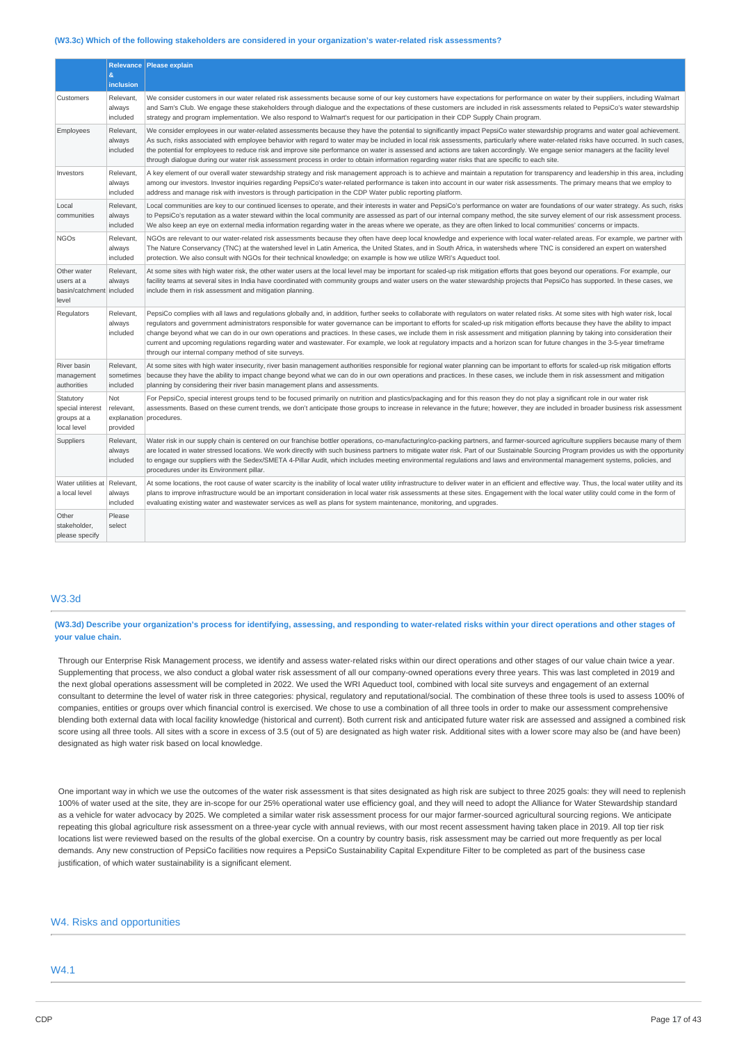**(W3.3c) Which of the following stakeholders are considered in your organization's water-related risk assessments?**

| | Relevance & inclusion | Please explain |
|---|---|---|
| Customers | Relevant, always included | We consider customers in our water related risk assessments because some of our key customers have expectations for performance on water by their suppliers, including Walmart and Sam's Club. We engage these stakeholders through dialogue and the expectations of these customers are included in risk assessments related to PepsiCo's water stewardship strategy and program implementation. We also respond to Walmart's request for our participation in their CDP Supply Chain program. |
| Employees | Relevant, always included | We consider employees in our water-related assessments because they have the potential to significantly impact PepsiCo water stewardship programs and water goal achievement. As such, risks associated with employee behavior with regard to water may be included in local risk assessments, particularly where water-related risks have occurred. In such cases, the potential for employees to reduce risk and improve site performance on water is assessed and actions are taken accordingly. We engage senior managers at the facility level through dialogue during our water risk assessment process in order to obtain information regarding water risks that are specific to each site. |
| Investors | Relevant, always included | A key element of our overall water stewardship strategy and risk management approach is to achieve and maintain a reputation for transparency and leadership in this area, including among our investors. Investor inquiries regarding PepsiCo's water-related performance is taken into account in our water risk assessments. The primary means that we employ to address and manage risk with investors is through participation in the CDP Water public reporting platform. |
| Local communities | Relevant, always included | Local communities are key to our continued licenses to operate, and their interests in water and PepsiCo's performance on water are foundations of our water strategy. As such, risks to PepsiCo's reputation as a water steward within the local community are assessed as part of our internal company method, the site survey element of our risk assessment process. We also keep an eye on external media information regarding water in the areas where we operate, as they are often linked to local communities' concerns or impacts. |
| NGOs | Relevant, always included | NGOs are relevant to our water-related risk assessments because they often have deep local knowledge and experience with local water-related areas. For example, we partner with The Nature Conservancy (TNC) at the watershed level in Latin America, the United States, and in South Africa, in watersheds where TNC is considered an expert on watershed protection. We also consult with NGOs for their technical knowledge; on example is how we utilize WRI's Aqueduct tool. |
| Other water users at a basin/catchment level | Relevant, always included | At some sites with high water risk, the other water users at the local level may be important for scaled-up risk mitigation efforts that goes beyond our operations. For example, our facility teams at several sites in India have coordinated with community groups and water users on the water stewardship projects that PepsiCo has supported. In these cases, we include them in risk assessment and mitigation planning. |
| Regulators | Relevant, always included | PepsiCo complies with all laws and regulations globally and, in addition, further seeks to collaborate with regulators on water related risks. At some sites with high water risk, local regulators and government administrators responsible for water governance can be important to efforts for scaled-up risk mitigation efforts because they have the ability to impact change beyond what we can do in our own operations and practices. In these cases, we include them in risk assessment and mitigation planning by taking into consideration their current and upcoming regulations regarding water and wastewater. For example, we look at regulatory impacts and a horizon scan for future changes in the 3-5-year timeframe through our internal company method of site surveys. |
| River basin management authorities | Relevant, sometimes included | At some sites with high water insecurity, river basin management authorities responsible for regional water planning can be important to efforts for scaled-up risk mitigation efforts because they have the ability to impact change beyond what we can do in our own operations and practices. In these cases, we include them in risk assessment and mitigation planning by considering their river basin management plans and assessments. |
| Statutory special interest groups at a local level | Not relevant, explanation provided | For PepsiCo, special interest groups tend to be focused primarily on nutrition and plastics/packaging and for this reason they do not play a significant role in our water risk assessments. Based on these current trends, we don't anticipate those groups to increase in relevance in the future; however, they are included in broader business risk assessment procedures. |
| Suppliers | Relevant, always included | Water risk in our supply chain is centered on our franchise bottler operations, co-manufacturing/co-packing partners, and farmer-sourced agriculture suppliers because many of them are located in water stressed locations. We work directly with such business partners to mitigate water risk. Part of our Sustainable Sourcing Program provides us with the opportunity to engage our suppliers with the Sedex/SMETA 4-Pillar Audit, which includes meeting environmental regulations and laws and environmental management systems, policies, and procedures under its Environment pillar. |
| Water utilities at a local level | Relevant, always included | At some locations, the root cause of water scarcity is the inability of local water utility infrastructure to deliver water in an efficient and effective way. Thus, the local water utility and its plans to improve infrastructure would be an important consideration in local water risk assessments at these sites. Engagement with the local water utility could come in the form of evaluating existing water and wastewater services as well as plans for system maintenance, monitoring, and upgrades. |
| Other stakeholder, please specify | Please select | |

## W3.3d

**(W3.3d) Describe your organization's process for identifying, assessing, and responding to water-related risks within your direct operations and other stages of your value chain.**

Through our Enterprise Risk Management process, we identify and assess water-related risks within our direct operations and other stages of our value chain twice a year. Supplementing that process, we also conduct a global water risk assessment of all our company-owned operations every three years. This was last completed in 2019 and the next global operations assessment will be completed in 2022. We used the WRI Aqueduct tool, combined with local site surveys and engagement of an external consultant to determine the level of water risk in three categories: physical, regulatory and reputational/social. The combination of these three tools is used to assess 100% of companies, entities or groups over which financial control is exercised. We chose to use a combination of all three tools in order to make our assessment comprehensive blending both external data with local facility knowledge (historical and current). Both current risk and anticipated future water risk are assessed and assigned a combined risk score using all three tools. All sites with a score in excess of 3.5 (out of 5) are designated as high water risk. Additional sites with a lower score may also be (and have been) designated as high water risk based on local knowledge.

One important way in which we use the outcomes of the water risk assessment is that sites designated as high risk are subject to three 2025 goals: they will need to replenish 100% of water used at the site, they are in-scope for our 25% operational water use efficiency goal, and they will need to adopt the Alliance for Water Stewardship standard as a vehicle for water advocacy by 2025. We completed a similar water risk assessment process for our major farmer-sourced agricultural sourcing regions. We anticipate repeating this global agriculture risk assessment on a three-year cycle with annual reviews, with our most recent assessment having taken place in 2019. All top tier risk locations list were reviewed based on the results of the global exercise. On a country by country basis, risk assessment may be carried out more frequently as per local demands. Any new construction of PepsiCo facilities now requires a PepsiCo Sustainability Capital Expenditure Filter to be completed as part of the business case justification, of which water sustainability is a significant element.

## W4. Risks and opportunities

## W4.1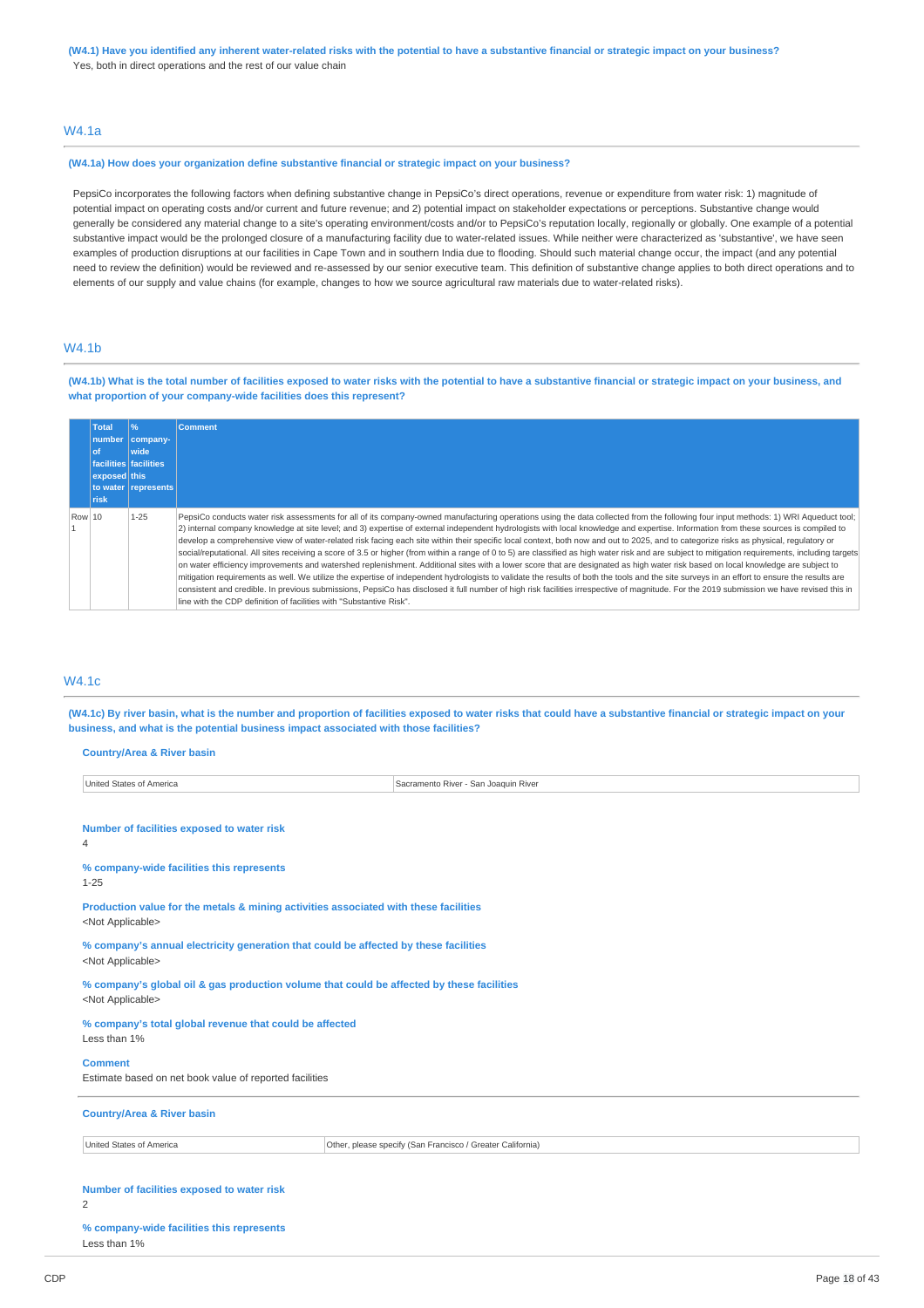**(W4.1) Have you identified any inherent water-related risks with the potential to have a substantive financial or strategic impact on your business?**

Yes, both in direct operations and the rest of our value chain

## W4.1a

**(W4.1a) How does your organization define substantive financial or strategic impact on your business?**

PepsiCo incorporates the following factors when defining substantive change in PepsiCo's direct operations, revenue or expenditure from water risk: 1) magnitude of potential impact on operating costs and/or current and future revenue; and 2) potential impact on stakeholder expectations or perceptions. Substantive change would generally be considered any material change to a site's operating environment/costs and/or to PepsiCo's reputation locally, regionally or globally. One example of a potential substantive impact would be the prolonged closure of a manufacturing facility due to water-related issues. While neither were characterized as 'substantive', we have seen examples of production disruptions at our facilities in Cape Town and in southern India due to flooding. Should such material change occur, the impact (and any potential need to review the definition) would be reviewed and re-assessed by our senior executive team. This definition of substantive change applies to both direct operations and to elements of our supply and value chains (for example, changes to how we source agricultural raw materials due to water-related risks).

## W4.1b

**(W4.1b) What is the total number of facilities exposed to water risks with the potential to have a substantive financial or strategic impact on your business, and what proportion of your company-wide facilities does this represent?**

| | Total number of facilities exposed to water risk | % company-wide facilities this represents | Comment |
|---|---|---|---|
| Row 1 | 10 | 1-25 | PepsiCo conducts water risk assessments for all of its company-owned manufacturing operations using the data collected from the following four input methods: 1) WRI Aqueduct tool; 2) internal company knowledge at site level; and 3) expertise of external independent hydrologists with local knowledge and expertise. Information from these sources is compiled to develop a comprehensive view of water-related risk facing each site within their specific local context, both now and out to 2025, and to categorize risks as physical, regulatory or social/reputational. All sites receiving a score of 3.5 or higher (from within a range of 0 to 5) are classified as high water risk and are subject to mitigation requirements, including targets on water efficiency improvements and watershed replenishment. Additional sites with a lower score that are designated as high water risk based on local knowledge are subject to mitigation requirements as well. We utilize the expertise of independent hydrologists to validate the results of both the tools and the site surveys in an effort to ensure the results are consistent and credible. In previous submissions, PepsiCo has disclosed it full number of high risk facilities irrespective of magnitude. For the 2019 submission we have revised this in line with the CDP definition of facilities with "Substantive Risk". |

## W4.1c

**(W4.1c) By river basin, what is the number and proportion of facilities exposed to water risks that could have a substantive financial or strategic impact on your business, and what is the potential business impact associated with those facilities?**

**Country/Area & River basin**

| United States of America | Sacramento River - San Joaquin River |
|---|---|

**Number of facilities exposed to water risk**

4

**% company-wide facilities this represents**

1-25

**Production value for the metals & mining activities associated with these facilities**

<Not Applicable>

**% company's annual electricity generation that could be affected by these facilities**

<Not Applicable>

**% company's global oil & gas production volume that could be affected by these facilities**

<Not Applicable>

**% company's total global revenue that could be affected**

Less than 1%

**Comment**

Estimate based on net book value of reported facilities

**Country/Area & River basin**

| United States of America | Other, please specify (San Francisco / Greater California) |
|---|---|

**Number of facilities exposed to water risk**

2

**% company-wide facilities this represents**

Less than 1%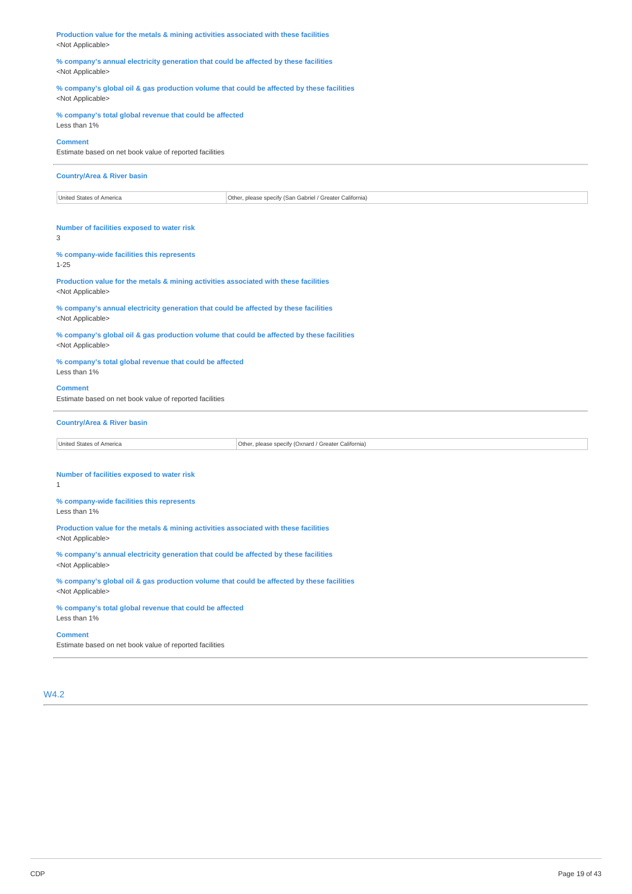**Production value for the metals & mining activities associated with these facilities**
<Not Applicable>

**% company's annual electricity generation that could be affected by these facilities**
<Not Applicable>

**% company's global oil & gas production volume that could be affected by these facilities**
<Not Applicable>

**% company's total global revenue that could be affected**
Less than 1%

**Comment**
Estimate based on net book value of reported facilities

---

**Country/Area & River basin**

| United States of America | Other, please specify (San Gabriel / Greater California) |
|---|---|

**Number of facilities exposed to water risk**
3

**% company-wide facilities this represents**
1-25

**Production value for the metals & mining activities associated with these facilities**
<Not Applicable>

**% company's annual electricity generation that could be affected by these facilities**
<Not Applicable>

**% company's global oil & gas production volume that could be affected by these facilities**
<Not Applicable>

**% company's total global revenue that could be affected**
Less than 1%

**Comment**
Estimate based on net book value of reported facilities

---

**Country/Area & River basin**

| United States of America | Other, please specify (Oxnard / Greater California) |
|---|---|

**Number of facilities exposed to water risk**
1

**% company-wide facilities this represents**
Less than 1%

**Production value for the metals & mining activities associated with these facilities**
<Not Applicable>

**% company's annual electricity generation that could be affected by these facilities**
<Not Applicable>

**% company's global oil & gas production volume that could be affected by these facilities**
<Not Applicable>

**% company's total global revenue that could be affected**
Less than 1%

**Comment**
Estimate based on net book value of reported facilities

---

## W4.2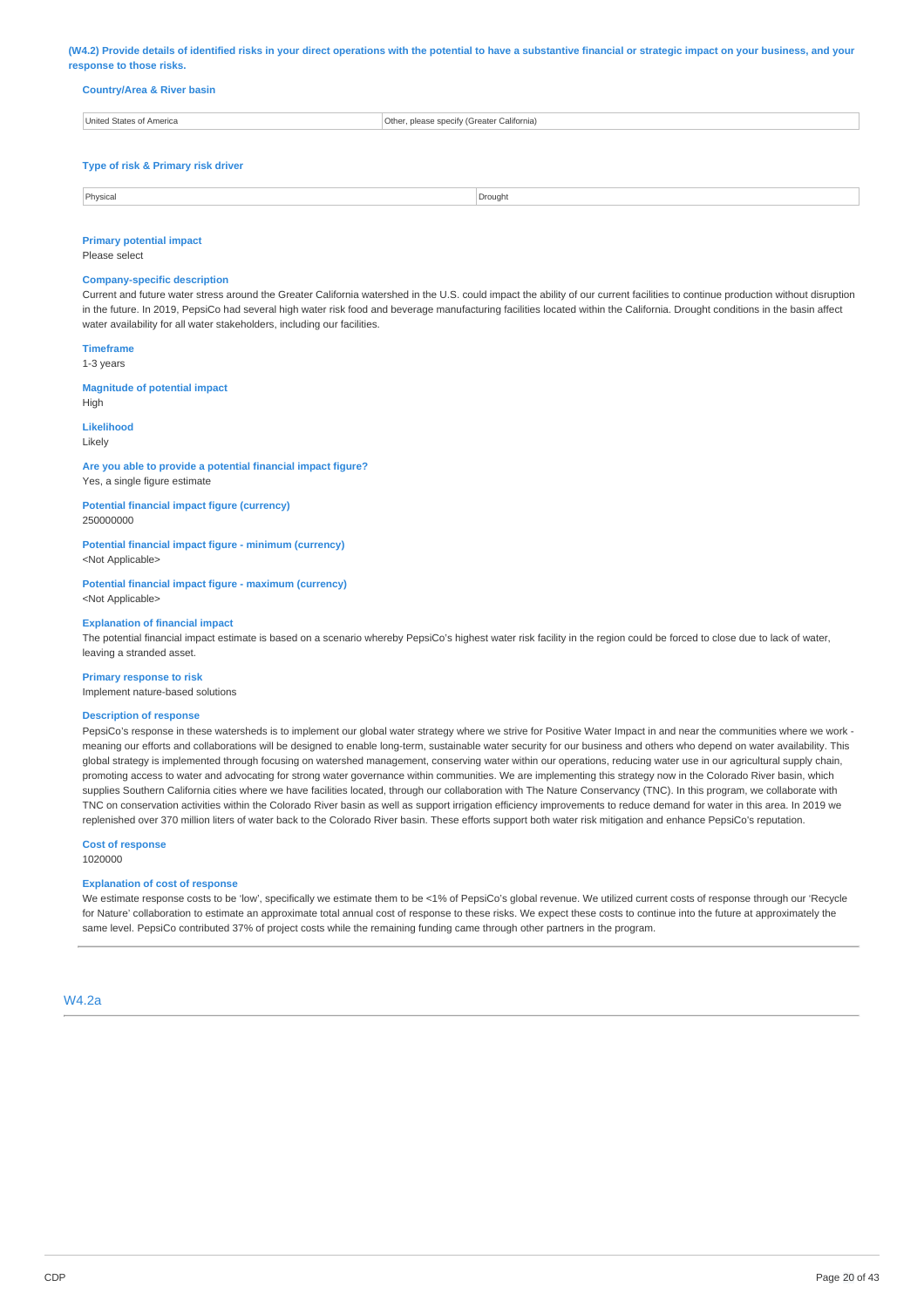**(W4.2) Provide details of identified risks in your direct operations with the potential to have a substantive financial or strategic impact on your business, and your response to those risks.**

**Country/Area & River basin**

| United States of America | Other, please specify (Greater California) |
|---|---|

**Type of risk & Primary risk driver**

| Physical | Drought |
|---|---|

**Primary potential impact**

Please select

**Company-specific description**

Current and future water stress around the Greater California watershed in the U.S. could impact the ability of our current facilities to continue production without disruption in the future. In 2019, PepsiCo had several high water risk food and beverage manufacturing facilities located within the California. Drought conditions in the basin affect water availability for all water stakeholders, including our facilities.

**Timeframe**

1-3 years

**Magnitude of potential impact**

High

**Likelihood**

Likely

**Are you able to provide a potential financial impact figure?**

Yes, a single figure estimate

**Potential financial impact figure (currency)**

250000000

**Potential financial impact figure - minimum (currency)**

<Not Applicable>

**Potential financial impact figure - maximum (currency)**

<Not Applicable>

**Explanation of financial impact**

The potential financial impact estimate is based on a scenario whereby PepsiCo's highest water risk facility in the region could be forced to close due to lack of water, leaving a stranded asset.

**Primary response to risk**

Implement nature-based solutions

**Description of response**

PepsiCo's response in these watersheds is to implement our global water strategy where we strive for Positive Water Impact in and near the communities where we work - meaning our efforts and collaborations will be designed to enable long-term, sustainable water security for our business and others who depend on water availability. This global strategy is implemented through focusing on watershed management, conserving water within our operations, reducing water use in our agricultural supply chain, promoting access to water and advocating for strong water governance within communities. We are implementing this strategy now in the Colorado River basin, which supplies Southern California cities where we have facilities located, through our collaboration with The Nature Conservancy (TNC). In this program, we collaborate with TNC on conservation activities within the Colorado River basin as well as support irrigation efficiency improvements to reduce demand for water in this area. In 2019 we replenished over 370 million liters of water back to the Colorado River basin. These efforts support both water risk mitigation and enhance PepsiCo's reputation.

**Cost of response**

1020000

**Explanation of cost of response**

We estimate response costs to be 'low', specifically we estimate them to be <1% of PepsiCo's global revenue. We utilized current costs of response through our 'Recycle for Nature' collaboration to estimate an approximate total annual cost of response to these risks. We expect these costs to continue into the future at approximately the same level. PepsiCo contributed 37% of project costs while the remaining funding came through other partners in the program.

## W4.2a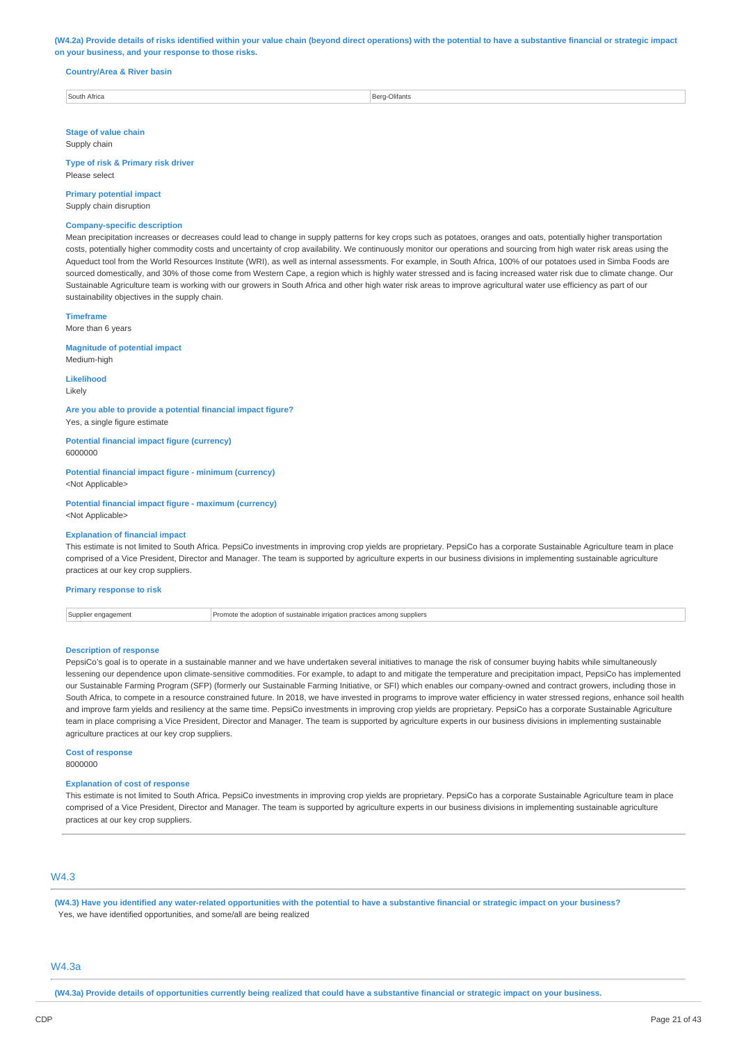**(W4.2a) Provide details of risks identified within your value chain (beyond direct operations) with the potential to have a substantive financial or strategic impact on your business, and your response to those risks.**

**Country/Area & River basin**

| South Africa | Berg-Olifants |
|---|---|

**Stage of value chain**
Supply chain

**Type of risk & Primary risk driver**
Please select

**Primary potential impact**
Supply chain disruption

**Company-specific description**
Mean precipitation increases or decreases could lead to change in supply patterns for key crops such as potatoes, oranges and oats, potentially higher transportation costs, potentially higher commodity costs and uncertainty of crop availability. We continuously monitor our operations and sourcing from high water risk areas using the Aqueduct tool from the World Resources Institute (WRI), as well as internal assessments. For example, in South Africa, 100% of our potatoes used in Simba Foods are sourced domestically, and 30% of those come from Western Cape, a region which is highly water stressed and is facing increased water risk due to climate change. Our Sustainable Agriculture team is working with our growers in South Africa and other high water risk areas to improve agricultural water use efficiency as part of our sustainability objectives in the supply chain.

**Timeframe**
More than 6 years

**Magnitude of potential impact**
Medium-high

**Likelihood**
Likely

**Are you able to provide a potential financial impact figure?**
Yes, a single figure estimate

**Potential financial impact figure (currency)**
6000000

**Potential financial impact figure - minimum (currency)**
<Not Applicable>

**Potential financial impact figure - maximum (currency)**
<Not Applicable>

**Explanation of financial impact**
This estimate is not limited to South Africa. PepsiCo investments in improving crop yields are proprietary. PepsiCo has a corporate Sustainable Agriculture team in place comprised of a Vice President, Director and Manager. The team is supported by agriculture experts in our business divisions in implementing sustainable agriculture practices at our key crop suppliers.

**Primary response to risk**

| Supplier engagement | Promote the adoption of sustainable irrigation practices among suppliers |
|---|---|

**Description of response**
PepsiCo's goal is to operate in a sustainable manner and we have undertaken several initiatives to manage the risk of consumer buying habits while simultaneously lessening our dependence upon climate-sensitive commodities. For example, to adapt to and mitigate the temperature and precipitation impact, PepsiCo has implemented our Sustainable Farming Program (SFP) (formerly our Sustainable Farming Initiative, or SFI) which enables our company-owned and contract growers, including those in South Africa, to compete in a resource constrained future. In 2018, we have invested in programs to improve water efficiency in water stressed regions, enhance soil health and improve farm yields and resiliency at the same time. PepsiCo investments in improving crop yields are proprietary. PepsiCo has a corporate Sustainable Agriculture team in place comprising a Vice President, Director and Manager. The team is supported by agriculture experts in our business divisions in implementing sustainable agriculture practices at our key crop suppliers.

**Cost of response**
8000000

**Explanation of cost of response**
This estimate is not limited to South Africa. PepsiCo investments in improving crop yields are proprietary. PepsiCo has a corporate Sustainable Agriculture team in place comprised of a Vice President, Director and Manager. The team is supported by agriculture experts in our business divisions in implementing sustainable agriculture practices at our key crop suppliers.

## W4.3

**(W4.3) Have you identified any water-related opportunities with the potential to have a substantive financial or strategic impact on your business?**
Yes, we have identified opportunities, and some/all are being realized

## W4.3a

**(W4.3a) Provide details of opportunities currently being realized that could have a substantive financial or strategic impact on your business.**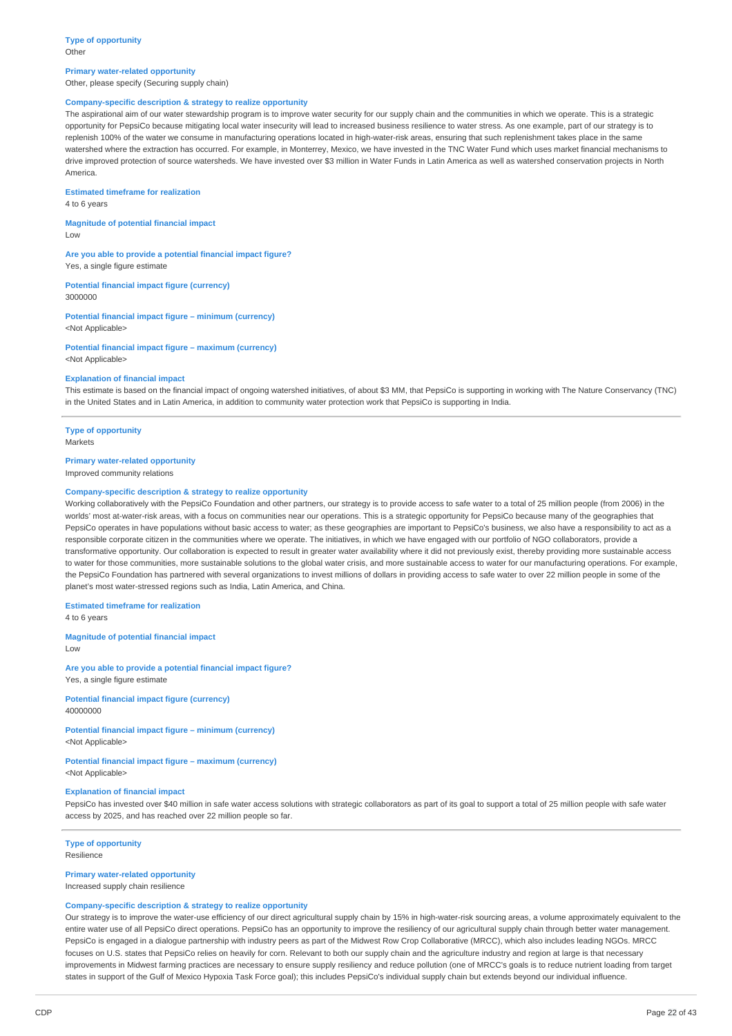**Type of opportunity**
Other

**Primary water-related opportunity**
Other, please specify (Securing supply chain)

**Company-specific description & strategy to realize opportunity**
The aspirational aim of our water stewardship program is to improve water security for our supply chain and the communities in which we operate. This is a strategic opportunity for PepsiCo because mitigating local water insecurity will lead to increased business resilience to water stress. As one example, part of our strategy is to replenish 100% of the water we consume in manufacturing operations located in high-water-risk areas, ensuring that such replenishment takes place in the same watershed where the extraction has occurred. For example, in Monterrey, Mexico, we have invested in the TNC Water Fund which uses market financial mechanisms to drive improved protection of source watersheds. We have invested over $3 million in Water Funds in Latin America as well as watershed conservation projects in North America.

**Estimated timeframe for realization**
4 to 6 years

**Magnitude of potential financial impact**
Low

**Are you able to provide a potential financial impact figure?**
Yes, a single figure estimate

**Potential financial impact figure (currency)**
3000000

**Potential financial impact figure – minimum (currency)**
<Not Applicable>

**Potential financial impact figure – maximum (currency)**
<Not Applicable>

**Explanation of financial impact**
This estimate is based on the financial impact of ongoing watershed initiatives, of about $3 MM, that PepsiCo is supporting in working with The Nature Conservancy (TNC) in the United States and in Latin America, in addition to community water protection work that PepsiCo is supporting in India.

---

**Type of opportunity**
Markets

**Primary water-related opportunity**
Improved community relations

**Company-specific description & strategy to realize opportunity**
Working collaboratively with the PepsiCo Foundation and other partners, our strategy is to provide access to safe water to a total of 25 million people (from 2006) in the worlds' most at-water-risk areas, with a focus on communities near our operations. This is a strategic opportunity for PepsiCo because many of the geographies that PepsiCo operates in have populations without basic access to water; as these geographies are important to PepsiCo's business, we also have a responsibility to act as a responsible corporate citizen in the communities where we operate. The initiatives, in which we have engaged with our portfolio of NGO collaborators, provide a transformative opportunity. Our collaboration is expected to result in greater water availability where it did not previously exist, thereby providing more sustainable access to water for those communities, more sustainable solutions to the global water crisis, and more sustainable access to water for our manufacturing operations. For example, the PepsiCo Foundation has partnered with several organizations to invest millions of dollars in providing access to safe water to over 22 million people in some of the planet's most water-stressed regions such as India, Latin America, and China.

**Estimated timeframe for realization**
4 to 6 years

**Magnitude of potential financial impact**
Low

**Are you able to provide a potential financial impact figure?**
Yes, a single figure estimate

**Potential financial impact figure (currency)**
40000000

**Potential financial impact figure – minimum (currency)**
<Not Applicable>

**Potential financial impact figure – maximum (currency)**
<Not Applicable>

**Explanation of financial impact**
PepsiCo has invested over $40 million in safe water access solutions with strategic collaborators as part of its goal to support a total of 25 million people with safe water access by 2025, and has reached over 22 million people so far.

---

**Type of opportunity**
Resilience

**Primary water-related opportunity**
Increased supply chain resilience

**Company-specific description & strategy to realize opportunity**
Our strategy is to improve the water-use efficiency of our direct agricultural supply chain by 15% in high-water-risk sourcing areas, a volume approximately equivalent to the entire water use of all PepsiCo direct operations. PepsiCo has an opportunity to improve the resiliency of our agricultural supply chain through better water management. PepsiCo is engaged in a dialogue partnership with industry peers as part of the Midwest Row Crop Collaborative (MRCC), which also includes leading NGOs. MRCC focuses on U.S. states that PepsiCo relies on heavily for corn. Relevant to both our supply chain and the agriculture industry and region at large is that necessary improvements in Midwest farming practices are necessary to ensure supply resiliency and reduce pollution (one of MRCC's goals is to reduce nutrient loading from target states in support of the Gulf of Mexico Hypoxia Task Force goal); this includes PepsiCo's individual supply chain but extends beyond our individual influence.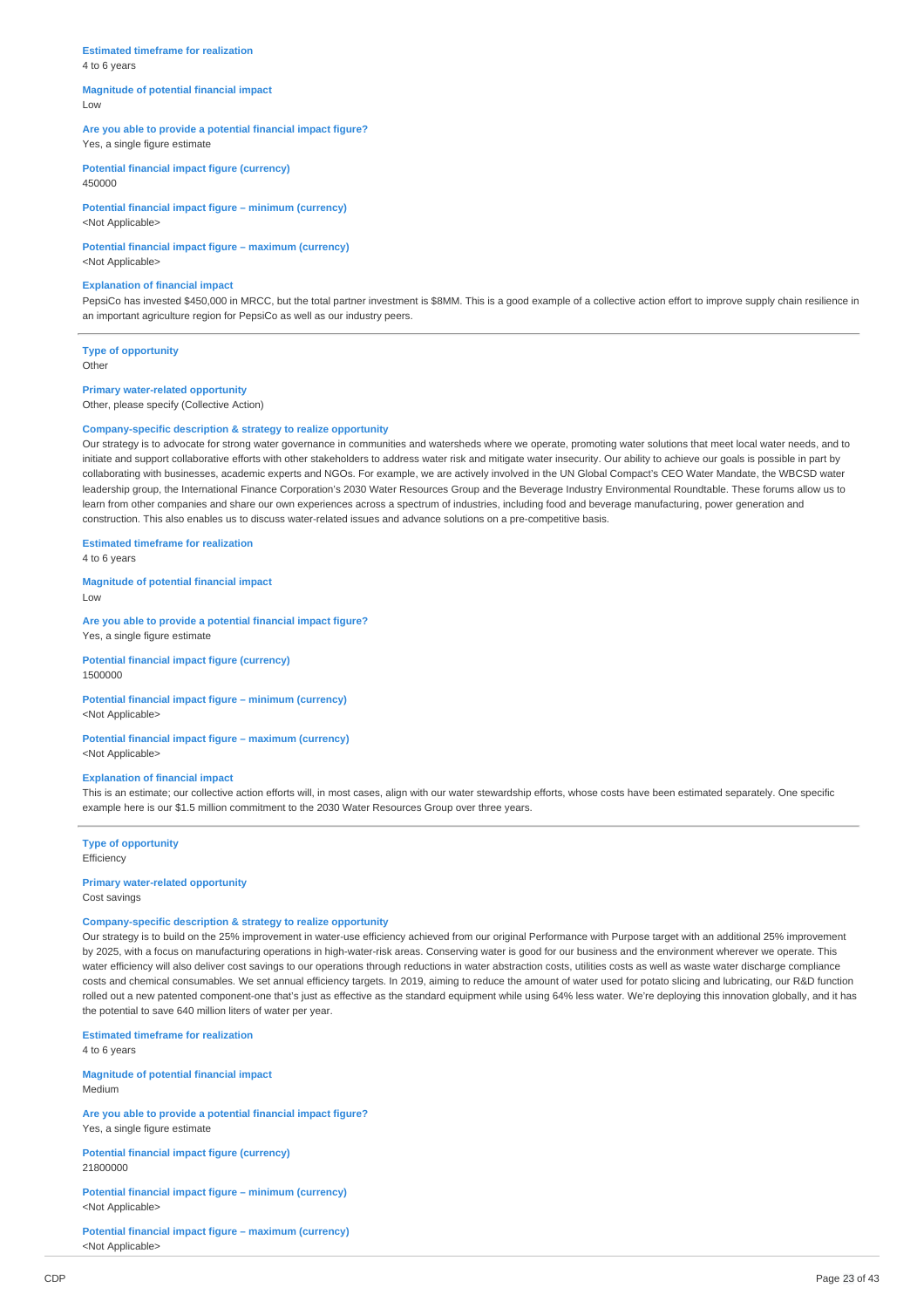**Estimated timeframe for realization**
4 to 6 years

**Magnitude of potential financial impact**
Low

**Are you able to provide a potential financial impact figure?**
Yes, a single figure estimate

**Potential financial impact figure (currency)**
450000

**Potential financial impact figure – minimum (currency)**
<Not Applicable>

**Potential financial impact figure – maximum (currency)**
<Not Applicable>

**Explanation of financial impact**
PepsiCo has invested $450,000 in MRCC, but the total partner investment is $8MM. This is a good example of a collective action effort to improve supply chain resilience in an important agriculture region for PepsiCo as well as our industry peers.

---

**Type of opportunity**
Other

**Primary water-related opportunity**
Other, please specify (Collective Action)

**Company-specific description & strategy to realize opportunity**
Our strategy is to advocate for strong water governance in communities and watersheds where we operate, promoting water solutions that meet local water needs, and to initiate and support collaborative efforts with other stakeholders to address water risk and mitigate water insecurity. Our ability to achieve our goals is possible in part by collaborating with businesses, academic experts and NGOs. For example, we are actively involved in the UN Global Compact's CEO Water Mandate, the WBCSD water leadership group, the International Finance Corporation's 2030 Water Resources Group and the Beverage Industry Environmental Roundtable. These forums allow us to learn from other companies and share our own experiences across a spectrum of industries, including food and beverage manufacturing, power generation and construction. This also enables us to discuss water-related issues and advance solutions on a pre-competitive basis.

**Estimated timeframe for realization**
4 to 6 years

**Magnitude of potential financial impact**
Low

**Are you able to provide a potential financial impact figure?**
Yes, a single figure estimate

**Potential financial impact figure (currency)**
1500000

**Potential financial impact figure – minimum (currency)**
<Not Applicable>

**Potential financial impact figure – maximum (currency)**
<Not Applicable>

**Explanation of financial impact**
This is an estimate; our collective action efforts will, in most cases, align with our water stewardship efforts, whose costs have been estimated separately. One specific example here is our $1.5 million commitment to the 2030 Water Resources Group over three years.

---

**Type of opportunity**
Efficiency

**Primary water-related opportunity**
Cost savings

**Company-specific description & strategy to realize opportunity**
Our strategy is to build on the 25% improvement in water-use efficiency achieved from our original Performance with Purpose target with an additional 25% improvement by 2025, with a focus on manufacturing operations in high-water-risk areas. Conserving water is good for our business and the environment wherever we operate. This water efficiency will also deliver cost savings to our operations through reductions in water abstraction costs, utilities costs as well as waste water discharge compliance costs and chemical consumables. We set annual efficiency targets. In 2019, aiming to reduce the amount of water used for potato slicing and lubricating, our R&D function rolled out a new patented component-one that's just as effective as the standard equipment while using 64% less water. We're deploying this innovation globally, and it has the potential to save 640 million liters of water per year.

**Estimated timeframe for realization**
4 to 6 years

**Magnitude of potential financial impact**
Medium

**Are you able to provide a potential financial impact figure?**
Yes, a single figure estimate

**Potential financial impact figure (currency)**
21800000

**Potential financial impact figure – minimum (currency)**
<Not Applicable>

**Potential financial impact figure – maximum (currency)**
<Not Applicable>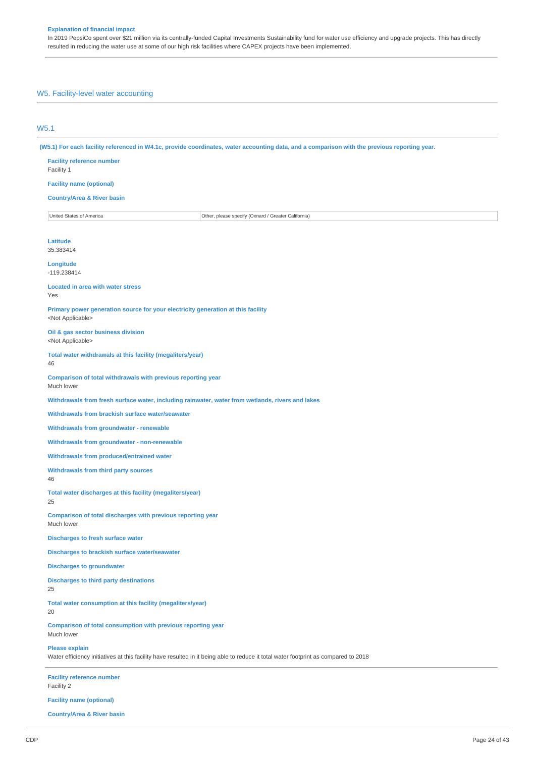**Explanation of financial impact**

In 2019 PepsiCo spent over $21 million via its centrally-funded Capital Investments Sustainability fund for water use efficiency and upgrade projects. This has directly resulted in reducing the water use at some of our high risk facilities where CAPEX projects have been implemented.

## W5. Facility-level water accounting

### W5.1

**(W5.1) For each facility referenced in W4.1c, provide coordinates, water accounting data, and a comparison with the previous reporting year.**

**Facility reference number**
Facility 1

**Facility name (optional)**

**Country/Area & River basin**

| | |
|---|---|
| United States of America | Other, please specify (Oxnard / Greater California) |

**Latitude**
35.383414

**Longitude**
-119.238414

**Located in area with water stress**
Yes

**Primary power generation source for your electricity generation at this facility**
<Not Applicable>

**Oil & gas sector business division**
<Not Applicable>

**Total water withdrawals at this facility (megaliters/year)**
46

**Comparison of total withdrawals with previous reporting year**
Much lower

**Withdrawals from fresh surface water, including rainwater, water from wetlands, rivers and lakes**

**Withdrawals from brackish surface water/seawater**

**Withdrawals from groundwater - renewable**

**Withdrawals from groundwater - non-renewable**

**Withdrawals from produced/entrained water**

**Withdrawals from third party sources**
46

**Total water discharges at this facility (megaliters/year)**
25

**Comparison of total discharges with previous reporting year**
Much lower

**Discharges to fresh surface water**

**Discharges to brackish surface water/seawater**

**Discharges to groundwater**

**Discharges to third party destinations**
25

**Total water consumption at this facility (megaliters/year)**
20

**Comparison of total consumption with previous reporting year**
Much lower

**Please explain**
Water efficiency initiatives at this facility have resulted in it being able to reduce it total water footprint as compared to 2018

**Facility reference number**
Facility 2

**Facility name (optional)**

**Country/Area & River basin**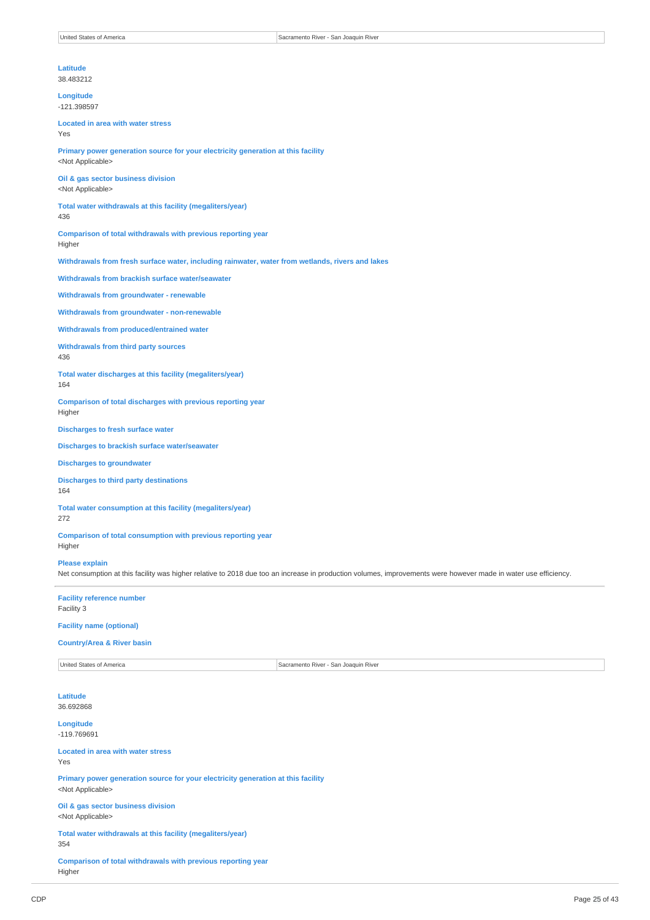| United States of America | Sacramento River - San Joaquin River |
|---|---|

**Latitude**
38.483212

**Longitude**
-121.398597

**Located in area with water stress**
Yes

**Primary power generation source for your electricity generation at this facility**
<Not Applicable>

**Oil & gas sector business division**
<Not Applicable>

**Total water withdrawals at this facility (megaliters/year)**
436

**Comparison of total withdrawals with previous reporting year**
Higher

**Withdrawals from fresh surface water, including rainwater, water from wetlands, rivers and lakes**

**Withdrawals from brackish surface water/seawater**

**Withdrawals from groundwater - renewable**

**Withdrawals from groundwater - non-renewable**

**Withdrawals from produced/entrained water**

**Withdrawals from third party sources**
436

**Total water discharges at this facility (megaliters/year)**
164

**Comparison of total discharges with previous reporting year**
Higher

**Discharges to fresh surface water**

**Discharges to brackish surface water/seawater**

**Discharges to groundwater**

**Discharges to third party destinations**
164

**Total water consumption at this facility (megaliters/year)**
272

**Comparison of total consumption with previous reporting year**
Higher

**Please explain**
Net consumption at this facility was higher relative to 2018 due too an increase in production volumes, improvements were however made in water use efficiency.

---

**Facility reference number**
Facility 3

**Facility name (optional)**

**Country/Area & River basin**

| United States of America | Sacramento River - San Joaquin River |
|---|---|

**Latitude**
36.692868

**Longitude**
-119.769691

**Located in area with water stress**
Yes

**Primary power generation source for your electricity generation at this facility**
<Not Applicable>

**Oil & gas sector business division**
<Not Applicable>

**Total water withdrawals at this facility (megaliters/year)**
354

**Comparison of total withdrawals with previous reporting year**
Higher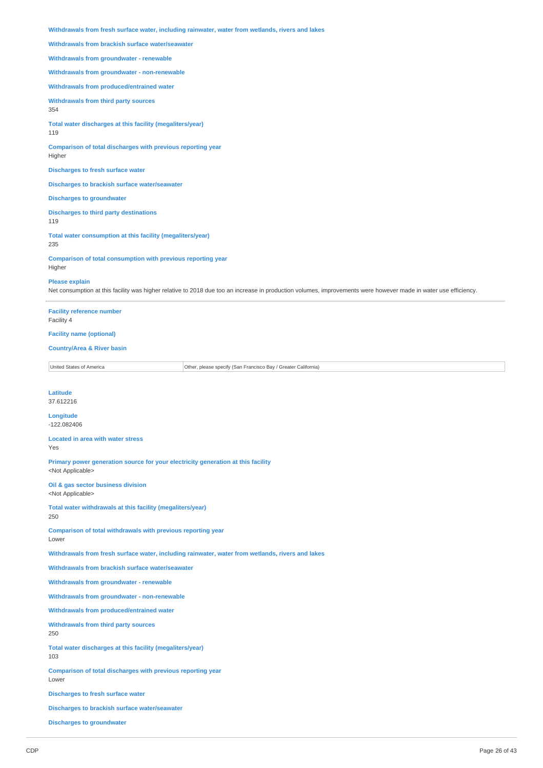**Withdrawals from fresh surface water, including rainwater, water from wetlands, rivers and lakes**

**Withdrawals from brackish surface water/seawater**

**Withdrawals from groundwater - renewable**

**Withdrawals from groundwater - non-renewable**

**Withdrawals from produced/entrained water**

**Withdrawals from third party sources**
354

**Total water discharges at this facility (megaliters/year)**
119

**Comparison of total discharges with previous reporting year**
Higher

**Discharges to fresh surface water**

**Discharges to brackish surface water/seawater**

**Discharges to groundwater**

**Discharges to third party destinations**
119

**Total water consumption at this facility (megaliters/year)**
235

**Comparison of total consumption with previous reporting year**
Higher

**Please explain**
Net consumption at this facility was higher relative to 2018 due too an increase in production volumes, improvements were however made in water use efficiency.

---

**Facility reference number**
Facility 4

**Facility name (optional)**

**Country/Area & River basin**

| United States of America | Other, please specify (San Francisco Bay / Greater California) |
|---|---|

**Latitude**
37.612216

**Longitude**
-122.082406

**Located in area with water stress**
Yes

**Primary power generation source for your electricity generation at this facility**
<Not Applicable>

**Oil & gas sector business division**
<Not Applicable>

**Total water withdrawals at this facility (megaliters/year)**
250

**Comparison of total withdrawals with previous reporting year**
Lower

**Withdrawals from fresh surface water, including rainwater, water from wetlands, rivers and lakes**

**Withdrawals from brackish surface water/seawater**

**Withdrawals from groundwater - renewable**

**Withdrawals from groundwater - non-renewable**

**Withdrawals from produced/entrained water**

**Withdrawals from third party sources**
250

**Total water discharges at this facility (megaliters/year)**
103

**Comparison of total discharges with previous reporting year**
Lower

**Discharges to fresh surface water**

**Discharges to brackish surface water/seawater**

**Discharges to groundwater**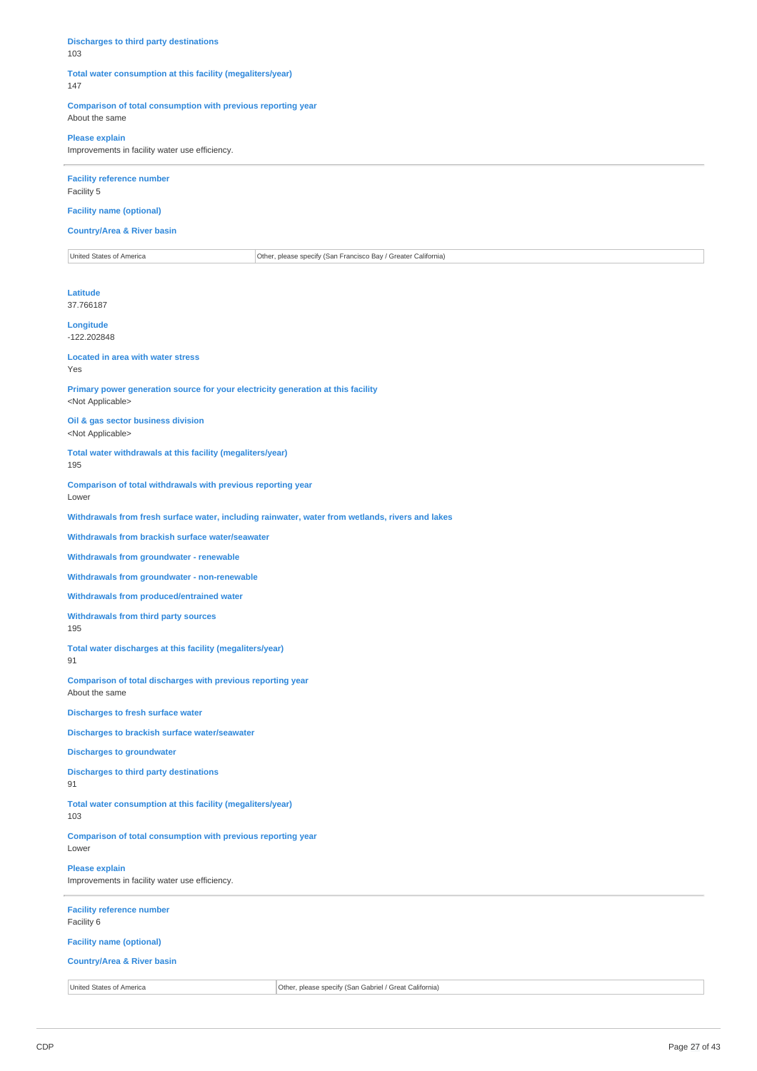**Discharges to third party destinations**
103

**Total water consumption at this facility (megaliters/year)**
147

**Comparison of total consumption with previous reporting year**
About the same

**Please explain**
Improvements in facility water use efficiency.

---

**Facility reference number**
Facility 5

**Facility name (optional)**

**Country/Area & River basin**

| United States of America | Other, please specify (San Francisco Bay / Greater California) |
|---|---|

**Latitude**
37.766187

**Longitude**
-122.202848

**Located in area with water stress**
Yes

**Primary power generation source for your electricity generation at this facility**
<Not Applicable>

**Oil & gas sector business division**
<Not Applicable>

**Total water withdrawals at this facility (megaliters/year)**
195

**Comparison of total withdrawals with previous reporting year**
Lower

**Withdrawals from fresh surface water, including rainwater, water from wetlands, rivers and lakes**

**Withdrawals from brackish surface water/seawater**

**Withdrawals from groundwater - renewable**

**Withdrawals from groundwater - non-renewable**

**Withdrawals from produced/entrained water**

**Withdrawals from third party sources**
195

**Total water discharges at this facility (megaliters/year)**
91

**Comparison of total discharges with previous reporting year**
About the same

**Discharges to fresh surface water**

**Discharges to brackish surface water/seawater**

**Discharges to groundwater**

**Discharges to third party destinations**
91

**Total water consumption at this facility (megaliters/year)**
103

**Comparison of total consumption with previous reporting year**
Lower

**Please explain**
Improvements in facility water use efficiency.

---

**Facility reference number**
Facility 6

**Facility name (optional)**

**Country/Area & River basin**

| United States of America | Other, please specify (San Gabriel / Great California) |
|---|---|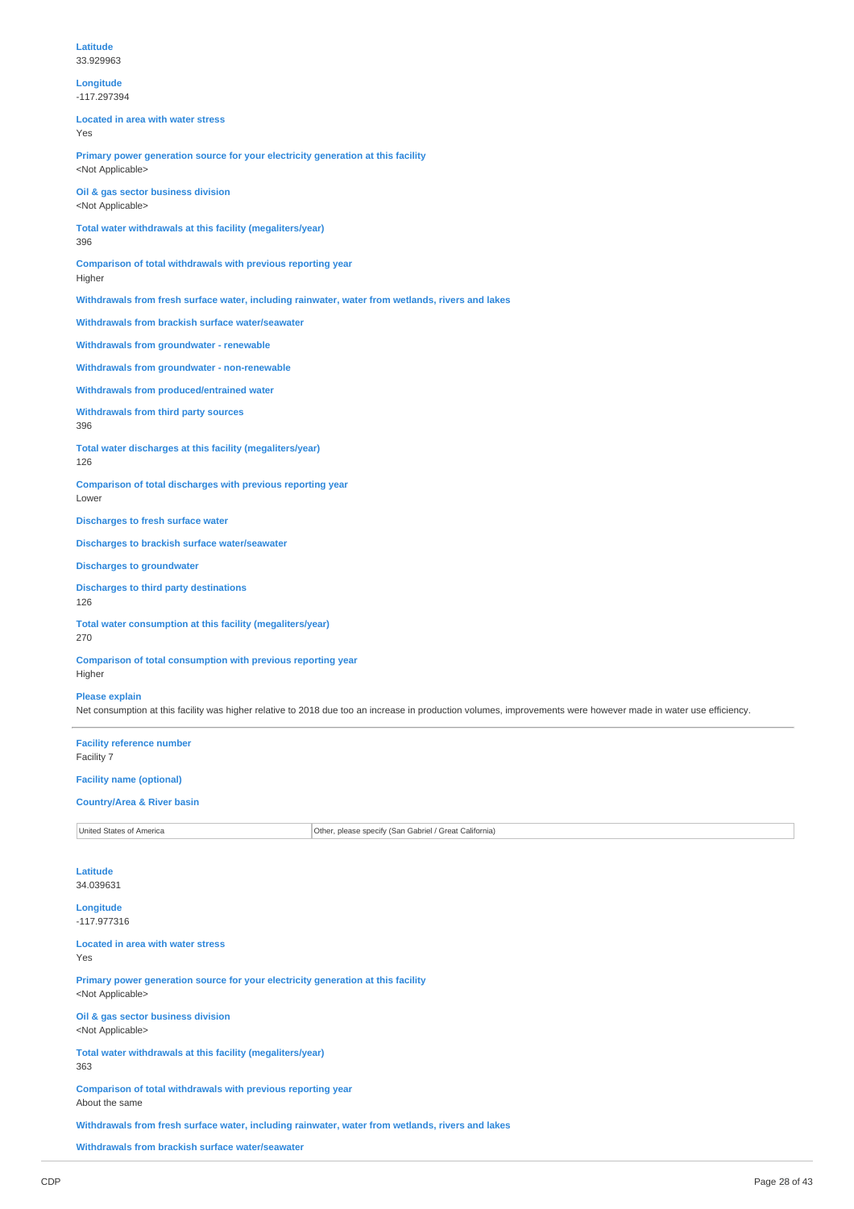**Latitude**
33.929963

**Longitude**
-117.297394

**Located in area with water stress**
Yes

**Primary power generation source for your electricity generation at this facility**
<Not Applicable>

**Oil & gas sector business division**
<Not Applicable>

**Total water withdrawals at this facility (megaliters/year)**
396

**Comparison of total withdrawals with previous reporting year**
Higher

**Withdrawals from fresh surface water, including rainwater, water from wetlands, rivers and lakes**

**Withdrawals from brackish surface water/seawater**

**Withdrawals from groundwater - renewable**

**Withdrawals from groundwater - non-renewable**

**Withdrawals from produced/entrained water**

**Withdrawals from third party sources**
396

**Total water discharges at this facility (megaliters/year)**
126

**Comparison of total discharges with previous reporting year**
Lower

**Discharges to fresh surface water**

**Discharges to brackish surface water/seawater**

**Discharges to groundwater**

**Discharges to third party destinations**
126

**Total water consumption at this facility (megaliters/year)**
270

**Comparison of total consumption with previous reporting year**
Higher

**Please explain**
Net consumption at this facility was higher relative to 2018 due too an increase in production volumes, improvements were however made in water use efficiency.

---

**Facility reference number**
Facility 7

**Facility name (optional)**

**Country/Area & River basin**

| | |
|---|---|
| United States of America | Other, please specify (San Gabriel / Great California) |

**Latitude**
34.039631

**Longitude**
-117.977316

**Located in area with water stress**
Yes

**Primary power generation source for your electricity generation at this facility**
<Not Applicable>

**Oil & gas sector business division**
<Not Applicable>

**Total water withdrawals at this facility (megaliters/year)**
363

**Comparison of total withdrawals with previous reporting year**
About the same

**Withdrawals from fresh surface water, including rainwater, water from wetlands, rivers and lakes**

**Withdrawals from brackish surface water/seawater**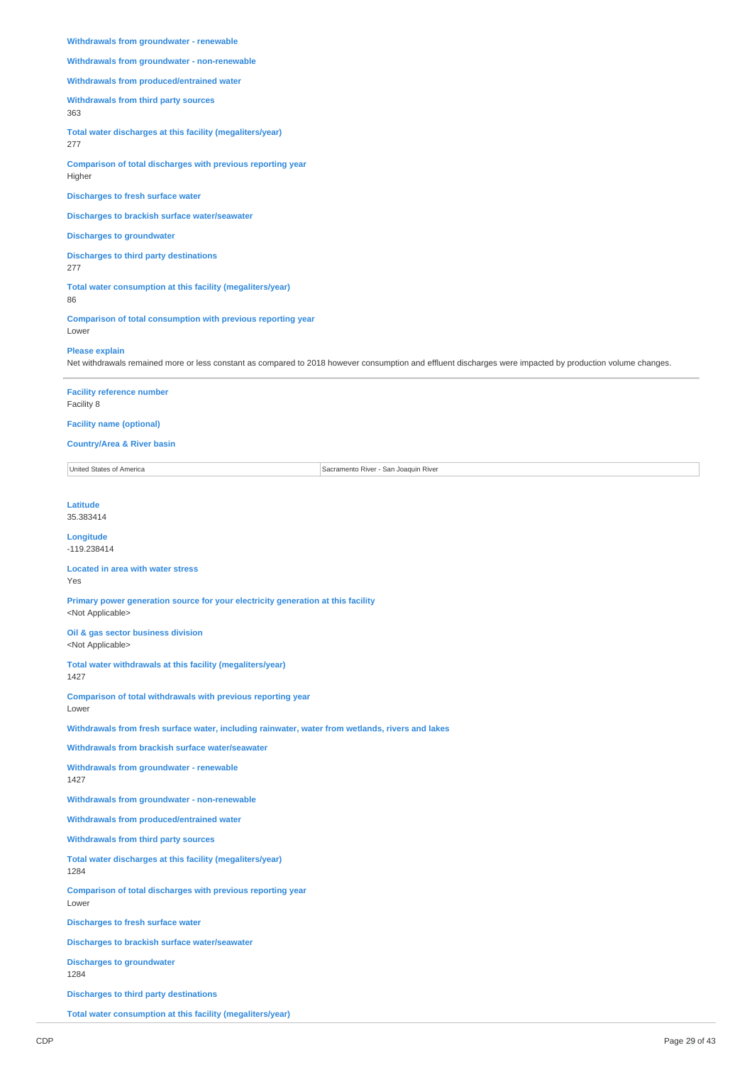**Withdrawals from groundwater - renewable**

**Withdrawals from groundwater - non-renewable**

**Withdrawals from produced/entrained water**

**Withdrawals from third party sources**
363

**Total water discharges at this facility (megaliters/year)**
277

**Comparison of total discharges with previous reporting year**
Higher

**Discharges to fresh surface water**

**Discharges to brackish surface water/seawater**

**Discharges to groundwater**

**Discharges to third party destinations**
277

**Total water consumption at this facility (megaliters/year)**
86

**Comparison of total consumption with previous reporting year**
Lower

**Please explain**
Net withdrawals remained more or less constant as compared to 2018 however consumption and effluent discharges were impacted by production volume changes.

---

**Facility reference number**
Facility 8

**Facility name (optional)**

**Country/Area & River basin**

| United States of America | Sacramento River - San Joaquin River |
|---|---|

**Latitude**
35.383414

**Longitude**
-119.238414

**Located in area with water stress**
Yes

**Primary power generation source for your electricity generation at this facility**
<Not Applicable>

**Oil & gas sector business division**
<Not Applicable>

**Total water withdrawals at this facility (megaliters/year)**
1427

**Comparison of total withdrawals with previous reporting year**
Lower

**Withdrawals from fresh surface water, including rainwater, water from wetlands, rivers and lakes**

**Withdrawals from brackish surface water/seawater**

**Withdrawals from groundwater - renewable**
1427

**Withdrawals from groundwater - non-renewable**

**Withdrawals from produced/entrained water**

**Withdrawals from third party sources**

**Total water discharges at this facility (megaliters/year)**
1284

**Comparison of total discharges with previous reporting year**
Lower

**Discharges to fresh surface water**

**Discharges to brackish surface water/seawater**

**Discharges to groundwater**
1284

**Discharges to third party destinations**

**Total water consumption at this facility (megaliters/year)**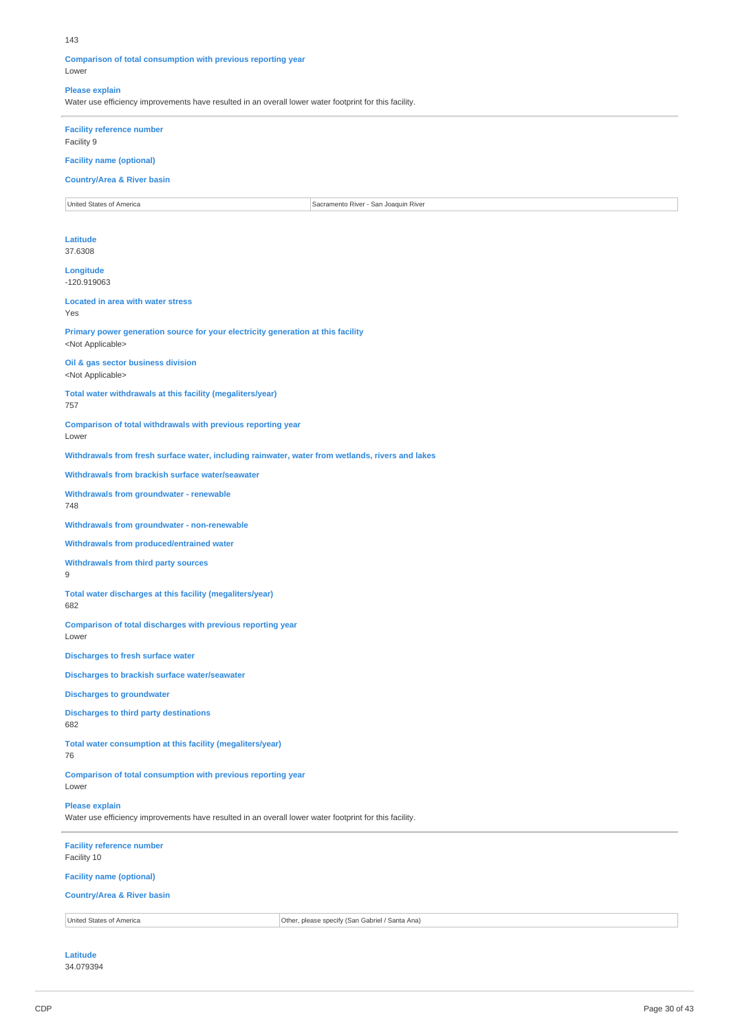143

**Comparison of total consumption with previous reporting year**
Lower

**Please explain**
Water use efficiency improvements have resulted in an overall lower water footprint for this facility.

---

**Facility reference number**
Facility 9

**Facility name (optional)**

**Country/Area & River basin**

| United States of America | Sacramento River - San Joaquin River |
|---|---|

**Latitude**
37.6308

**Longitude**
-120.919063

**Located in area with water stress**
Yes

**Primary power generation source for your electricity generation at this facility**
<Not Applicable>

**Oil & gas sector business division**
<Not Applicable>

**Total water withdrawals at this facility (megaliters/year)**
757

**Comparison of total withdrawals with previous reporting year**
Lower

**Withdrawals from fresh surface water, including rainwater, water from wetlands, rivers and lakes**

**Withdrawals from brackish surface water/seawater**

**Withdrawals from groundwater - renewable**
748

**Withdrawals from groundwater - non-renewable**

**Withdrawals from produced/entrained water**

**Withdrawals from third party sources**
9

**Total water discharges at this facility (megaliters/year)**
682

**Comparison of total discharges with previous reporting year**
Lower

**Discharges to fresh surface water**

**Discharges to brackish surface water/seawater**

**Discharges to groundwater**

**Discharges to third party destinations**
682

**Total water consumption at this facility (megaliters/year)**
76

**Comparison of total consumption with previous reporting year**
Lower

**Please explain**
Water use efficiency improvements have resulted in an overall lower water footprint for this facility.

---

**Facility reference number**
Facility 10

**Facility name (optional)**

**Country/Area & River basin**

| United States of America | Other, please specify (San Gabriel / Santa Ana) |
|---|---|

**Latitude**
34.079394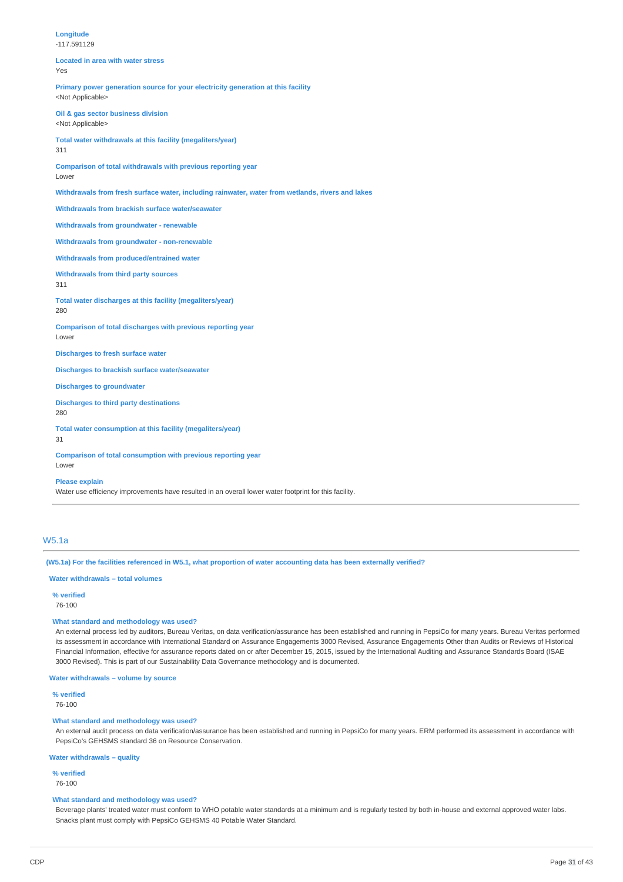**Longitude**
-117.591129

**Located in area with water stress**
Yes

**Primary power generation source for your electricity generation at this facility**
<Not Applicable>

**Oil & gas sector business division**
<Not Applicable>

**Total water withdrawals at this facility (megaliters/year)**
311

**Comparison of total withdrawals with previous reporting year**
Lower

**Withdrawals from fresh surface water, including rainwater, water from wetlands, rivers and lakes**

**Withdrawals from brackish surface water/seawater**

**Withdrawals from groundwater - renewable**

**Withdrawals from groundwater - non-renewable**

**Withdrawals from produced/entrained water**

**Withdrawals from third party sources**
311

**Total water discharges at this facility (megaliters/year)**
280

**Comparison of total discharges with previous reporting year**
Lower

**Discharges to fresh surface water**

**Discharges to brackish surface water/seawater**

**Discharges to groundwater**

**Discharges to third party destinations**
280

**Total water consumption at this facility (megaliters/year)**
31

**Comparison of total consumption with previous reporting year**
Lower

**Please explain**
Water use efficiency improvements have resulted in an overall lower water footprint for this facility.

## W5.1a

**(W5.1a) For the facilities referenced in W5.1, what proportion of water accounting data has been externally verified?**

**Water withdrawals – total volumes**

**% verified**
76-100

**What standard and methodology was used?**
An external process led by auditors, Bureau Veritas, on data verification/assurance has been established and running in PepsiCo for many years. Bureau Veritas performed its assessment in accordance with International Standard on Assurance Engagements 3000 Revised, Assurance Engagements Other than Audits or Reviews of Historical Financial Information, effective for assurance reports dated on or after December 15, 2015, issued by the International Auditing and Assurance Standards Board (ISAE 3000 Revised). This is part of our Sustainability Data Governance methodology and is documented.

**Water withdrawals – volume by source**

**% verified**
76-100

**What standard and methodology was used?**
An external audit process on data verification/assurance has been established and running in PepsiCo for many years. ERM performed its assessment in accordance with PepsiCo's GEHSMS standard 36 on Resource Conservation.

**Water withdrawals – quality**

**% verified**
76-100

**What standard and methodology was used?**
Beverage plants' treated water must conform to WHO potable water standards at a minimum and is regularly tested by both in-house and external approved water labs. Snacks plant must comply with PepsiCo GEHSMS 40 Potable Water Standard.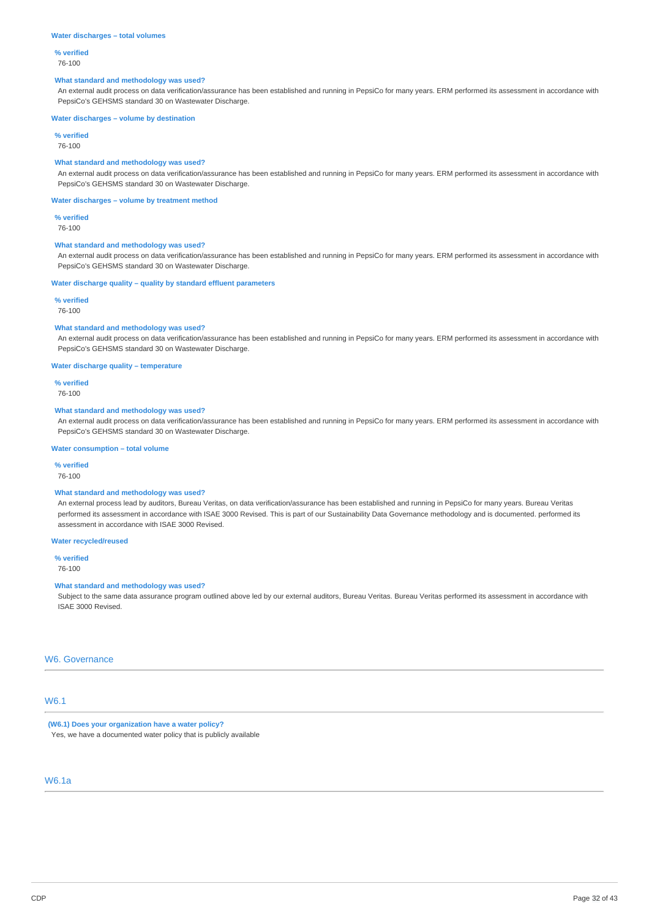**Water discharges – total volumes**

**% verified**

76-100

**What standard and methodology was used?**

An external audit process on data verification/assurance has been established and running in PepsiCo for many years. ERM performed its assessment in accordance with PepsiCo's GEHSMS standard 30 on Wastewater Discharge.

**Water discharges – volume by destination**

**% verified**

76-100

**What standard and methodology was used?**

An external audit process on data verification/assurance has been established and running in PepsiCo for many years. ERM performed its assessment in accordance with PepsiCo's GEHSMS standard 30 on Wastewater Discharge.

**Water discharges – volume by treatment method**

**% verified**

76-100

**What standard and methodology was used?**

An external audit process on data verification/assurance has been established and running in PepsiCo for many years. ERM performed its assessment in accordance with PepsiCo's GEHSMS standard 30 on Wastewater Discharge.

**Water discharge quality – quality by standard effluent parameters**

**% verified**

76-100

**What standard and methodology was used?**

An external audit process on data verification/assurance has been established and running in PepsiCo for many years. ERM performed its assessment in accordance with PepsiCo's GEHSMS standard 30 on Wastewater Discharge.

**Water discharge quality – temperature**

**% verified**

76-100

**What standard and methodology was used?**

An external audit process on data verification/assurance has been established and running in PepsiCo for many years. ERM performed its assessment in accordance with PepsiCo's GEHSMS standard 30 on Wastewater Discharge.

**Water consumption – total volume**

**% verified**

76-100

**What standard and methodology was used?**

An external process lead by auditors, Bureau Veritas, on data verification/assurance has been established and running in PepsiCo for many years. Bureau Veritas performed its assessment in accordance with ISAE 3000 Revised. This is part of our Sustainability Data Governance methodology and is documented. performed its assessment in accordance with ISAE 3000 Revised.

**Water recycled/reused**

**% verified**

76-100

**What standard and methodology was used?**

Subject to the same data assurance program outlined above led by our external auditors, Bureau Veritas. Bureau Veritas performed its assessment in accordance with ISAE 3000 Revised.

## W6. Governance

### W6.1

**(W6.1) Does your organization have a water policy?**

Yes, we have a documented water policy that is publicly available

### W6.1a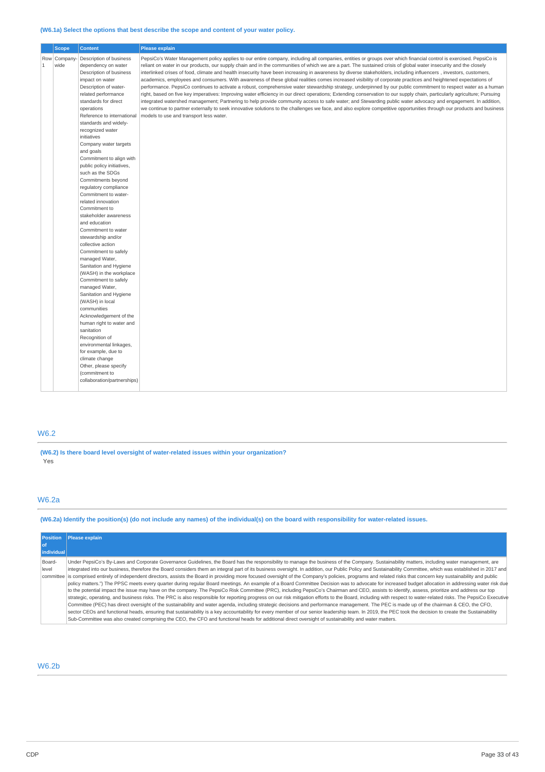**(W6.1a) Select the options that best describe the scope and content of your water policy.**

| | Scope | Content | Please explain |
|---|---|---|---|
| Row 1 | Company-wide | Description of business dependency on water<br>Description of business impact on water<br>Description of water-related performance standards for direct operations<br>Reference to international standards and widely-recognized water initiatives<br>Company water targets and goals<br>Commitment to align with public policy initiatives, such as the SDGs<br>Commitments beyond regulatory compliance<br>Commitment to water-related innovation<br>Commitment to stakeholder awareness and education<br>Commitment to water stewardship and/or collective action<br>Commitment to safely managed Water, Sanitation and Hygiene (WASH) in the workplace<br>Commitment to safely managed Water, Sanitation and Hygiene (WASH) in local communities<br>Acknowledgement of the human right to water and sanitation<br>Recognition of environmental linkages, for example, due to climate change<br>Other, please specify (commitment to collaboration/partnerships) | PepsiCo's Water Management policy applies to our entire company, including all companies, entities or groups over which financial control is exercised. PepsiCo is reliant on water in our products, our supply chain and in the communities of which we are a part. The sustained crisis of global water insecurity and the closely interlinked crises of food, climate and health insecurity have been increasing in awareness by diverse stakeholders, including influencers , investors, customers, academics, employees and consumers. With awareness of these global realities comes increased visibility of corporate practices and heightened expectations of performance. PepsiCo continues to activate a robust, comprehensive water stewardship strategy, underpinned by our public commitment to respect water as a human right, based on five key imperatives: Improving water efficiency in our direct operations; Extending conservation to our supply chain, particularly agriculture; Pursuing integrated watershed management; Partnering to help provide community access to safe water; and Stewarding public water advocacy and engagement. In addition, we continue to partner externally to seek innovative solutions to the challenges we face, and also explore competitive opportunities through our products and business models to use and transport less water. |

## W6.2

**(W6.2) Is there board level oversight of water-related issues within your organization?**

Yes

## W6.2a

**(W6.2a) Identify the position(s) (do not include any names) of the individual(s) on the board with responsibility for water-related issues.**

| Position of individual | Please explain |
|---|---|
| Board-level committee | Under PepsiCo's By-Laws and Corporate Governance Guidelines, the Board has the responsibility to manage the business of the Company. Sustainability matters, including water management, are integrated into our business, therefore the Board considers them an integral part of its business oversight. In addition, our Public Policy and Sustainability Committee, which was established in 2017 and is comprised entirely of independent directors, assists the Board in providing more focused oversight of the Company's policies, programs and related risks that concern key sustainability and public policy matters.") The PPSC meets every quarter during regular Board meetings. An example of a Board Committee Decision was to advocate for increased budget allocation in addressing water risk due to the potential impact the issue may have on the company. The PepsiCo Risk Committee (PRC), including PepsiCo's Chairman and CEO, assists to identify, assess, prioritize and address our top strategic, operating, and business risks. The PRC is also responsible for reporting progress on our risk mitigation efforts to the Board, including with respect to water-related risks. The PepsiCo Executive Committee (PEC) has direct oversight of the sustainability and water agenda, including strategic decisions and performance management. The PEC is made up of the chairman & CEO, the CFO, sector CEOs and functional heads, ensuring that sustainability is a key accountability for every member of our senior leadership team. In 2019, the PEC took the decision to create the Sustainability Sub-Committee was also created comprising the CEO, the CFO and functional heads for additional direct oversight of sustainability and water matters. |

## W6.2b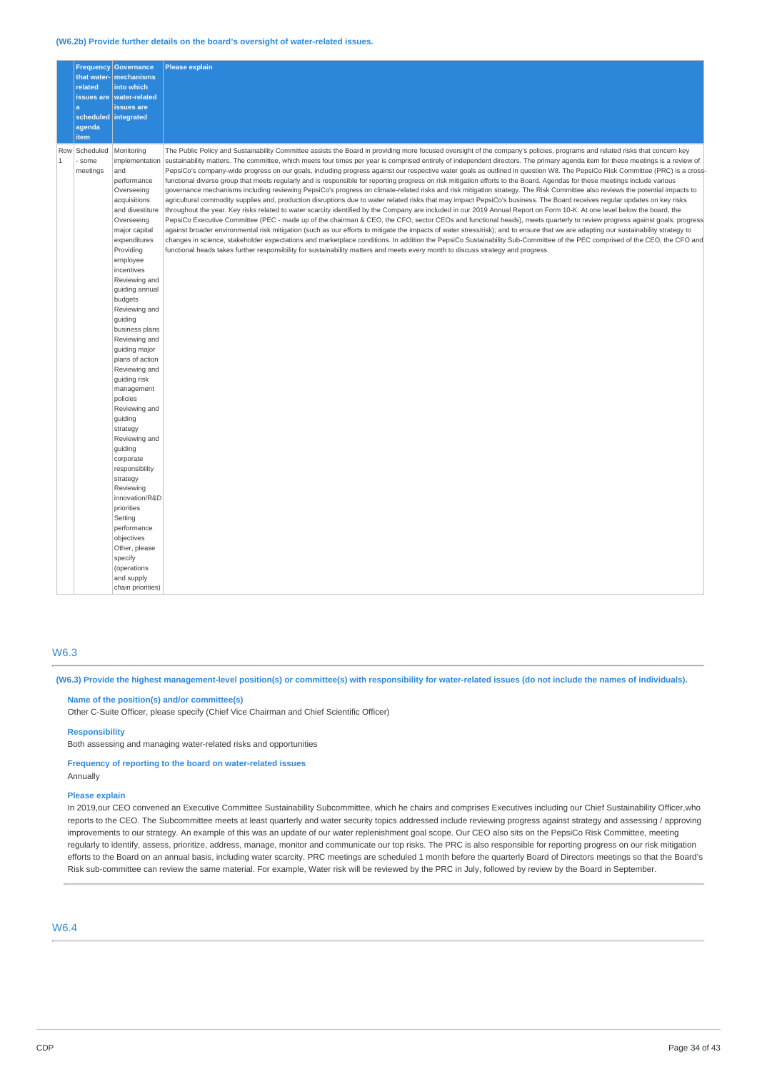(W6.2b) Provide further details on the board's oversight of water-related issues.

| | Frequency that water-related issues are a scheduled agenda item | Governance mechanisms into which water-related issues are integrated | Please explain |
|---|---|---|---|
| Row 1 | Scheduled - some meetings | Monitoring implementation and performance<br>Overseeing acquisitions and divestiture<br>Overseeing major capital expenditures<br>Providing employee incentives<br>Reviewing and guiding annual budgets<br>Reviewing and guiding business plans<br>Reviewing and guiding major plans of action<br>Reviewing and guiding risk management policies<br>Reviewing and guiding strategy<br>Reviewing and guiding corporate responsibility strategy<br>Reviewing innovation/R&D priorities<br>Setting performance objectives<br>Other, please specify (operations and supply chain priorities) | The Public Policy and Sustainability Committee assists the Board in providing more focused oversight of the company's policies, programs and related risks that concern key sustainability matters. The committee, which meets four times per year is comprised entirely of independent directors. The primary agenda item for these meetings is a review of PepsiCo's company-wide progress on our goals, including progress against our respective water goals as outlined in question W8. The PepsiCo Risk Committee (PRC) is a cross-functional diverse group that meets regularly and is responsible for reporting progress on risk mitigation efforts to the Board. Agendas for these meetings include various governance mechanisms including reviewing PepsiCo's progress on climate-related risks and risk mitigation strategy. The Risk Committee also reviews the potential impacts to agricultural commodity supplies and, production disruptions due to water related risks that may impact PepsiCo's business. The Board receives regular updates on key risks throughout the year. Key risks related to water scarcity identified by the Company are included in our 2019 Annual Report on Form 10-K. At one level below the board, the PepsiCo Executive Committee (PEC - made up of the chairman & CEO, the CFO, sector CEOs and functional heads), meets quarterly to review progress against goals; progress against broader environmental risk mitigation (such as our efforts to mitigate the impacts of water stress/risk); and to ensure that we are adapting our sustainability strategy to changes in science, stakeholder expectations and marketplace conditions. In addition the PepsiCo Sustainability Sub-Committee of the PEC comprised of the CEO, the CFO and functional heads takes further responsibility for sustainability matters and meets every month to discuss strategy and progress. |

## W6.3

**(W6.3) Provide the highest management-level position(s) or committee(s) with responsibility for water-related issues (do not include the names of individuals).**

**Name of the position(s) and/or committee(s)**

Other C-Suite Officer, please specify (Chief Vice Chairman and Chief Scientific Officer)

**Responsibility**

Both assessing and managing water-related risks and opportunities

**Frequency of reporting to the board on water-related issues**

Annually

**Please explain**

In 2019,our CEO convened an Executive Committee Sustainability Subcommittee, which he chairs and comprises Executives including our Chief Sustainability Officer,who reports to the CEO. The Subcommittee meets at least quarterly and water security topics addressed include reviewing progress against strategy and assessing / approving improvements to our strategy. An example of this was an update of our water replenishment goal scope. Our CEO also sits on the PepsiCo Risk Committee, meeting regularly to identify, assess, prioritize, address, manage, monitor and communicate our top risks. The PRC is also responsible for reporting progress on our risk mitigation efforts to the Board on an annual basis, including water scarcity. PRC meetings are scheduled 1 month before the quarterly Board of Directors meetings so that the Board's Risk sub-committee can review the same material. For example, Water risk will be reviewed by the PRC in July, followed by review by the Board in September.

## W6.4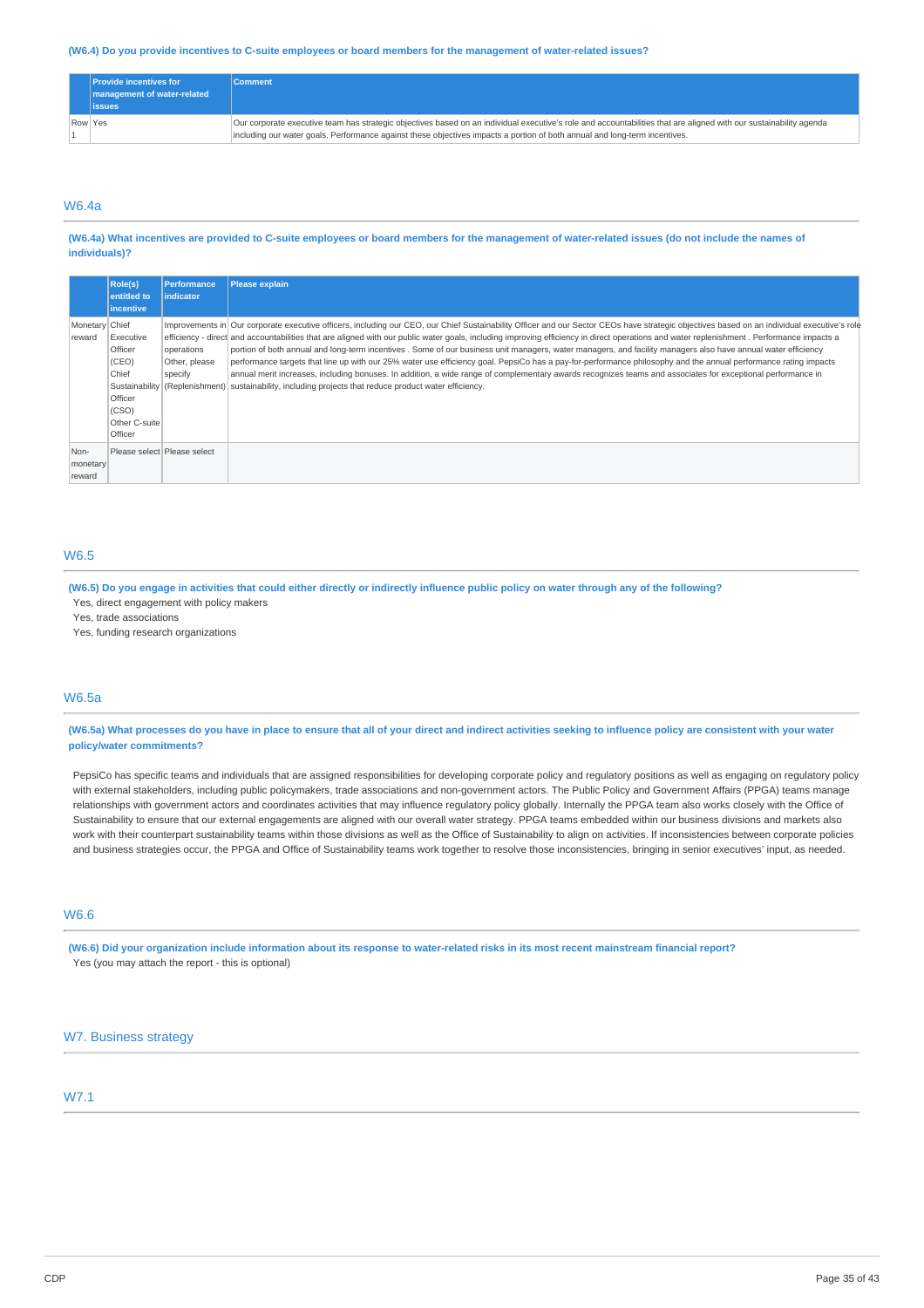**(W6.4) Do you provide incentives to C-suite employees or board members for the management of water-related issues?**

| | Provide incentives for management of water-related issues | Comment |
|---|---|---|
| Row 1 | Yes | Our corporate executive team has strategic objectives based on an individual executive's role and accountabilities that are aligned with our sustainability agenda including our water goals. Performance against these objectives impacts a portion of both annual and long-term incentives. |

## W6.4a

**(W6.4a) What incentives are provided to C-suite employees or board members for the management of water-related issues (do not include the names of individuals)?**

| | Role(s) entitled to incentive | Performance indicator | Please explain |
|---|---|---|---|
| Monetary reward | Chief Executive Officer (CEO)<br>Chief Sustainability Officer (CSO)<br>Other C-suite Officer | Improvements in efficiency - direct operations<br>Other, please specify (Replenishment) | Our corporate executive officers, including our CEO, our Chief Sustainability Officer and our Sector CEOs have strategic objectives based on an individual executive's role and accountabilities that are aligned with our public water goals, including improving efficiency in direct operations and water replenishment . Performance impacts a portion of both annual and long-term incentives . Some of our business unit managers, water managers, and facility managers also have annual water efficiency performance targets that line up with our 25% water use efficiency goal. PepsiCo has a pay-for-performance philosophy and the annual performance rating impacts annual merit increases, including bonuses. In addition, a wide range of complementary awards recognizes teams and associates for exceptional performance in sustainability, including projects that reduce product water efficiency. |
| Non-monetary reward | Please select | Please select | |

## W6.5

**(W6.5) Do you engage in activities that could either directly or indirectly influence public policy on water through any of the following?**

Yes, direct engagement with policy makers
Yes, trade associations
Yes, funding research organizations

## W6.5a

**(W6.5a) What processes do you have in place to ensure that all of your direct and indirect activities seeking to influence policy are consistent with your water policy/water commitments?**

PepsiCo has specific teams and individuals that are assigned responsibilities for developing corporate policy and regulatory positions as well as engaging on regulatory policy with external stakeholders, including public policymakers, trade associations and non-government actors. The Public Policy and Government Affairs (PPGA) teams manage relationships with government actors and coordinates activities that may influence regulatory policy globally. Internally the PPGA team also works closely with the Office of Sustainability to ensure that our external engagements are aligned with our overall water strategy. PPGA teams embedded within our business divisions and markets also work with their counterpart sustainability teams within those divisions as well as the Office of Sustainability to align on activities. If inconsistencies between corporate policies and business strategies occur, the PPGA and Office of Sustainability teams work together to resolve those inconsistencies, bringing in senior executives' input, as needed.

## W6.6

**(W6.6) Did your organization include information about its response to water-related risks in its most recent mainstream financial report?**

Yes (you may attach the report - this is optional)

# W7. Business strategy

## W7.1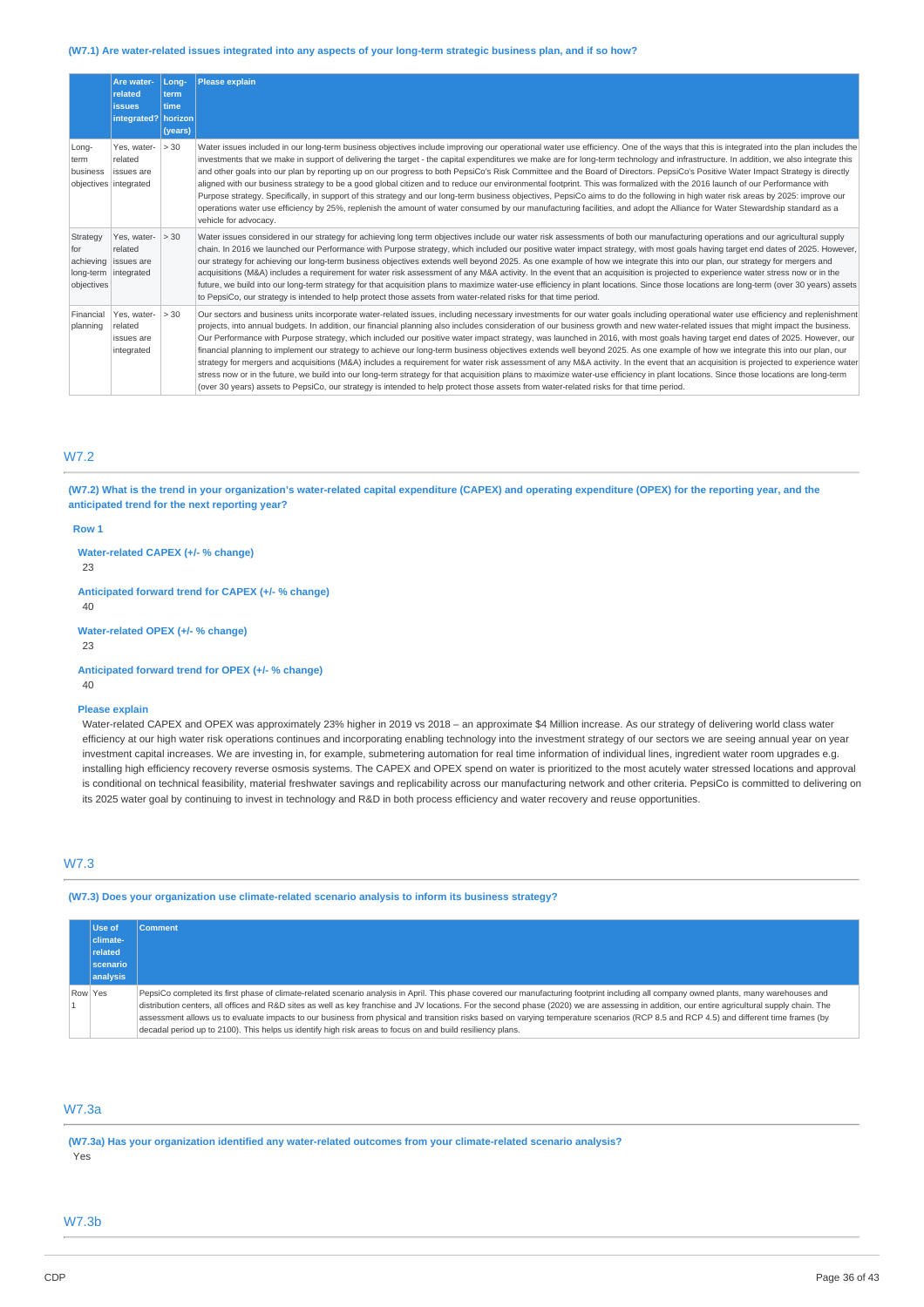**(W7.1) Are water-related issues integrated into any aspects of your long-term strategic business plan, and if so how?**

| | Are water-related issues integrated? | Long-term time horizon (years) | Please explain |
|---|---|---|---|
| Long-term business objectives | Yes, water-related issues are integrated | > 30 | Water issues included in our long-term business objectives include improving our operational water use efficiency. One of the ways that this is integrated into the plan includes the investments that we make in support of delivering the target - the capital expenditures we make are for long-term technology and infrastructure. In addition, we also integrate this and other goals into our plan by reporting up on our progress to both PepsiCo's Risk Committee and the Board of Directors. PepsiCo's Positive Water Impact Strategy is directly aligned with our business strategy to be a good global citizen and to reduce our environmental footprint. This was formalized with the 2016 launch of our Performance with Purpose strategy. Specifically, in support of this strategy and our long-term business objectives, PepsiCo aims to do the following in high water risk areas by 2025: improve our operations water use efficiency by 25%, replenish the amount of water consumed by our manufacturing facilities, and adopt the Alliance for Water Stewardship standard as a vehicle for advocacy. |
| Strategy for achieving long-term objectives | Yes, water-related issues are integrated | > 30 | Water issues considered in our strategy for achieving long term objectives include our water risk assessments of both our manufacturing operations and our agricultural supply chain. In 2016 we launched our Performance with Purpose strategy, which included our positive water impact strategy, with most goals having target end dates of 2025. However, our strategy for achieving our long-term business objectives extends well beyond 2025. As one example of how we integrate this into our plan, our strategy for mergers and acquisitions (M&A) includes a requirement for water risk assessment of any M&A activity. In the event that an acquisition is projected to experience water stress now or in the future, we build into our long-term strategy for that acquisition plans to maximize water-use efficiency in plant locations. Since those locations are long-term (over 30 years) assets to PepsiCo, our strategy is intended to help protect those assets from water-related risks for that time period. |
| Financial planning | Yes, water-related issues are integrated | > 30 | Our sectors and business units incorporate water-related issues, including necessary investments for our water goals including operational water use efficiency and replenishment projects, into annual budgets. In addition, our financial planning also includes consideration of our business growth and new water-related issues that might impact the business. Our Performance with Purpose strategy, which included our positive water impact strategy, was launched in 2016, with most goals having target end dates of 2025. However, our financial planning to implement our strategy to achieve our long-term business objectives extends well beyond 2025. As one example of how we integrate this into our plan, our strategy for mergers and acquisitions (M&A) includes a requirement for water risk assessment of any M&A activity. In the event that an acquisition is projected to experience water stress now or in the future, we build into our long-term strategy for that acquisition plans to maximize water-use efficiency in plant locations. Since those locations are long-term (over 30 years) assets to PepsiCo, our strategy is intended to help protect those assets from water-related risks for that time period. |

## W7.2

**(W7.2) What is the trend in your organization's water-related capital expenditure (CAPEX) and operating expenditure (OPEX) for the reporting year, and the anticipated trend for the next reporting year?**

**Row 1**

**Water-related CAPEX (+/- % change)**

23

**Anticipated forward trend for CAPEX (+/- % change)**

40

**Water-related OPEX (+/- % change)**

23

**Anticipated forward trend for OPEX (+/- % change)**

40

**Please explain**

Water-related CAPEX and OPEX was approximately 23% higher in 2019 vs 2018 – an approximate $4 Million increase. As our strategy of delivering world class water efficiency at our high water risk operations continues and incorporating enabling technology into the investment strategy of our sectors we are seeing annual year on year investment capital increases. We are investing in, for example, submetering automation for real time information of individual lines, ingredient water room upgrades e.g. installing high efficiency recovery reverse osmosis systems. The CAPEX and OPEX spend on water is prioritized to the most acutely water stressed locations and approval is conditional on technical feasibility, material freshwater savings and replicability across our manufacturing network and other criteria. PepsiCo is committed to delivering on its 2025 water goal by continuing to invest in technology and R&D in both process efficiency and water recovery and reuse opportunities.

## W7.3

**(W7.3) Does your organization use climate-related scenario analysis to inform its business strategy?**

| | Use of climate-related scenario analysis | Comment |
|---|---|---|
| Row 1 | Yes | PepsiCo completed its first phase of climate-related scenario analysis in April. This phase covered our manufacturing footprint including all company owned plants, many warehouses and distribution centers, all offices and R&D sites as well as key franchise and JV locations. For the second phase (2020) we are assessing in addition, our entire agricultural supply chain. The assessment allows us to evaluate impacts to our business from physical and transition risks based on varying temperature scenarios (RCP 8.5 and RCP 4.5) and different time frames (by decadal period up to 2100). This helps us identify high risk areas to focus on and build resiliency plans. |

## W7.3a

**(W7.3a) Has your organization identified any water-related outcomes from your climate-related scenario analysis?**

Yes

## W7.3b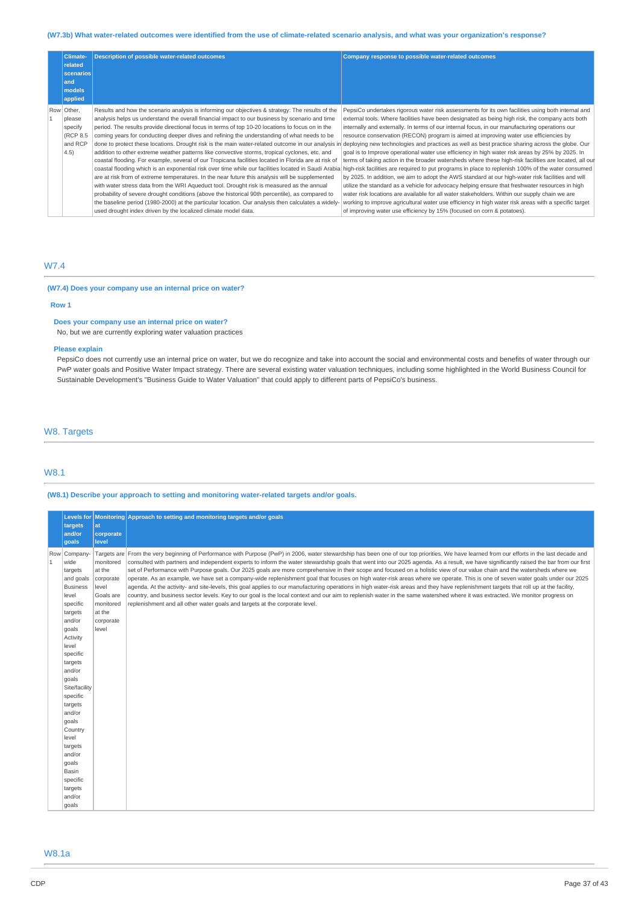### (W7.3b) What water-related outcomes were identified from the use of climate-related scenario analysis, and what was your organization's response?

| | Climate-related scenarios and models applied | Description of possible water-related outcomes | Company response to possible water-related outcomes |
|---|---|---|---|
| Row 1 | Other, please specify (RCP 8.5 and RCP 4.5) | Results and how the scenario analysis is informing our objectives & strategy: The results of the analysis helps us understand the overall financial impact to our business by scenario and time period. The results provide directional focus in terms of top 10-20 locations to focus on in the coming years for conducting deeper dives and refining the understanding of what needs to be done to protect these locations. Drought risk is the main water-related outcome in our analysis in addition to other extreme weather patterns like convective storms, tropical cyclones, etc. and coastal flooding. For example, several of our Tropicana facilities located in Florida are at risk of coastal flooding which is an exponential risk over time while our facilities located in Saudi Arabia are at risk from of extreme temperatures. In the near future this analysis will be supplemented with water stress data from the WRI Aqueduct tool. Drought risk is measured as the annual probability of severe drought conditions (above the historical 90th percentile), as compared to the baseline period (1980-2000) at the particular location. Our analysis then calculates a widely-used drought index driven by the localized climate model data. | PepsiCo undertakes rigorous water risk assessments for its own facilities using both internal and external tools. Where facilities have been designated as being high risk, the company acts both internally and externally. In terms of our internal focus, in our manufacturing operations our resource conservation (RECON) program is aimed at improving water use efficiencies by deploying new technologies and practices as well as best practice sharing across the globe. Our goal is to Improve operational water use efficiency in high water risk areas by 25% by 2025. In terms of taking action in the broader watersheds where these high-risk facilities are located, all our high-risk facilities are required to put programs in place to replenish 100% of the water consumed by 2025. In addition, we aim to adopt the AWS standard at our high-water risk facilities and will utilize the standard as a vehicle for advocacy helping ensure that freshwater resources in high water risk locations are available for all water stakeholders. Within our supply chain we are working to improve agricultural water use efficiency in high water risk areas with a specific target of improving water use efficiency by 15% (focused on corn & potatoes). |

## W7.4

### (W7.4) Does your company use an internal price on water?

**Row 1**

**Does your company use an internal price on water?**

No, but we are currently exploring water valuation practices

**Please explain**

PepsiCo does not currently use an internal price on water, but we do recognize and take into account the social and environmental costs and benefits of water through our PwP water goals and Positive Water Impact strategy. There are several existing water valuation techniques, including some highlighted in the World Business Council for Sustainable Development's "Business Guide to Water Valuation" that could apply to different parts of PepsiCo's business.

# W8. Targets

## W8.1

### (W8.1) Describe your approach to setting and monitoring water-related targets and/or goals.

| | Levels for targets and/or goals | Monitoring at corporate level | Approach to setting and monitoring targets and/or goals |
|---|---|---|---|
| Row 1 | Company-wide targets and goals<br>Business level specific targets and/or goals<br>Activity level specific targets and/or goals<br>Site/facility specific targets and/or goals<br>Country level targets and/or goals<br>Basin specific targets and/or goals | Targets are monitored at the corporate level<br>Goals are monitored at the corporate level | From the very beginning of Performance with Purpose (PwP) in 2006, water stewardship has been one of our top priorities. We have learned from our efforts in the last decade and consulted with partners and independent experts to inform the water stewardship goals that went into our 2025 agenda. As a result, we have significantly raised the bar from our first set of Performance with Purpose goals. Our 2025 goals are more comprehensive in their scope and focused on a holistic view of our value chain and the watersheds where we operate. As an example, we have set a company-wide replenishment goal that focuses on high water-risk areas where we operate. This is one of seven water goals under our 2025 agenda. At the activity- and site-levels, this goal applies to our manufacturing operations in high water-risk areas and they have replenishment targets that roll up at the facility, country, and business sector levels. Key to our goal is the local context and our aim to replenish water in the same watershed where it was extracted. We monitor progress on replenishment and all other water goals and targets at the corporate level. |

## W8.1a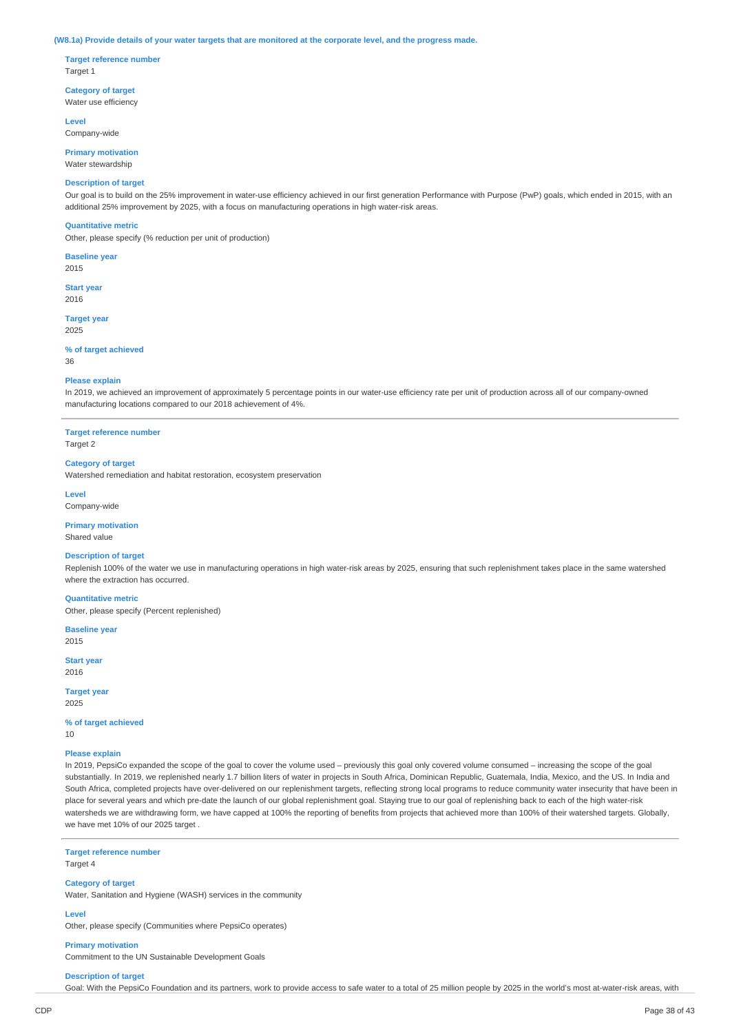**(W8.1a) Provide details of your water targets that are monitored at the corporate level, and the progress made.**

**Target reference number**
Target 1

**Category of target**
Water use efficiency

**Level**
Company-wide

**Primary motivation**
Water stewardship

**Description of target**
Our goal is to build on the 25% improvement in water-use efficiency achieved in our first generation Performance with Purpose (PwP) goals, which ended in 2015, with an additional 25% improvement by 2025, with a focus on manufacturing operations in high water-risk areas.

**Quantitative metric**
Other, please specify (% reduction per unit of production)

**Baseline year**
2015

**Start year**
2016

**Target year**
2025

**% of target achieved**
36

**Please explain**
In 2019, we achieved an improvement of approximately 5 percentage points in our water-use efficiency rate per unit of production across all of our company-owned manufacturing locations compared to our 2018 achievement of 4%.

---

**Target reference number**
Target 2

**Category of target**
Watershed remediation and habitat restoration, ecosystem preservation

**Level**
Company-wide

**Primary motivation**
Shared value

**Description of target**
Replenish 100% of the water we use in manufacturing operations in high water-risk areas by 2025, ensuring that such replenishment takes place in the same watershed where the extraction has occurred.

**Quantitative metric**
Other, please specify (Percent replenished)

**Baseline year**
2015

**Start year**
2016

**Target year**
2025

**% of target achieved**
10

**Please explain**
In 2019, PepsiCo expanded the scope of the goal to cover the volume used – previously this goal only covered volume consumed – increasing the scope of the goal substantially. In 2019, we replenished nearly 1.7 billion liters of water in projects in South Africa, Dominican Republic, Guatemala, India, Mexico, and the US. In India and South Africa, completed projects have over-delivered on our replenishment targets, reflecting strong local programs to reduce community water insecurity that have been in place for several years and which pre-date the launch of our global replenishment goal. Staying true to our goal of replenishing back to each of the high water-risk watersheds we are withdrawing form, we have capped at 100% the reporting of benefits from projects that achieved more than 100% of their watershed targets. Globally, we have met 10% of our 2025 target .

---

**Target reference number**
Target 4

**Category of target**
Water, Sanitation and Hygiene (WASH) services in the community

**Level**
Other, please specify (Communities where PepsiCo operates)

**Primary motivation**
Commitment to the UN Sustainable Development Goals

**Description of target**
Goal: With the PepsiCo Foundation and its partners, work to provide access to safe water to a total of 25 million people by 2025 in the world's most at-water-risk areas, with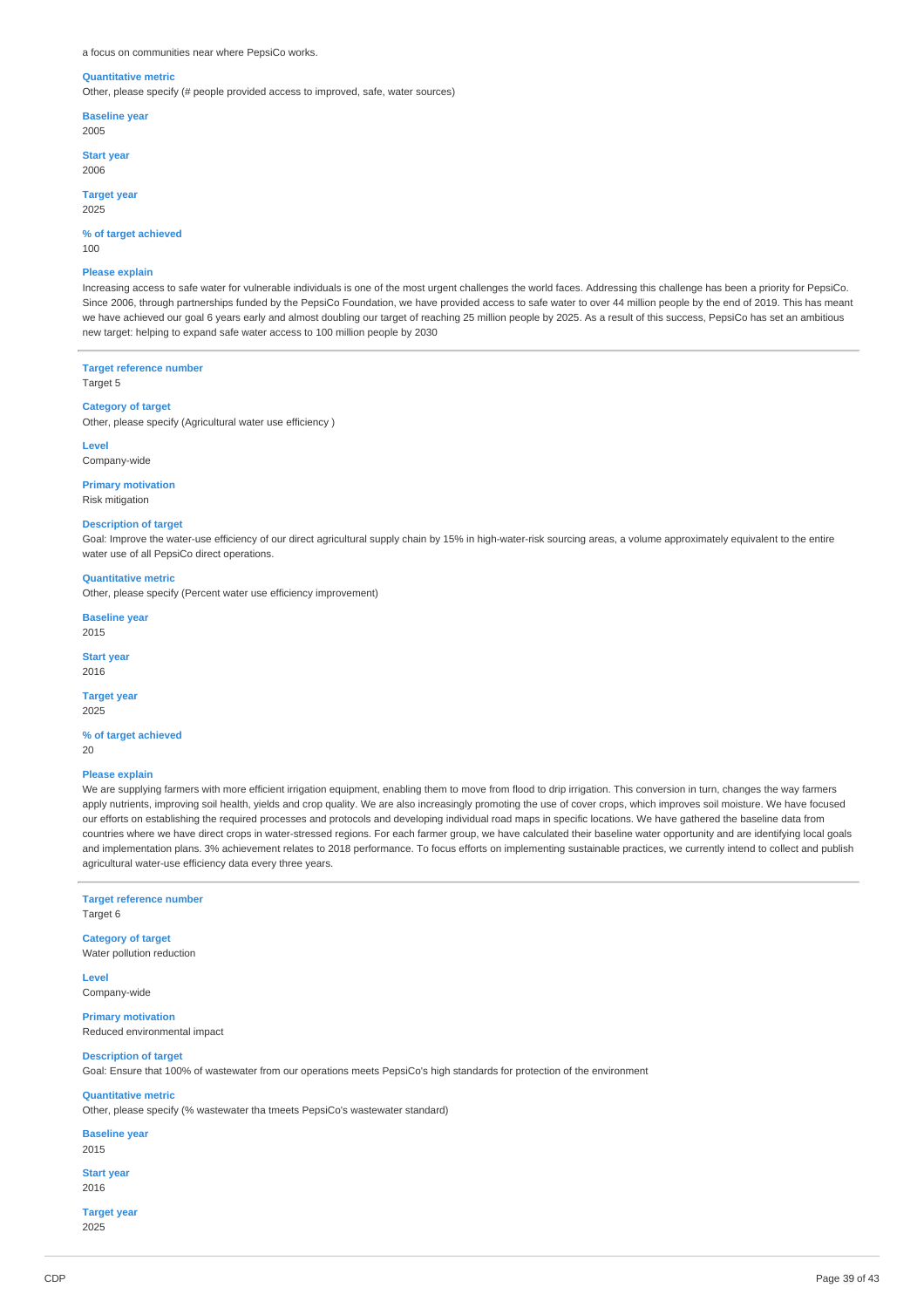a focus on communities near where PepsiCo works.

**Quantitative metric**

Other, please specify (# people provided access to improved, safe, water sources)

**Baseline year**

2005

**Start year**

2006

**Target year**

2025

**% of target achieved**

100

**Please explain**

Increasing access to safe water for vulnerable individuals is one of the most urgent challenges the world faces. Addressing this challenge has been a priority for PepsiCo. Since 2006, through partnerships funded by the PepsiCo Foundation, we have provided access to safe water to over 44 million people by the end of 2019. This has meant we have achieved our goal 6 years early and almost doubling our target of reaching 25 million people by 2025. As a result of this success, PepsiCo has set an ambitious new target: helping to expand safe water access to 100 million people by 2030

---

**Target reference number**

Target 5

**Category of target**

Other, please specify (Agricultural water use efficiency )

**Level**

Company-wide

**Primary motivation**

Risk mitigation

**Description of target**

Goal: Improve the water-use efficiency of our direct agricultural supply chain by 15% in high-water-risk sourcing areas, a volume approximately equivalent to the entire water use of all PepsiCo direct operations.

**Quantitative metric**

Other, please specify (Percent water use efficiency improvement)

**Baseline year**

2015

**Start year**

2016

**Target year**

2025

**% of target achieved**

20

**Please explain**

We are supplying farmers with more efficient irrigation equipment, enabling them to move from flood to drip irrigation. This conversion in turn, changes the way farmers apply nutrients, improving soil health, yields and crop quality. We are also increasingly promoting the use of cover crops, which improves soil moisture. We have focused our efforts on establishing the required processes and protocols and developing individual road maps in specific locations. We have gathered the baseline data from countries where we have direct crops in water-stressed regions. For each farmer group, we have calculated their baseline water opportunity and are identifying local goals and implementation plans. 3% achievement relates to 2018 performance. To focus efforts on implementing sustainable practices, we currently intend to collect and publish agricultural water-use efficiency data every three years.

---

**Target reference number**

Target 6

**Category of target**

Water pollution reduction

**Level**

Company-wide

**Primary motivation**

Reduced environmental impact

**Description of target**

Goal: Ensure that 100% of wastewater from our operations meets PepsiCo's high standards for protection of the environment

**Quantitative metric**

Other, please specify (% wastewater tha tmeets PepsiCo's wastewater standard)

**Baseline year**

2015

**Start year**

2016

**Target year**

2025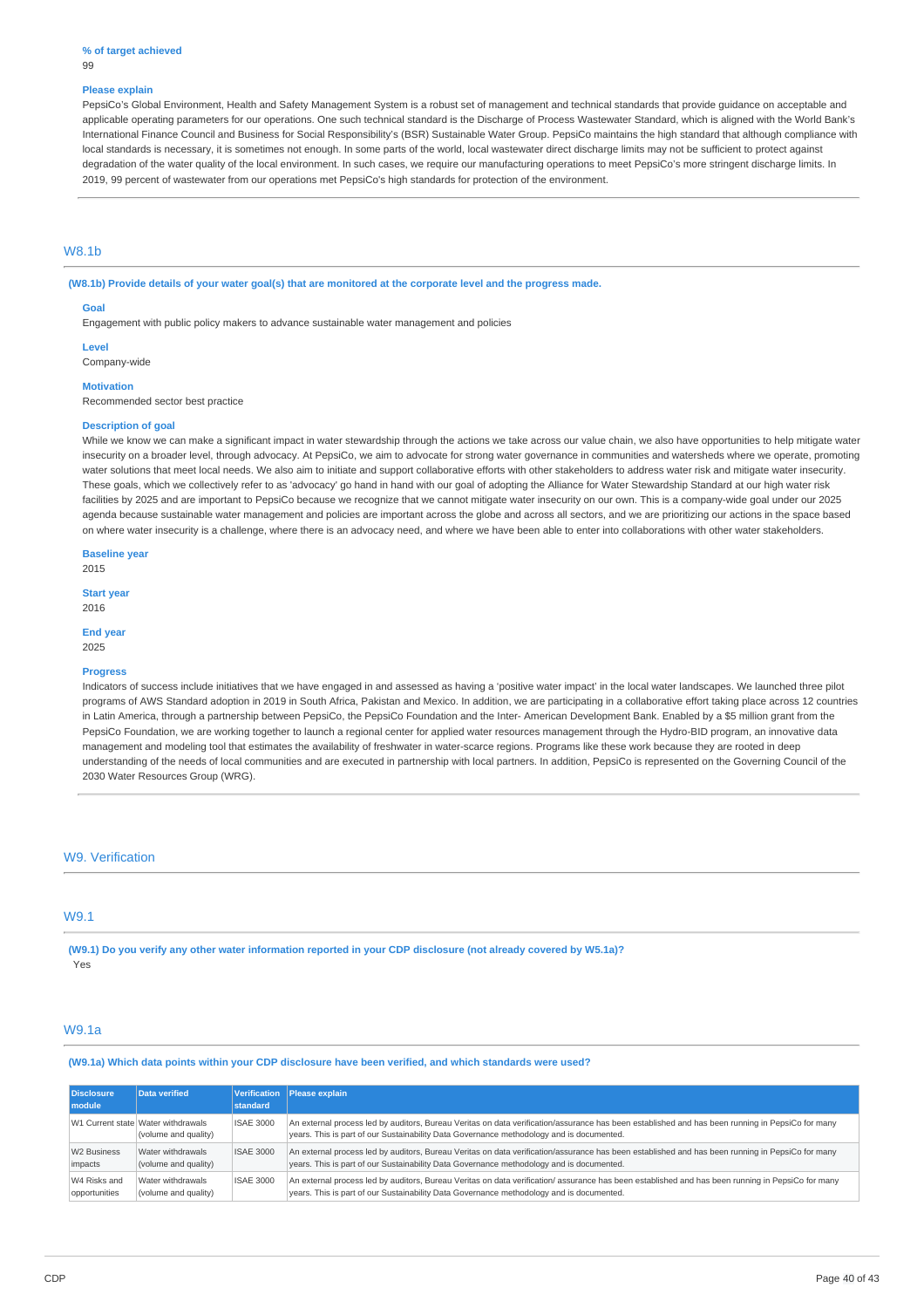**% of target achieved**
99

**Please explain**
PepsiCo's Global Environment, Health and Safety Management System is a robust set of management and technical standards that provide guidance on acceptable and applicable operating parameters for our operations. One such technical standard is the Discharge of Process Wastewater Standard, which is aligned with the World Bank's International Finance Council and Business for Social Responsibility's (BSR) Sustainable Water Group. PepsiCo maintains the high standard that although compliance with local standards is necessary, it is sometimes not enough. In some parts of the world, local wastewater direct discharge limits may not be sufficient to protect against degradation of the water quality of the local environment. In such cases, we require our manufacturing operations to meet PepsiCo's more stringent discharge limits. In 2019, 99 percent of wastewater from our operations met PepsiCo's high standards for protection of the environment.

## W8.1b

**(W8.1b) Provide details of your water goal(s) that are monitored at the corporate level and the progress made.**

**Goal**
Engagement with public policy makers to advance sustainable water management and policies

**Level**
Company-wide

**Motivation**
Recommended sector best practice

**Description of goal**
While we know we can make a significant impact in water stewardship through the actions we take across our value chain, we also have opportunities to help mitigate water insecurity on a broader level, through advocacy. At PepsiCo, we aim to advocate for strong water governance in communities and watersheds where we operate, promoting water solutions that meet local needs. We also aim to initiate and support collaborative efforts with other stakeholders to address water risk and mitigate water insecurity. These goals, which we collectively refer to as 'advocacy' go hand in hand with our goal of adopting the Alliance for Water Stewardship Standard at our high water risk facilities by 2025 and are important to PepsiCo because we recognize that we cannot mitigate water insecurity on our own. This is a company-wide goal under our 2025 agenda because sustainable water management and policies are important across the globe and across all sectors, and we are prioritizing our actions in the space based on where water insecurity is a challenge, where there is an advocacy need, and where we have been able to enter into collaborations with other water stakeholders.

**Baseline year**
2015

**Start year**
2016

**End year**
2025

**Progress**
Indicators of success include initiatives that we have engaged in and assessed as having a 'positive water impact' in the local water landscapes. We launched three pilot programs of AWS Standard adoption in 2019 in South Africa, Pakistan and Mexico. In addition, we are participating in a collaborative effort taking place across 12 countries in Latin America, through a partnership between PepsiCo, the PepsiCo Foundation and the Inter- American Development Bank. Enabled by a $5 million grant from the PepsiCo Foundation, we are working together to launch a regional center for applied water resources management through the Hydro-BID program, an innovative data management and modeling tool that estimates the availability of freshwater in water-scarce regions. Programs like these work because they are rooted in deep understanding of the needs of local communities and are executed in partnership with local partners. In addition, PepsiCo is represented on the Governing Council of the 2030 Water Resources Group (WRG).

## W9. Verification

## W9.1

**(W9.1) Do you verify any other water information reported in your CDP disclosure (not already covered by W5.1a)?**
Yes

## W9.1a

**(W9.1a) Which data points within your CDP disclosure have been verified, and which standards were used?**

| Disclosure module | Data verified | Verification standard | Please explain |
|---|---|---|---|
| W1 Current state | Water withdrawals (volume and quality) | ISAE 3000 | An external process led by auditors, Bureau Veritas on data verification/assurance has been established and has been running in PepsiCo for many years. This is part of our Sustainability Data Governance methodology and is documented. |
| W2 Business impacts | Water withdrawals (volume and quality) | ISAE 3000 | An external process led by auditors, Bureau Veritas on data verification/assurance has been established and has been running in PepsiCo for many years. This is part of our Sustainability Data Governance methodology and is documented. |
| W4 Risks and opportunities | Water withdrawals (volume and quality) | ISAE 3000 | An external process led by auditors, Bureau Veritas on data verification/ assurance has been established and has been running in PepsiCo for many years. This is part of our Sustainability Data Governance methodology and is documented. |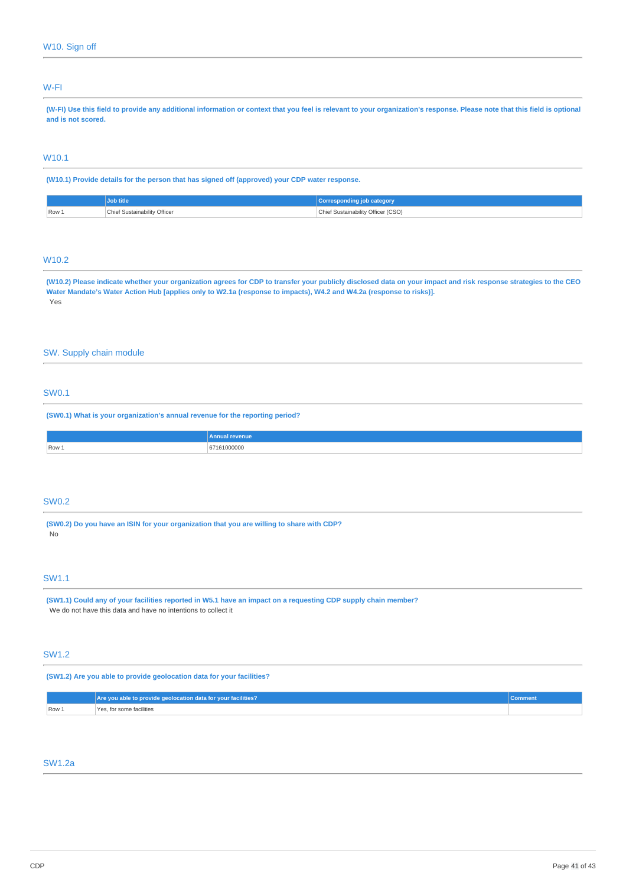## W10. Sign off

### W-FI

**(W-FI) Use this field to provide any additional information or context that you feel is relevant to your organization's response. Please note that this field is optional and is not scored.**

### W10.1

**(W10.1) Provide details for the person that has signed off (approved) your CDP water response.**

| | Job title | Corresponding job category |
|---|---|---|
| Row 1 | Chief Sustainability Officer | Chief Sustainability Officer (CSO) |

### W10.2

**(W10.2) Please indicate whether your organization agrees for CDP to transfer your publicly disclosed data on your impact and risk response strategies to the CEO Water Mandate's Water Action Hub [applies only to W2.1a (response to impacts), W4.2 and W4.2a (response to risks)].**

Yes

## SW. Supply chain module

### SW0.1

**(SW0.1) What is your organization's annual revenue for the reporting period?**

| | Annual revenue |
|---|---|
| Row 1 | 67161000000 |

### SW0.2

**(SW0.2) Do you have an ISIN for your organization that you are willing to share with CDP?**

No

### SW1.1

**(SW1.1) Could any of your facilities reported in W5.1 have an impact on a requesting CDP supply chain member?**

We do not have this data and have no intentions to collect it

### SW1.2

**(SW1.2) Are you able to provide geolocation data for your facilities?**

| | Are you able to provide geolocation data for your facilities? | Comment |
|---|---|---|
| Row 1 | Yes, for some facilities | |

### SW1.2a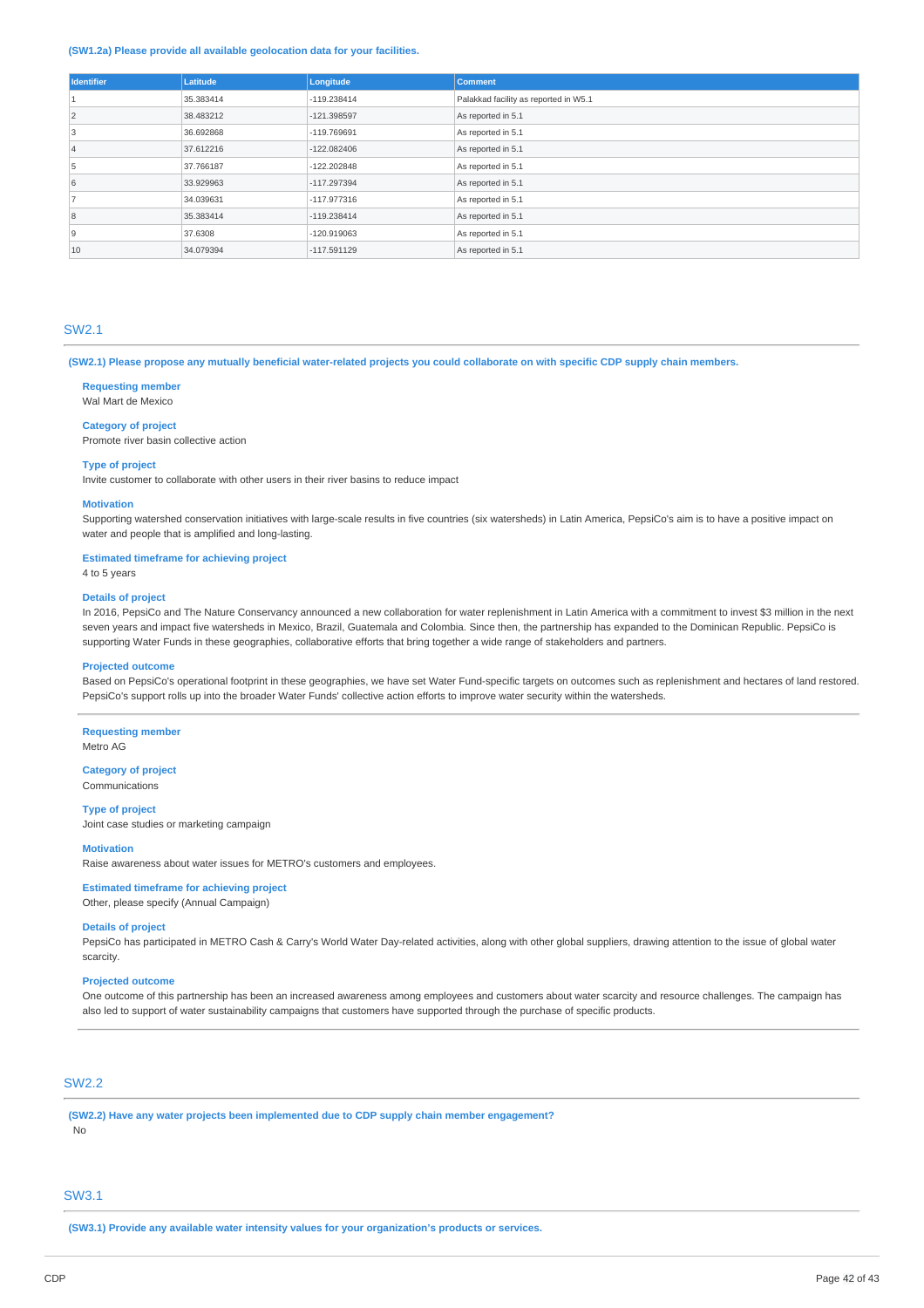**(SW1.2a) Please provide all available geolocation data for your facilities.**

| Identifier | Latitude | Longitude | Comment |
|---|---|---|---|
| 1 | 35.383414 | -119.238414 | Palakkad facility as reported in W5.1 |
| 2 | 38.483212 | -121.398597 | As reported in 5.1 |
| 3 | 36.692868 | -119.769691 | As reported in 5.1 |
| 4 | 37.612216 | -122.082406 | As reported in 5.1 |
| 5 | 37.766187 | -122.202848 | As reported in 5.1 |
| 6 | 33.929963 | -117.297394 | As reported in 5.1 |
| 7 | 34.039631 | -117.977316 | As reported in 5.1 |
| 8 | 35.383414 | -119.238414 | As reported in 5.1 |
| 9 | 37.6308 | -120.919063 | As reported in 5.1 |
| 10 | 34.079394 | -117.591129 | As reported in 5.1 |

## SW2.1

**(SW2.1) Please propose any mutually beneficial water-related projects you could collaborate on with specific CDP supply chain members.**

**Requesting member**
Wal Mart de Mexico

**Category of project**
Promote river basin collective action

**Type of project**
Invite customer to collaborate with other users in their river basins to reduce impact

**Motivation**
Supporting watershed conservation initiatives with large-scale results in five countries (six watersheds) in Latin America, PepsiCo's aim is to have a positive impact on water and people that is amplified and long-lasting.

**Estimated timeframe for achieving project**
4 to 5 years

**Details of project**
In 2016, PepsiCo and The Nature Conservancy announced a new collaboration for water replenishment in Latin America with a commitment to invest $3 million in the next seven years and impact five watersheds in Mexico, Brazil, Guatemala and Colombia. Since then, the partnership has expanded to the Dominican Republic. PepsiCo is supporting Water Funds in these geographies, collaborative efforts that bring together a wide range of stakeholders and partners.

**Projected outcome**
Based on PepsiCo's operational footprint in these geographies, we have set Water Fund-specific targets on outcomes such as replenishment and hectares of land restored. PepsiCo's support rolls up into the broader Water Funds' collective action efforts to improve water security within the watersheds.

---

**Requesting member**
Metro AG

**Category of project**
Communications

**Type of project**
Joint case studies or marketing campaign

**Motivation**
Raise awareness about water issues for METRO's customers and employees.

**Estimated timeframe for achieving project**
Other, please specify (Annual Campaign)

**Details of project**
PepsiCo has participated in METRO Cash & Carry's World Water Day-related activities, along with other global suppliers, drawing attention to the issue of global water scarcity.

**Projected outcome**
One outcome of this partnership has been an increased awareness among employees and customers about water scarcity and resource challenges. The campaign has also led to support of water sustainability campaigns that customers have supported through the purchase of specific products.

## SW2.2

**(SW2.2) Have any water projects been implemented due to CDP supply chain member engagement?**
No

## SW3.1

**(SW3.1) Provide any available water intensity values for your organization's products or services.**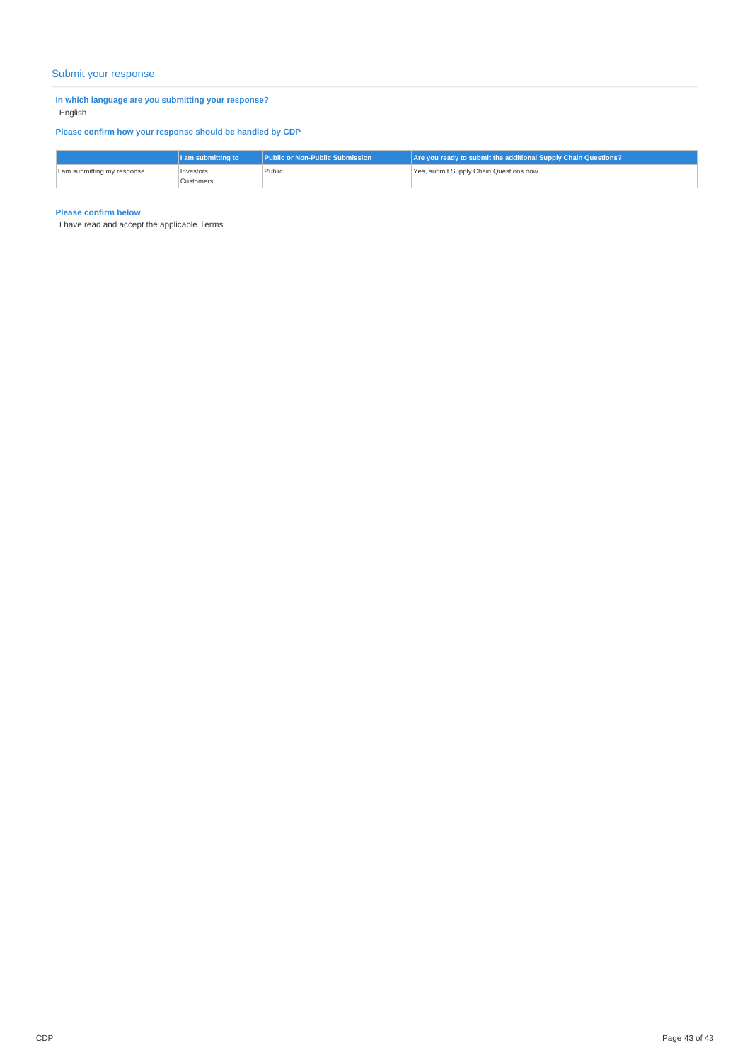## Submit your response

**In which language are you submitting your response?**

English

**Please confirm how your response should be handled by CDP**

| | I am submitting to | Public or Non-Public Submission | Are you ready to submit the additional Supply Chain Questions? |
|---|---|---|---|
| I am submitting my response | Investors<br>Customers | Public | Yes, submit Supply Chain Questions now |

**Please confirm below**

I have read and accept the applicable Terms